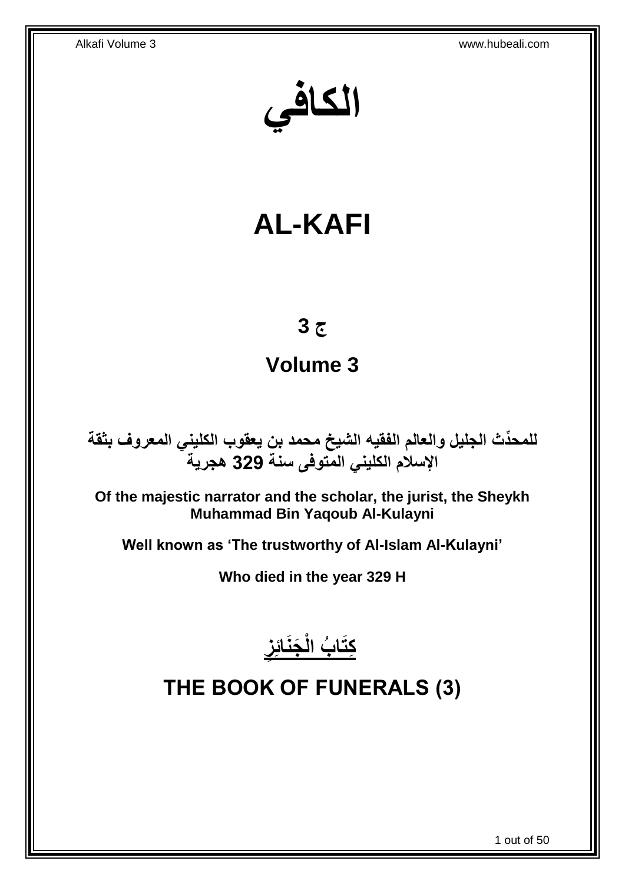# الكافي

# AL-KAFI

## ج 3

## Volume 3

**للمحدِّث الجليل والعالم الفقيه الشيخ محمد بن يعقوب الكليني المعروف بثقة الإسلام الكليني المتوفى سنة 329 هجرية**

**Of the majestic narrator and the scholar, the jurist, the Sheykh Muhammad Bin Yaqoub Al-Kulayni**

**Well known as 'The trustworthy of Al-Islam Al-Kulayni'**

**Who died in the year 329 H**

# كِتَابُ الْجَنَائِزِ

# THE BOOK OF FUNERALS (3)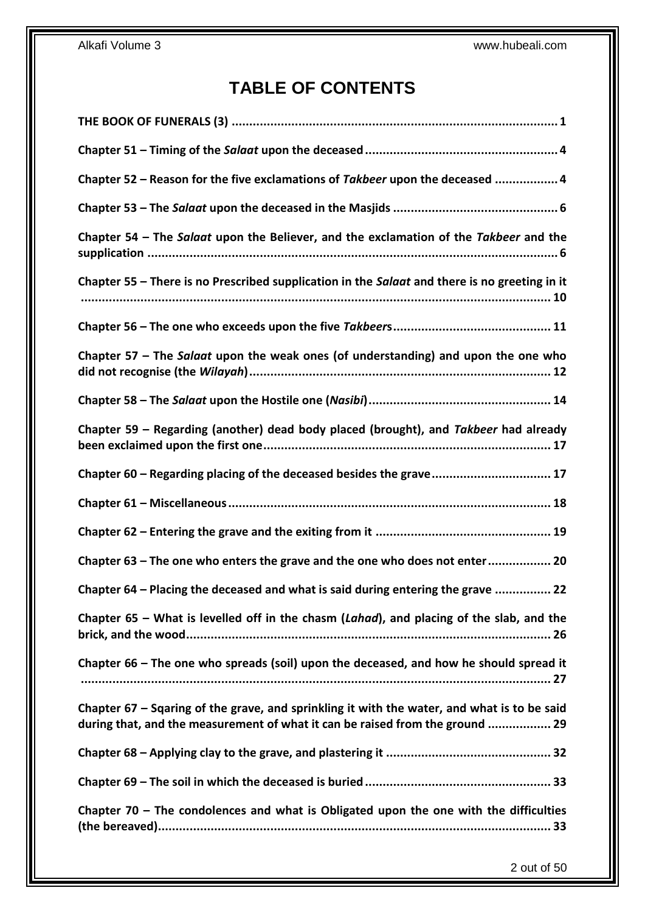# TABLE OF CONTENTS

**THE BOOK OF FUNERALS (3) .... 1**

**Chapter 51 – Timing of the *Salaat* upon the deceased .... 4**

**Chapter 52 – Reason for the five exclamations of *Takbeer* upon the deceased .... 4**

**Chapter 53 – The *Salaat* upon the deceased in the Masjids .... 6**

**Chapter 54 – The *Salaat* upon the Believer, and the exclamation of the *Takbeer* and the supplication .... 6**

**Chapter 55 – There is no Prescribed supplication in the *Salaat* and there is no greeting in it .... 10**

**Chapter 56 – The one who exceeds upon the five *Takbeer*s .... 11**

**Chapter 57 – The *Salaat* upon the weak ones (of understanding) and upon the one who did not recognise (the *Wilayah*) .... 12**

**Chapter 58 – The *Salaat* upon the Hostile one (*Nasibi*) .... 14**

**Chapter 59 – Regarding (another) dead body placed (brought), and *Takbeer* had already been exclaimed upon the first one .... 17**

**Chapter 60 – Regarding placing of the deceased besides the grave .... 17**

**Chapter 61 – Miscellaneous .... 18**

**Chapter 62 – Entering the grave and the exiting from it .... 19**

**Chapter 63 – The one who enters the grave and the one who does not enter .... 20**

**Chapter 64 – Placing the deceased and what is said during entering the grave .... 22**

**Chapter 65 – What is levelled off in the chasm (*Lahad*), and placing of the slab, and the brick, and the wood .... 26**

**Chapter 66 – The one who spreads (soil) upon the deceased, and how he should spread it .... 27**

**Chapter 67 – Sqaring of the grave, and sprinkling it with the water, and what is to be said during that, and the measurement of what it can be raised from the ground .... 29**

**Chapter 68 – Applying clay to the grave, and plastering it .... 32**

**Chapter 69 – The soil in which the deceased is buried .... 33**

**Chapter 70 – The condolences and what is Obligated upon the one with the difficulties (the bereaved) .... 33**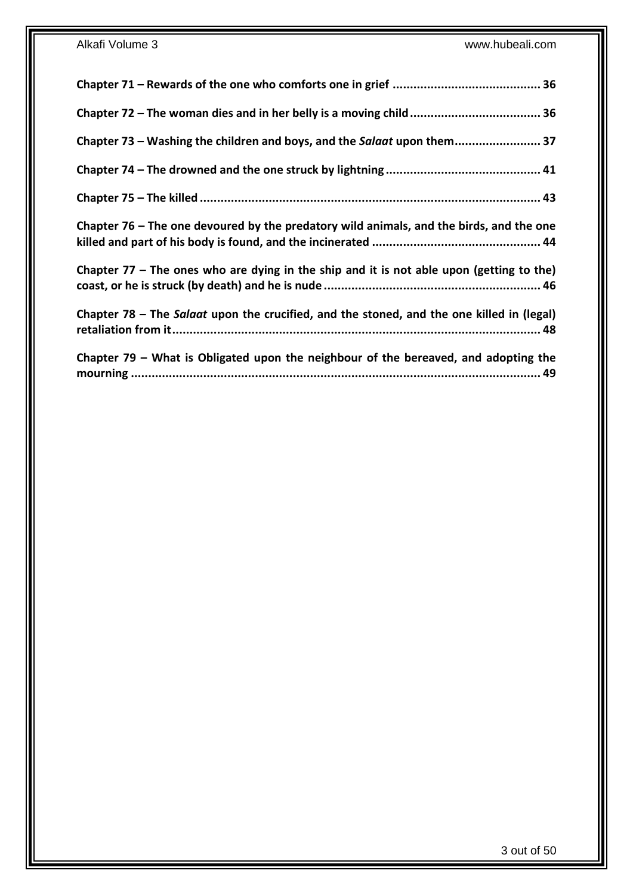**Chapter 71 – Rewards of the one who comforts one in grief .......................................... 36**

**Chapter 72 – The woman dies and in her belly is a moving child..................................... 36**

**Chapter 73 – Washing the children and boys, and the *Salaat* upon them......................... 37**

**Chapter 74 – The drowned and the one struck by lightning............................................ 41**

**Chapter 75 – The killed ................................................................................................. 43**

**Chapter 76 – The one devoured by the predatory wild animals, and the birds, and the one killed and part of his body is found, and the incinerated ................................................ 44**

**Chapter 77 – The ones who are dying in the ship and it is not able upon (getting to the) coast, or he is struck (by death) and he is nude ............................................................. 46**

**Chapter 78 – The *Salaat* upon the crucified, and the stoned, and the one killed in (legal) retaliation from it.......................................................................................................... 48**

**Chapter 79 – What is Obligated upon the neighbour of the bereaved, and adopting the mourning ...................................................................................................................... 49**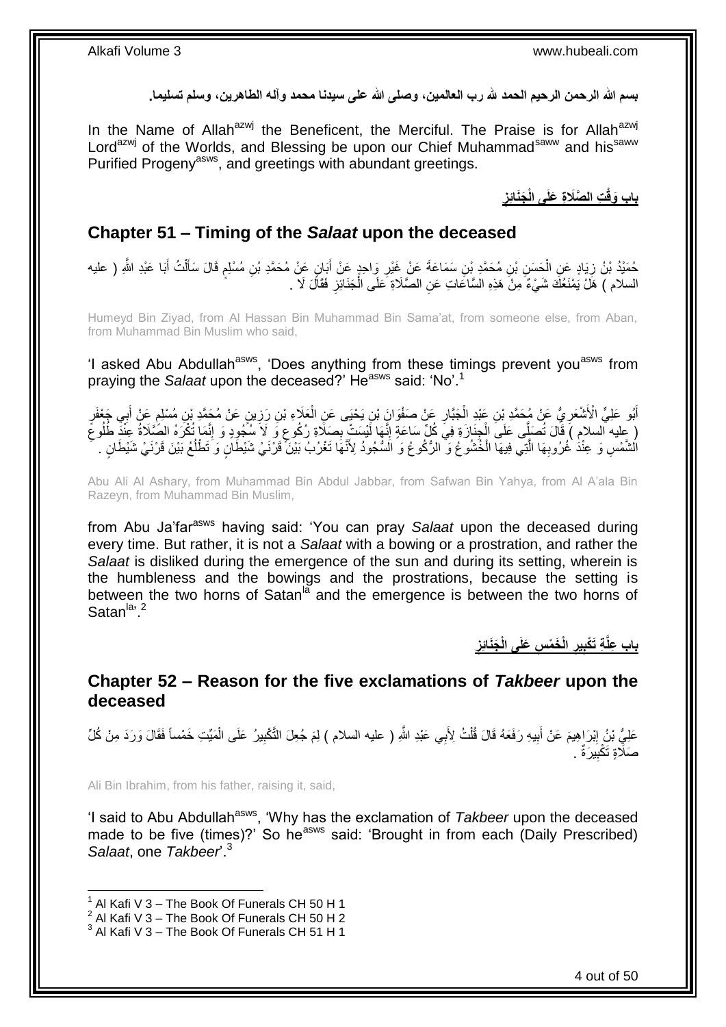**بسم الله الرحمن الرحيم الحمد لله رب العالمين، وصلى الله على سيدنا محمد وآله الطاهرين، وسلم تسليما.**

In the Name of Allah[azwj] the Beneficent, the Merciful. The Praise is for Allah[azwj] Lord[azwj] of the Worlds, and Blessing be upon our Chief Muhammad[saww] and his[saww] Purified Progeny[asws], and greetings with abundant greetings.

## بَابُ وَقْتِ الصَّلَاةِ عَلَى الْجَنَائِزِ

## Chapter 51 – Timing of the *Salaat* upon the deceased

حُمَيْدُ بْنُ زِيَادٍ عَنِ الْحَسَنِ بْنِ مُحَمَّدِ بْنِ سَمَاعَةَ عَنْ غَيْرِ وَاحِدٍ عَنْ أَبَانٍ عَنْ مُحَمَّدِ بْنِ مُسْلِمٍ قَالَ سَأَلْتُ أَبَا عَبْدِ اللَّهِ ( عليه السلام ) هَلْ يَمْنَعُكَ شَيْءٌ مِنْ هَذِهِ السَّاعَاتِ عَنِ الصَّلَاةِ عَلَى الْجَنَائِزِ فَقَالَ لَا .

Humeyd Bin Ziyad, from Al Hassan Bin Muhammad Bin Sama'at, from someone else, from Aban, from Muhammad Bin Muslim who said,

'I asked Abu Abdullah[asws], 'Does anything from these timings prevent you[asws] from praying the *Salaat* upon the deceased?' He[asws] said: 'No'.[1]

أَبُو عَلِيٍّ الْأَشْعَرِيُّ عَنْ مُحَمَّدِ بْنِ عَبْدِ الْجَبَّارِ عَنْ صَفْوَانَ بْنِ يَحْيَى عَنِ الْعَلَاءِ بْنِ رَزِينٍ عَنْ مُحَمَّدِ بْنِ مُسْلِمٍ عَنْ أَبِي جَعْفَرٍ ( عليه السلام ) قَالَ تُصَلِّي عَلَى الْجِنَازَةِ فِي كُلِّ سَاعَةٍ إِنَّهَا لَيْسَتْ بِصَلَاةِ رُكُوعٍ وَ لَا سُجُودٍ وَ إِنَّمَا تُكْرَهُ الصَّلَاةُ عِنْدَ طُلُوعِ الشَّمْسِ وَ عِنْدَ غُرُوبِهَا الَّتِي فِيهَا الْخُشُوعُ وَ الرُّكُوعُ وَ السُّجُودُ لِأَنَّهَا تَغْرُبُ بَيْنَ قَرْنَيْ شَيْطَانٍ وَ تَطْلُعُ بَيْنَ قَرْنَيْ شَيْطَانٍ .

Abu Ali Al Ashary, from Muhammad Bin Abdul Jabbar, from Safwan Bin Yahya, from Al A'ala Bin Razeyn, from Muhammad Bin Muslim,

from Abu Ja'far[asws] having said: 'You can pray *Salaat* upon the deceased during every time. But rather, it is not a *Salaat* with a bowing or a prostration, and rather the *Salaat* is disliked during the emergence of the sun and during its setting, wherein is the humbleness and the bowings and the prostrations, because the setting is between the two horns of Satan[la] and the emergence is between the two horns of Satan[la]'.[2]

## بَابُ عِلَّةِ تَكْبِيرِ الْخَمْسِ عَلَى الْجَنَائِزِ

## Chapter 52 – Reason for the five exclamations of *Takbeer* upon the deceased

عَلِيُّ بْنُ إِبْرَاهِيمَ عَنْ أَبِيهِ رَفَعَهُ قَالَ قُلْتُ لِأَبِي عَبْدِ اللَّهِ ( عليه السلام ) لِمَ جُعِلَ التَّكْبِيرُ عَلَى الْمَيِّتِ خَمْساً فَقَالَ وَرَدَ مِنْ كُلِّ صَلَاةٍ تَكْبِيرَةٌ .

Ali Bin Ibrahim, from his father, raising it, said,

'I said to Abu Abdullah[asws], 'Why has the exclamation of *Takbeer* upon the deceased made to be five (times)?' So he[asws] said: 'Brought in from each (Daily Prescribed) *Salaat*, one *Takbeer*'.[3]

---

[1] Al Kafi V 3 – The Book Of Funerals CH 50 H 1
[2] Al Kafi V 3 – The Book Of Funerals CH 50 H 2
[3] Al Kafi V 3 – The Book Of Funerals CH 51 H 1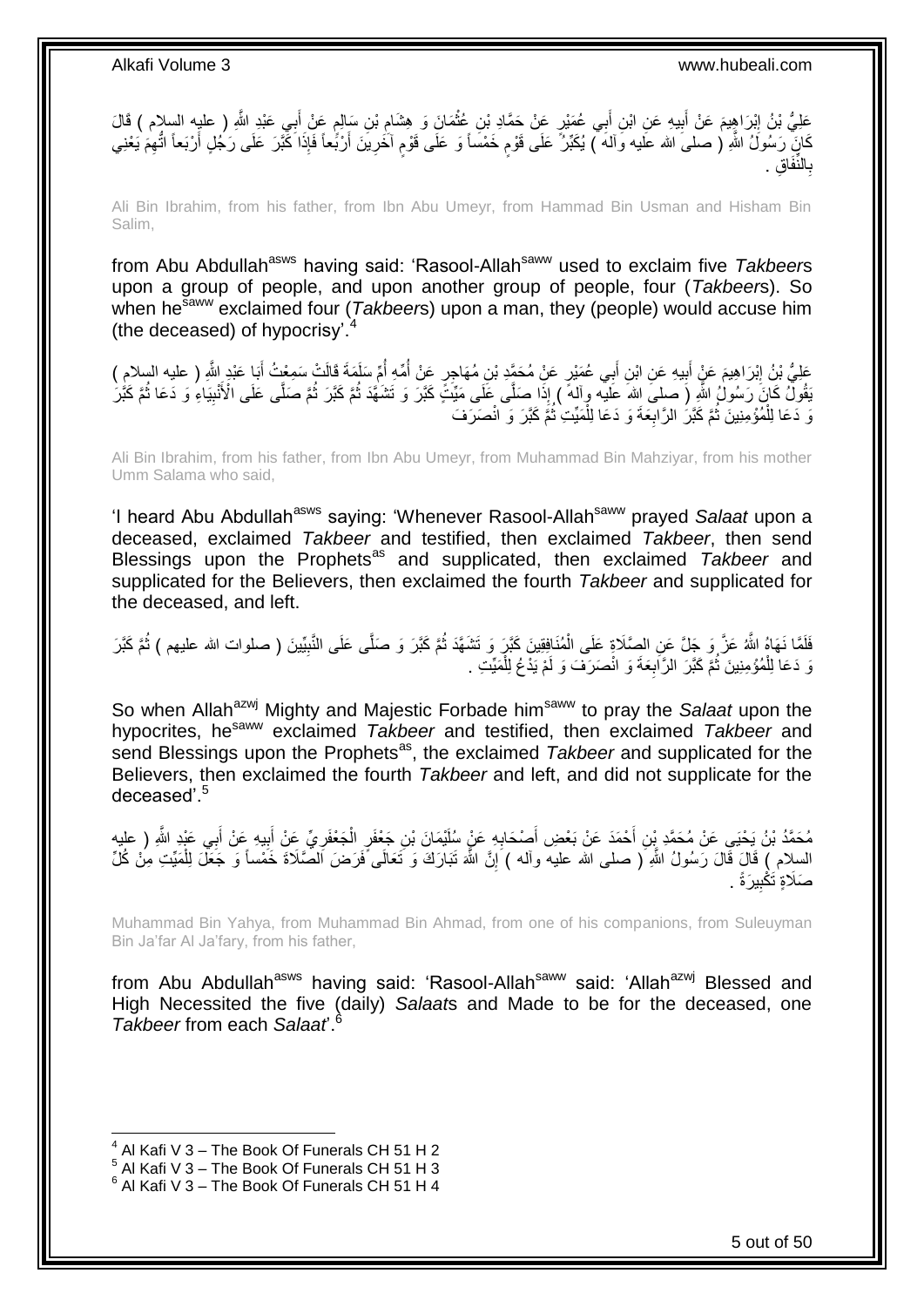عَلِيُّ بْنُ إِبْرَاهِيمَ عَنْ أَبِيهِ عَنِ ابْنِ أَبِي عُمَيْرٍ عَنْ حَمَّادِ بْنِ عُثْمَانَ وَ هِشَامِ بْنِ سَالِمٍ عَنْ أَبِي عَبْدِ اللَّهِ ( عليه السلام ) قَالَ كَانَ رَسُولُ اللَّهِ ( صلى الله عليه وآله ) يُكَبِّرُ عَلَى قَوْمٍ خَمْساً وَ عَلَى قَوْمٍ آخَرِينَ أَرْبَعاً فَإِذَا كَبَّرَ عَلَى رَجُلٍ أَرْبَعاً اتُّهِمَ يَعْنِي بِالنِّفَاقِ .

Ali Bin Ibrahim, from his father, from Ibn Abu Umeyr, from Hammad Bin Usman and Hisham Bin Salim,

from Abu Abdullah[asws] having said: 'Rasool-Allah[saww] used to exclaim five *Takbeer*s upon a group of people, and upon another group of people, four (*Takbeer*s). So when he[saww] exclaimed four (*Takbeer*s) upon a man, they (people) would accuse him (the deceased) of hypocrisy'.[4]

عَلِيُّ بْنُ إِبْرَاهِيمَ عَنْ أَبِيهِ عَنِ ابْنِ أَبِي عُمَيْرٍ عَنْ مُحَمَّدِ بْنِ مُهَاجِرٍ عَنْ أُمِّهِ أُمِّ سَلَمَةَ قَالَتْ سَمِعْتُ أَبَا عَبْدِ اللَّهِ ( عليه السلام ) يَقُولُ كَانَ رَسُولُ اللَّهِ ( صلى الله عليه وآله ) إِذَا صَلَّى عَلَى مَيِّتٍ كَبَّرَ وَ تَشَهَّدَ ثُمَّ كَبَّرَ ثُمَّ صَلَّى عَلَى الْأَنْبِيَاءِ وَ دَعَا ثُمَّ كَبَّرَ وَ دَعَا لِلْمُؤْمِنِينَ ثُمَّ كَبَّرَ الرَّابِعَةَ وَ دَعَا لِلْمَيِّتِ ثُمَّ كَبَّرَ وَ انْصَرَفَ

Ali Bin Ibrahim, from his father, from Ibn Abu Umeyr, from Muhammad Bin Mahziyar, from his mother Umm Salama who said,

'I heard Abu Abdullah[asws] saying: 'Whenever Rasool-Allah[saww] prayed *Salaat* upon a deceased, exclaimed *Takbeer* and testified, then exclaimed *Takbeer*, then send Blessings upon the Prophets[as] and supplicated, then exclaimed *Takbeer* and supplicated for the Believers, then exclaimed the fourth *Takbeer* and supplicated for the deceased, and left.

فَلَمَّا نَهَاهُ اللَّهُ عَزَّ وَ جَلَّ عَنِ الصَّلَاةِ عَلَى الْمُنَافِقِينَ كَبَّرَ وَ تَشَهَّدَ ثُمَّ كَبَّرَ وَ صَلَّى عَلَى النَّبِيِّينَ ( صلوات الله عليهم ) ثُمَّ كَبَّرَ وَ دَعَا لِلْمُؤْمِنِينَ ثُمَّ كَبَّرَ الرَّابِعَةَ وَ انْصَرَفَ وَ لَمْ يَدْعُ لِلْمَيِّتِ .

So when Allah[azwj] Mighty and Majestic Forbade him[saww] to pray the *Salaat* upon the hypocrites, he[saww] exclaimed *Takbeer* and testified, then exclaimed *Takbeer* and send Blessings upon the Prophets[as], the exclaimed *Takbeer* and supplicated for the Believers, then exclaimed the fourth *Takbeer* and left, and did not supplicate for the deceased'.[5]

مُحَمَّدُ بْنُ يَحْيَى عَنْ مُحَمَّدِ بْنِ أَحْمَدَ عَنْ بَعْضِ أَصْحَابِهِ عَنْ سُلَيْمَانَ بْنِ جَعْفَرٍ الْجَعْفَرِيِّ عَنْ أَبِيهِ عَنْ أَبِي عَبْدِ اللَّهِ ( عليه السلام ) قَالَ قَالَ رَسُولُ اللَّهِ ( صلى الله عليه وآله ) إِنَّ اللَّهَ تَبَارَكَ وَ تَعَالَى فَرَضَ الصَّلَاةَ خَمْساً وَ جَعَلَ لِلْمَيِّتِ مِنْ كُلِّ صَلَاةٍ تَكْبِيرَةً .

Muhammad Bin Yahya, from Muhammad Bin Ahmad, from one of his companions, from Suleuyman Bin Ja'far Al Ja'fary, from his father,

from Abu Abdullah[asws] having said: 'Rasool-Allah[saww] said: 'Allah[azwj] Blessed and High Necessited the five (daily) *Salaat*s and Made to be for the deceased, one *Takbeer* from each *Salaat*'.[6]

---

[4] Al Kafi V 3 – The Book Of Funerals CH 51 H 2
[5] Al Kafi V 3 – The Book Of Funerals CH 51 H 3
[6] Al Kafi V 3 – The Book Of Funerals CH 51 H 4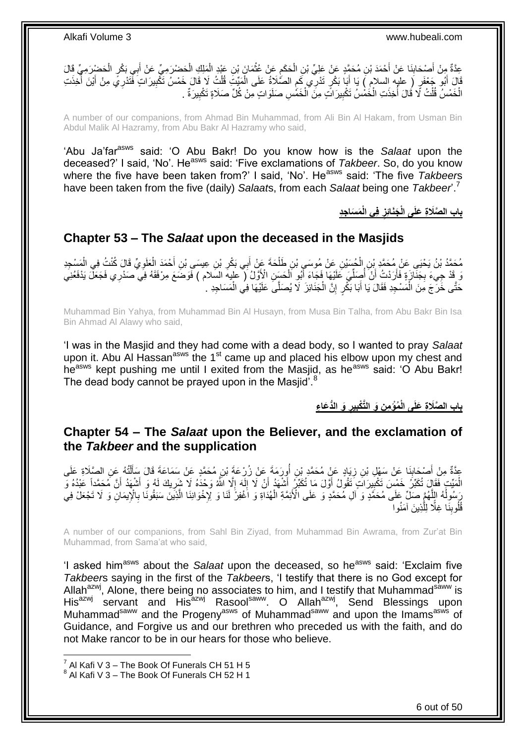عِدَّةٌ مِنْ أَصْحَابِنَا عَنْ أَحْمَدَ بْنِ مُحَمَّدٍ عَنْ عَلِيِّ بْنِ الْحَكَمِ عَنْ عُثْمَانَ بْنِ عَبْدِ الْمَلِكِ الْحَضْرَمِيِّ عَنْ أَبِي بَكْرٍ الْحَضْرَمِيِّ قَالَ قَالَ أَبُو جَعْفَرٍ ( عليه السلام ) يَا أَبَا بَكْرٍ تَدْرِي كَمِ الصَّلَاةُ عَلَى الْمَيِّتِ قُلْتُ لَا قَالَ خَمْسُ تَكْبِيرَاتٍ فَتَدْرِي مِنْ أَيْنَ أُخِذَتِ الْخَمْسُ قُلْتُ لَا قَالَ أُخِذَتِ الْخَمْسُ تَكْبِيرَاتٍ مِنَ الْخَمْسِ صَلَوَاتٍ مِنْ كُلِّ صَلَاةٍ تَكْبِيرَةٌ .

A number of our companions, from Ahmad Bin Muhammad, from Ali Bin Al Hakam, from Usman Bin Abdul Malik Al Hazramy, from Abu Bakr Al Hazramy who said,

'Abu Ja'far[asws] said: 'O Abu Bakr! Do you know how is the *Salaat* upon the deceased?' I said, 'No'. He[asws] said: 'Five exclamations of *Takbeer*. So, do you know where the five have been taken from?' I said, 'No'. He[asws] said: 'The five *Takbeer*s have been taken from the five (daily) *Salaat*s, from each *Salaat* being one *Takbeer*'.[7]

## باب الصَّلَاةِ عَلَى الْجَنَائِزِ فِي الْمَسَاجِدِ

## Chapter 53 – The *Salaat* upon the deceased in the Masjids

مُحَمَّدُ بْنُ يَحْيَى عَنْ مُحَمَّدِ بْنِ الْحُسَيْنِ عَنْ مُوسَى بْنِ طَلْحَةَ عَنْ أَبِي بَكْرِ بْنِ عِيسَى بْنِ أَحْمَدَ الْعَلَوِيِّ قَالَ كُنْتُ فِي الْمَسْجِدِ وَ قَدْ جِيءَ بِجَنَازَةٍ فَأَرَدْتُ أَنْ أُصَلِّيَ عَلَيْهَا فَجَاءَ أَبُو الْحَسَنِ الْأَوَّلُ ( عليه السلام ) فَوَضَعَ مِرْفَقَهُ فِي صَدْرِي فَجَعَلَ يَدْفَعُنِي حَتَّى خَرَجَ مِنَ الْمَسْجِدِ فَقَالَ يَا أَبَا بَكْرٍ إِنَّ الْجَنَائِزَ لَا يُصَلَّى عَلَيْهَا فِي الْمَسَاجِدِ .

Muhammad Bin Yahya, from Muhammad Bin Al Husayn, from Musa Bin Talha, from Abu Bakr Bin Isa Bin Ahmad Al Alawy who said,

'I was in the Masjid and they had come with a dead body, so I wanted to pray *Salaat* upon it. Abu Al Hassan[asws] the 1[st] came up and placed his elbow upon my chest and he[asws] kept pushing me until I exited from the Masjid, as he[asws] said: 'O Abu Bakr! The dead body cannot be prayed upon in the Masjid'.[8]

## باب الصَّلَاةِ عَلَى الْمُؤْمِنِ وَ التَّكْبِيرِ وَ الدُّعَاءِ

## Chapter 54 – The *Salaat* upon the Believer, and the exclamation of the *Takbeer* and the supplication

عِدَّةٌ مِنْ أَصْحَابِنَا عَنْ سَهْلِ بْنِ زِيَادٍ عَنْ مُحَمَّدِ بْنِ أُورَمَةَ عَنْ زُرْعَةَ بْنِ مُحَمَّدٍ عَنْ سَمَاعَةَ قَالَ سَأَلْتُهُ عَنِ الصَّلَاةِ عَلَى الْمَيِّتِ فَقَالَ تُكَبِّرُ خَمْسَ تَكْبِيرَاتٍ تَقُولُ أَوَّلَ مَا تُكَبِّرُ أَشْهَدُ أَنْ لَا إِلَهَ إِلَّا اللَّهُ وَحْدَهُ لَا شَرِيكَ لَهُ وَ أَشْهَدُ أَنَّ مُحَمَّداً عَبْدُهُ وَ رَسُولُهُ اللَّهُمَّ صَلِّ عَلَى مُحَمَّدٍ وَ آلِ مُحَمَّدٍ وَ عَلَى الْأَئِمَّةِ الْهُدَاةِ وَ اغْفِرْ لَنَا وَ لِإِخْوَانِنَا الَّذِينَ سَبَقُونَا بِالْإِيمَانِ وَ لَا تَجْعَلْ فِي قُلُوبِنَا غِلًّا لِلَّذِينَ آمَنُوا

A number of our companions, from Sahl Bin Ziyad, from Muhammad Bin Awrama, from Zur'at Bin Muhammad, from Sama'at who said,

'I asked him[asws] about the *Salaat* upon the deceased, so he[asws] said: 'Exclaim five *Takbeer*s saying in the first of the *Takbeer*s, 'I testify that there is no God except for Allah[azwj], Alone, there being no associates to him, and I testify that Muhammad[saww] is His[azwj] servant and His[azwj] Rasool[saww]. O Allah[azwj], Send Blessings upon Muhammad[saww] and the Progeny[asws] of Muhammad[saww] and upon the Imams[asws] of Guidance, and Forgive us and our brethren who preceded us with the faith, and do not Make rancor to be in our hears for those who believe.

[7] Al Kafi V 3 – The Book Of Funerals CH 51 H 5
[8] Al Kafi V 3 – The Book Of Funerals CH 52 H 1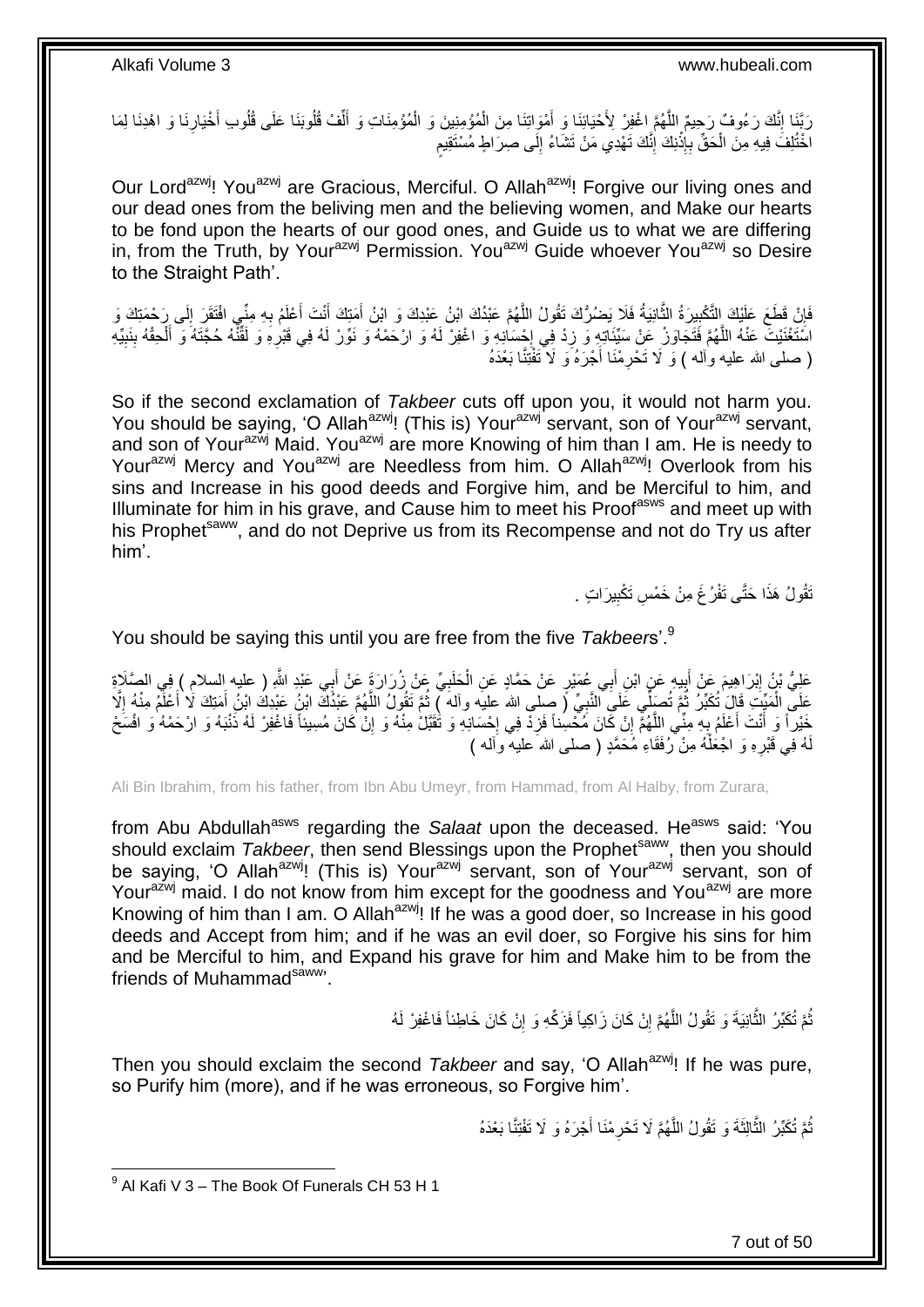رَبَّنَا إِنَّكَ رَءُوفٌ رَحِيمٌ اللَّهُمَّ اغْفِرْ لِأَحْيَائِنَا وَ أَمْوَاتِنَا مِنَ الْمُؤْمِنِينَ وَ الْمُؤْمِنَاتِ وَ أَلِّفْ قُلُوبَنَا عَلَى قُلُوبِ أَخْيَارِنَا وَ اهْدِنَا لِمَا اخْتُلِفَ فِيهِ مِنَ الْحَقِّ بِإِذْنِكَ إِنَّكَ تَهْدِي مَنْ تَشَاءُ إِلَى صِرَاطٍ مُسْتَقِيمٍ

Our Lord[azwj]! You[azwj] are Gracious, Merciful. O Allah[azwj]! Forgive our living ones and our dead ones from the beliving men and the believing women, and Make our hearts to be fond upon the hearts of our good ones, and Guide us to what we are differing in, from the Truth, by Your[azwj] Permission. You[azwj] Guide whoever You[azwj] so Desire to the Straight Path'.

فَإِنْ قَطَعَ عَلَيْكَ التَّكْبِيرَةُ الثَّانِيَةُ فَلَا يَضُرُّكَ تَقُولُ اللَّهُمَّ عَبْدُكَ ابْنُ عَبْدِكَ وَ ابْنُ أَمَتِكَ أَنْتَ أَعْلَمُ بِهِ مِنِّي افْتَقَرَ إِلَى رَحْمَتِكَ وَ اسْتَغْنَيْتَ عَنْهُ اللَّهُمَّ فَتَجَاوَزْ عَنْ سَيِّئَاتِهِ وَ زِدْ فِي إِحْسَانِهِ وَ اغْفِرْ لَهُ وَ ارْحَمْهُ وَ نَوِّرْ لَهُ فِي قَبْرِهِ وَ لَقِّنْهُ حُجَّتَهُ وَ أَلْحِقْهُ بِنَبِيِّهِ ( صلى الله عليه وآله ) وَ لَا تَحْرِمْنَا أَجْرَهُ وَ لَا تَفْتِنَّا بَعْدَهُ

So if the second exclamation of *Takbeer* cuts off upon you, it would not harm you. You should be saying, 'O Allah[azwj]! (This is) Your[azwj] servant, son of Your[azwj] servant, and son of Your[azwj] Maid. You[azwj] are more Knowing of him than I am. He is needy to Your[azwj] Mercy and You[azwj] are Needless from him. O Allah[azwj]! Overlook from his sins and Increase in his good deeds and Forgive him, and be Merciful to him, and Illuminate for him in his grave, and Cause him to meet his Proof[asws] and meet up with his Prophet[saww], and do not Deprive us from its Recompense and not do Try us after him'.

تَقُولُ هَذَا حَتَّى تَفْرُغَ مِنْ خَمْسِ تَكْبِيرَاتٍ .

You should be saying this until you are free from the five *Takbeer*s'.[9]

عَلِيُّ بْنُ إِبْرَاهِيمَ عَنْ أَبِيهِ عَنِ ابْنِ أَبِي عُمَيْرٍ عَنْ حَمَّادٍ عَنِ الْحَلَبِيِّ عَنْ زُرَارَةَ عَنْ أَبِي عَبْدِ اللَّهِ ( عليه السلام ) فِي الصَّلَاةِ عَلَى الْمَيِّتِ قَالَ تُكَبِّرُ ثُمَّ تُصَلِّي عَلَى النَّبِيِّ ( صلى الله عليه وآله ) ثُمَّ تَقُولُ اللَّهُمَّ عَبْدُكَ ابْنُ عَبْدِكَ ابْنُ أَمَتِكَ لَا أَعْلَمُ مِنْهُ إِلَّا خَيْراً وَ أَنْتَ أَعْلَمُ بِهِ مِنِّي اللَّهُمَّ إِنْ كَانَ مُحْسِناً فَزِدْ فِي إِحْسَانِهِ وَ تَقَبَّلْ مِنْهُ وَ إِنْ كَانَ مُسِيئاً فَاغْفِرْ لَهُ ذَنْبَهُ وَ ارْحَمْهُ وَ افْسَحْ لَهُ فِي قَبْرِهِ وَ اجْعَلْهُ مِنْ رُفَقَاءِ مُحَمَّدٍ ( صلى الله عليه وآله )

Ali Bin Ibrahim, from his father, from Ibn Abu Umeyr, from Hammad, from Al Halby, from Zurara,

from Abu Abdullah[asws] regarding the *Salaat* upon the deceased. He[asws] said: 'You should exclaim *Takbeer*, then send Blessings upon the Prophet[saww], then you should be saying, 'O Allah[azwj]! (This is) Your[azwj] servant, son of Your[azwj] servant, son of Your[azwj] maid. I do not know from him except for the goodness and You[azwj] are more Knowing of him than I am. O Allah[azwj]! If he was a good doer, so Increase in his good deeds and Accept from him; and if he was an evil doer, so Forgive his sins for him and be Merciful to him, and Expand his grave for him and Make him to be from the friends of Muhammad[saww]'.

ثُمَّ تُكَبِّرُ الثَّانِيَةَ وَ تَقُولُ اللَّهُمَّ إِنْ كَانَ زَاكِياً فَزَكِّهِ وَ إِنْ كَانَ خَاطِئاً فَاغْفِرْ لَهُ

Then you should exclaim the second *Takbeer* and say, 'O Allah[azwj]! If he was pure, so Purify him (more), and if he was erroneous, so Forgive him'.

ثُمَّ تُكَبِّرُ الثَّالِثَةَ وَ تَقُولُ اللَّهُمَّ لَا تَحْرِمْنَا أَجْرَهُ وَ لَا تَفْتِنَّا بَعْدَهُ

[9] Al Kafi V 3 – The Book Of Funerals CH 53 H 1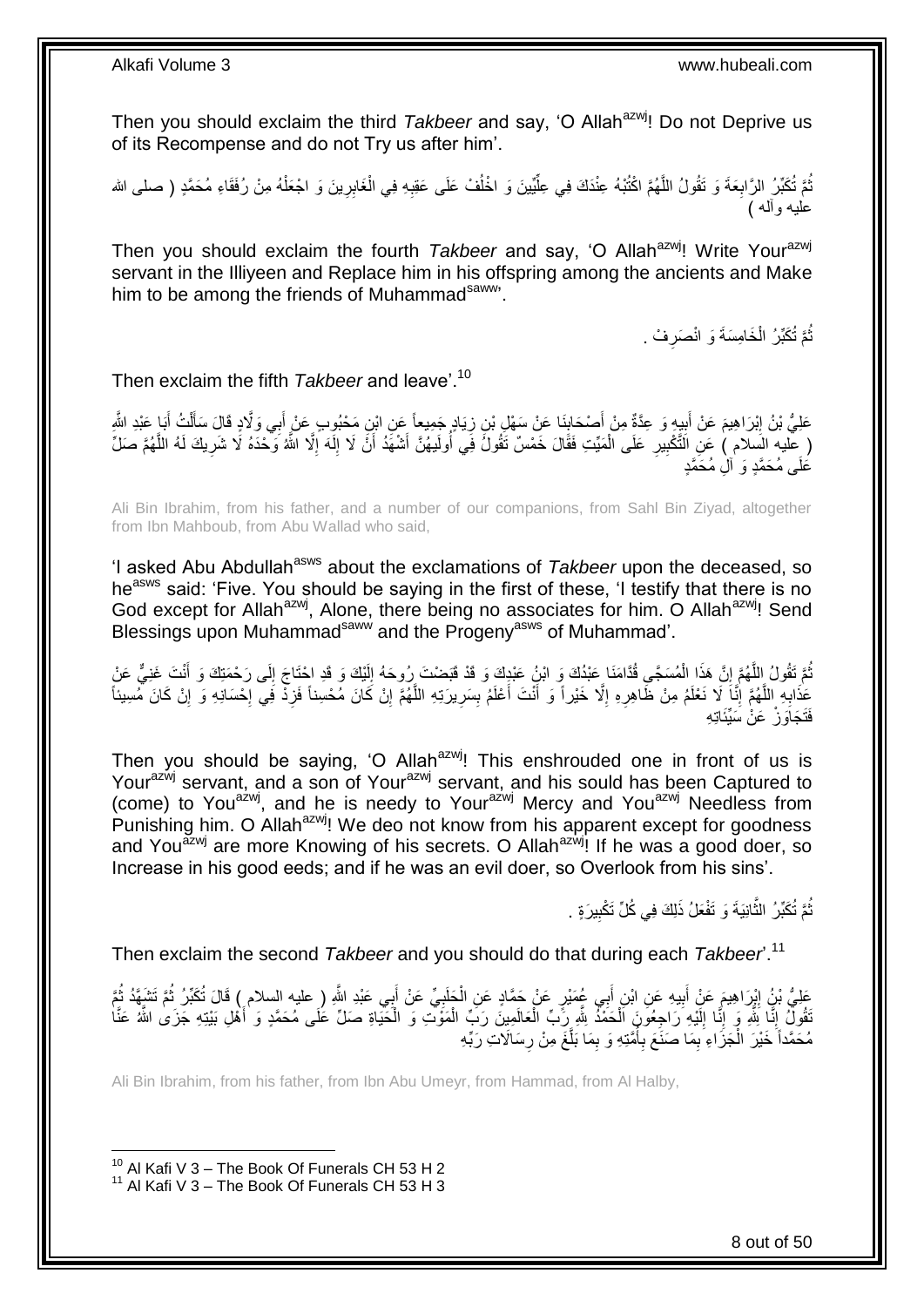Then you should exclaim the third *Takbeer* and say, 'O Allah[azwj]! Do not Deprive us of its Recompense and do not Try us after him'.

ثُمَّ تُكَبِّرُ الرَّابِعَةَ وَ تَقُولُ اللَّهُمَّ اكْتُبْهُ عِنْدَكَ فِي عِلِّيِّينَ وَ اخْلُفْ عَلَى عَقِبِهِ فِي الْغَابِرِينَ وَ اجْعَلْهُ مِنْ رُفَقَاءِ مُحَمَّدٍ ( صلى الله عليه وآله )

Then you should exclaim the fourth *Takbeer* and say, 'O Allah[azwj]! Write Your[azwj] servant in the Illiyeen and Replace him in his offspring among the ancients and Make him to be among the friends of Muhammad[saww]'.

ثُمَّ تُكَبِّرُ الْخَامِسَةَ وَ انْصَرِفْ .

Then exclaim the fifth *Takbeer* and leave'.[10]

عَلِيُّ بْنُ إِبْرَاهِيمَ عَنْ أَبِيهِ وَ عِدَّةٌ مِنْ أَصْحَابِنَا عَنْ سَهْلِ بْنِ زِيَادٍ جَمِيعاً عَنِ ابْنِ مَحْبُوبٍ عَنْ أَبِي وَلَّادٍ قَالَ سَأَلْتُ أَبَا عَبْدِ اللَّهِ ( عليه السلام ) عَنِ التَّكْبِيرِ عَلَى الْمَيِّتِ فَقَالَ خَمْسٌ تَقُولُ فِي أُولَيهُنَّ أَشْهَدُ أَنْ لَا إِلَهَ إِلَّا اللَّهُ وَحْدَهُ لَا شَرِيكَ لَهُ اللَّهُمَّ صَلِّ عَلَى مُحَمَّدٍ وَ آلِ مُحَمَّدٍ

Ali Bin Ibrahim, from his father, and a number of our companions, from Sahl Bin Ziyad, altogether from Ibn Mahboub, from Abu Wallad who said,

'I asked Abu Abdullah[asws] about the exclamations of *Takbeer* upon the deceased, so he[asws] said: 'Five. You should be saying in the first of these, 'I testify that there is no God except for Allah[azwj], Alone, there being no associates for him. O Allah[azwj]! Send Blessings upon Muhammad[saww] and the Progeny[asws] of Muhammad'.

ثُمَّ تَقُولُ اللَّهُمَّ إِنَّ هَذَا الْمُسَجَّى قُدَّامَنَا عَبْدُكَ وَ ابْنُ عَبْدِكَ وَ قَدْ قَبَضْتَ رُوحَهُ إِلَيْكَ وَ قَدِ احْتَاجَ إِلَى رَحْمَتِكَ وَ أَنْتَ غَنِيٌّ عَنْ عَذَابِهِ اللَّهُمَّ إِنَّا لَا نَعْلَمُ مِنْ ظَاهِرِهِ إِلَّا خَيْراً وَ أَنْتَ أَعْلَمُ بِسَرِيرَتِهِ اللَّهُمَّ إِنْ كَانَ مُحْسِناً فَزِدْ فِي إِحْسَانِهِ وَ إِنْ كَانَ مُسِيئاً فَتَجَاوَزْ عَنْ سَيِّئَاتِهِ

Then you should be saying, 'O Allah[azwj]! This enshrouded one in front of us is Your[azwj] servant, and a son of Your[azwj] servant, and his sould has been Captured to (come) to You[azwj], and he is needy to Your[azwj] Mercy and You[azwj] Needless from Punishing him. O Allah[azwj]! We deo not know from his apparent except for goodness and You[azwj] are more Knowing of his secrets. O Allah[azwj]! If he was a good doer, so Increase in his good eeds; and if he was an evil doer, so Overlook from his sins'.

ثُمَّ تُكَبِّرُ الثَّانِيَةَ وَ تَفْعَلُ ذَلِكَ فِي كُلِّ تَكْبِيرَةٍ .

Then exclaim the second *Takbeer* and you should do that during each *Takbeer*'.[11]

عَلِيُّ بْنُ إِبْرَاهِيمَ عَنْ أَبِيهِ عَنِ ابْنِ أَبِي عُمَيْرٍ عَنْ حَمَّادٍ عَنِ الْحَلَبِيِّ عَنْ أَبِي عَبْدِ اللَّهِ ( عليه السلام ) قَالَ تُكَبِّرُ ثُمَّ تَشَهَّدُ ثُمَّ تَقُولُ إِنَّا لِلَّهِ وَ إِنَّا إِلَيْهِ رَاجِعُونَ الْحَمْدُ لِلَّهِ رَبِّ الْعَالَمِينَ رَبِّ الْمَوْتِ وَ الْحَيَاةِ صَلِّ عَلَى مُحَمَّدٍ وَ أَهْلِ بَيْتِهِ جَزَى اللَّهُ عَنَّا مُحَمَّداً خَيْرَ الْجَزَاءِ بِمَا صَنَعَ بِأُمَّتِهِ وَ بِمَا بَلَّغَ مِنْ رِسَالَاتِ رَبِّهِ

Ali Bin Ibrahim, from his father, from Ibn Abu Umeyr, from Hammad, from Al Halby,

[10] Al Kafi V 3 – The Book Of Funerals CH 53 H 2
[11] Al Kafi V 3 – The Book Of Funerals CH 53 H 3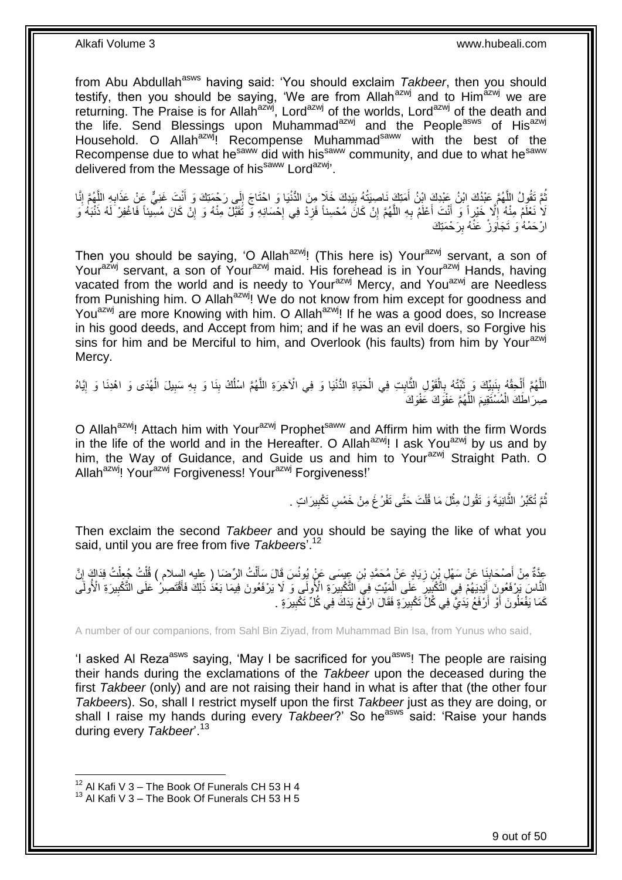from Abu Abdullah[asws] having said: 'You should exclaim *Takbeer*, then you should testify, then you should be saying, 'We are from Allah[azwj] and to Him[azwj] we are returning. The Praise is for Allah[azwj], Lord[azwj] of the worlds, Lord[azwj] of the death and the life. Send Blessings upon Muhammad[azwj] and the People[asws] of His[azwj] Household. O Allah[azwj]! Recompense Muhammad[saww] with the best of the Recompense due to what he[saww] did with his[saww] community, and due to what he[saww] delivered from the Message of his[saww] Lord[azwj]'.

ثُمَّ تَقُولُ اللَّهُمَّ عَبْدُكَ ابْنُ عَبْدِكَ ابْنُ أَمَتِكَ نَاصِيَتُهُ بِيَدِكَ خَلَا مِنَ الدُّنْيَا وَ احْتَاجَ إِلَى رَحْمَتِكَ وَ أَنْتَ غَنِيٌّ عَنْ عَذَابِهِ اللَّهُمَّ إِنَّا لَا نَعْلَمُ مِنْهُ إِلَّا خَيْراً وَ أَنْتَ أَعْلَمُ بِهِ اللَّهُمَّ إِنْ كَانَ مُحْسِناً فَزِدْ فِي إِحْسَانِهِ وَ تَقَبَّلْ مِنْهُ وَ إِنْ كَانَ مُسِيئاً فَاغْفِرْ لَهُ ذَنْبَهُ وَ ارْحَمْهُ وَ تَجَاوَزْ عَنْهُ بِرَحْمَتِكَ

Then you should be saying, 'O Allah[azwj]! (This here is) Your[azwj] servant, a son of Your[azwj] servant, a son of Your[azwj] maid. His forehead is in Your[azwj] Hands, having vacated from the world and is needy to Your[azwj] Mercy, and You[azwj] are Needless from Punishing him. O Allah[azwj]! We do not know from him except for goodness and You[azwj] are more Knowing with him. O Allah[azwj]! If he was a good does, so Increase in his good deeds, and Accept from him; and if he was an evil doers, so Forgive his sins for him and be Merciful to him, and Overlook (his faults) from him by Your[azwj] Mercy.

اللَّهُمَّ أَلْحِقْهُ بِنَبِيِّكَ وَ ثَبِّتْهُ بِالْقَوْلِ الثَّابِتِ فِي الْحَيَاةِ الدُّنْيَا وَ فِي الْآخِرَةِ اللَّهُمَّ اسْلُكْ بِنَا وَ بِهِ سَبِيلَ الْهُدَى وَ اهْدِنَا وَ إِيَّاهُ صِرَاطَكَ الْمُسْتَقِيمَ اللَّهُمَّ عَفْوَكَ عَفْوَكَ

O Allah[azwj]! Attach him with Your[azwj] Prophet[saww] and Affirm him with the firm Words in the life of the world and in the Hereafter. O Allah[azwj]! I ask You[azwj] by us and by him, the Way of Guidance, and Guide us and him to Your[azwj] Straight Path. O Allah[azwj]! Your[azwj] Forgiveness! Your[azwj] Forgiveness!'

ثُمَّ تُكَبِّرُ الثَّانِيَةَ وَ تَقُولُ مِثْلَ مَا قُلْتَ حَتَّى تَفْرُغَ مِنْ خَمْسِ تَكْبِيرَاتٍ .

Then exclaim the second *Takbeer* and you should be saying the like of what you said, until you are free from five *Takbeers*'.[12]

عِدَّةٌ مِنْ أَصْحَابِنَا عَنْ سَهْلِ بْنِ زِيَادٍ عَنْ مُحَمَّدِ بْنِ عِيسَى عَنْ يُونُسَ قَالَ سَأَلْتُ الرِّضَا ( عليه السلام ) قُلْتُ جُعِلْتُ فِدَاكَ إِنَّ النَّاسَ يَرْفَعُونَ أَيْدِيَهُمْ فِي التَّكْبِيرِ عَلَى الْمَيِّتِ فِي التَّكْبِيرَةِ الْأُولَى وَ لَا يَرْفَعُونَ فِيمَا بَعْدَ ذَلِكَ فَأَقْتَصِرُ عَلَى التَّكْبِيرَةِ الْأُولَى كَمَا يَفْعَلُونَ أَوْ أَرْفَعُ يَدَيَّ فِي كُلِّ تَكْبِيرَةٍ فَقَالَ ارْفَعْ يَدَكَ فِي كُلِّ تَكْبِيرَةٍ .

A number of our companions, from Sahl Bin Ziyad, from Muhammad Bin Isa, from Yunus who said,

'I asked Al Reza[asws] saying, 'May I be sacrificed for you[asws]! The people are raising their hands during the exclamations of the *Takbeer* upon the deceased during the first *Takbeer* (only) and are not raising their hand in what is after that (the other four *Takbeers*). So, shall I restrict myself upon the first *Takbeer* just as they are doing, or shall I raise my hands during every *Takbeer*?' So he[asws] said: 'Raise your hands during every *Takbeer*'.[13]

[12] Al Kafi V 3 – The Book Of Funerals CH 53 H 4
[13] Al Kafi V 3 – The Book Of Funerals CH 53 H 5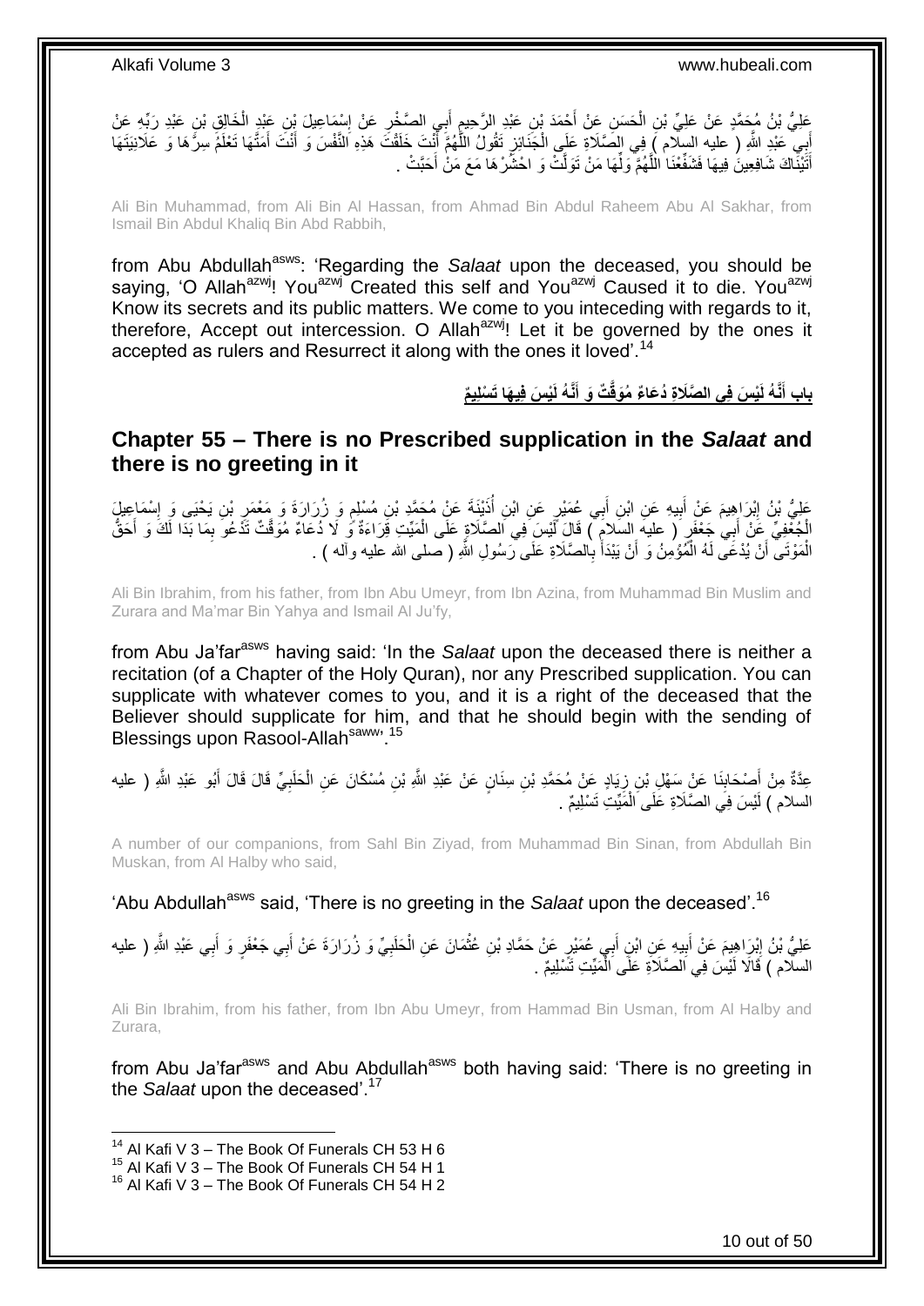عَلِيُّ بْنُ مُحَمَّدٍ عَنْ عَلِيِّ بْنِ الْحَسَنِ عَنْ أَحْمَدَ بْنِ عَبْدِ الرَّحِيمِ أَبِي الصَّخْرِ عَنْ إِسْمَاعِيلَ بْنِ عَبْدِ الْخَالِقِ بْنِ عَبْدِ رَبِّهِ عَنْ أَبِي عَبْدِ اللَّهِ ( عليه السلام ) فِي الصَّلَاةِ عَلَى الْجَنَائِزِ تَقُولُ اللَّهُمَّ أَنْتَ خَلَقْتَ هَذِهِ النَّفْسَ وَ أَنْتَ أَمَتَّهَا تَعْلَمُ سِرَّهَا وَ عَلَانِيَتَهَا أَتَيْنَاكَ شَافِعِينَ فِيهَا فَشَفِّعْنَا اللَّهُمَّ وَلِّهَا مَنْ تَوَلَّتْ وَ احْشُرْهَا مَعَ مَنْ أَحَبَّتْ .

Ali Bin Muhammad, from Ali Bin Al Hassan, from Ahmad Bin Abdul Raheem Abu Al Sakhar, from Ismail Bin Abdul Khaliq Bin Abd Rabbih,

from Abu Abdullah[asws]: 'Regarding the *Salaat* upon the deceased, you should be saying, 'O Allah[azwj]! You[azwj] Created this self and You[azwj] Caused it to die. You[azwj] Know its secrets and its public matters. We come to you inteceding with regards to it, therefore, Accept out intercession. O Allah[azwj]! Let it be governed by the ones it accepted as rulers and Resurrect it along with the ones it loved'.[14]

## باب أَنَّهُ لَيْسَ فِي الصَّلَاةِ دُعَاءٌ مُوَقَّتٌ وَ أَنَّهُ لَيْسَ فِيهَا تَسْلِيمٌ

## Chapter 55 – There is no Prescribed supplication in the *Salaat* and there is no greeting in it

عَلِيُّ بْنُ إِبْرَاهِيمَ عَنْ أَبِيهِ عَنِ ابْنِ أَبِي عُمَيْرٍ عَنِ ابْنِ أُذَيْنَةَ عَنْ مُحَمَّدِ بْنِ مُسْلِمٍ وَ زُرَارَةَ وَ مَعْمَرِ بْنِ يَحْيَى وَ إِسْمَاعِيلَ الْجُعْفِيِّ عَنْ أَبِي جَعْفَرٍ ( عليه السلام ) قَالَ لَيْسَ فِي الصَّلَاةِ عَلَى الْمَيِّتِ قِرَاءَةٌ وَ لَا دُعَاءٌ مُوَقَّتٌ تَدْعُو بِمَا بَدَا لَكَ وَ أَحَقُّ الْمَوْتَى أَنْ يُدْعَى لَهُ الْمُؤْمِنُ وَ أَنْ يَبْدَأَ بِالصَّلَاةِ عَلَى رَسُولِ اللَّهِ ( صلى الله عليه وآله ) .

Ali Bin Ibrahim, from his father, from Ibn Abu Umeyr, from Ibn Azina, from Muhammad Bin Muslim and Zurara and Ma'mar Bin Yahya and Ismail Al Ju'fy,

from Abu Ja'far[asws] having said: 'In the *Salaat* upon the deceased there is neither a recitation (of a Chapter of the Holy Quran), nor any Prescribed supplication. You can supplicate with whatever comes to you, and it is a right of the deceased that the Believer should supplicate for him, and that he should begin with the sending of Blessings upon Rasool-Allah[saww]'.[15]

عِدَّةٌ مِنْ أَصْحَابِنَا عَنْ سَهْلِ بْنِ زِيَادٍ عَنْ مُحَمَّدِ بْنِ سِنَانٍ عَنْ عَبْدِ اللَّهِ بْنِ مُسْكَانَ عَنِ الْحَلَبِيِّ قَالَ قَالَ أَبُو عَبْدِ اللَّهِ ( عليه السلام ) لَيْسَ فِي الصَّلَاةِ عَلَى الْمَيِّتِ تَسْلِيمٌ .

A number of our companions, from Sahl Bin Ziyad, from Muhammad Bin Sinan, from Abdullah Bin Muskan, from Al Halby who said,

'Abu Abdullah[asws] said, 'There is no greeting in the *Salaat* upon the deceased'.[16]

عَلِيُّ بْنُ إِبْرَاهِيمَ عَنْ أَبِيهِ عَنِ ابْنِ أَبِي عُمَيْرٍ عَنْ حَمَّادِ بْنِ عُثْمَانَ عَنِ الْحَلَبِيِّ وَ زُرَارَةَ عَنْ أَبِي جَعْفَرٍ وَ أَبِي عَبْدِ اللَّهِ ( عليه السلام ) قَالَا لَيْسَ فِي الصَّلَاةِ عَلَى الْمَيِّتِ تَسْلِيمٌ .

Ali Bin Ibrahim, from his father, from Ibn Abu Umeyr, from Hammad Bin Usman, from Al Halby and Zurara,

from Abu Ja'far[asws] and Abu Abdullah[asws] both having said: 'There is no greeting in the *Salaat* upon the deceased'.[17]

---

[14] Al Kafi V 3 – The Book Of Funerals CH 53 H 6
[15] Al Kafi V 3 – The Book Of Funerals CH 54 H 1
[16] Al Kafi V 3 – The Book Of Funerals CH 54 H 2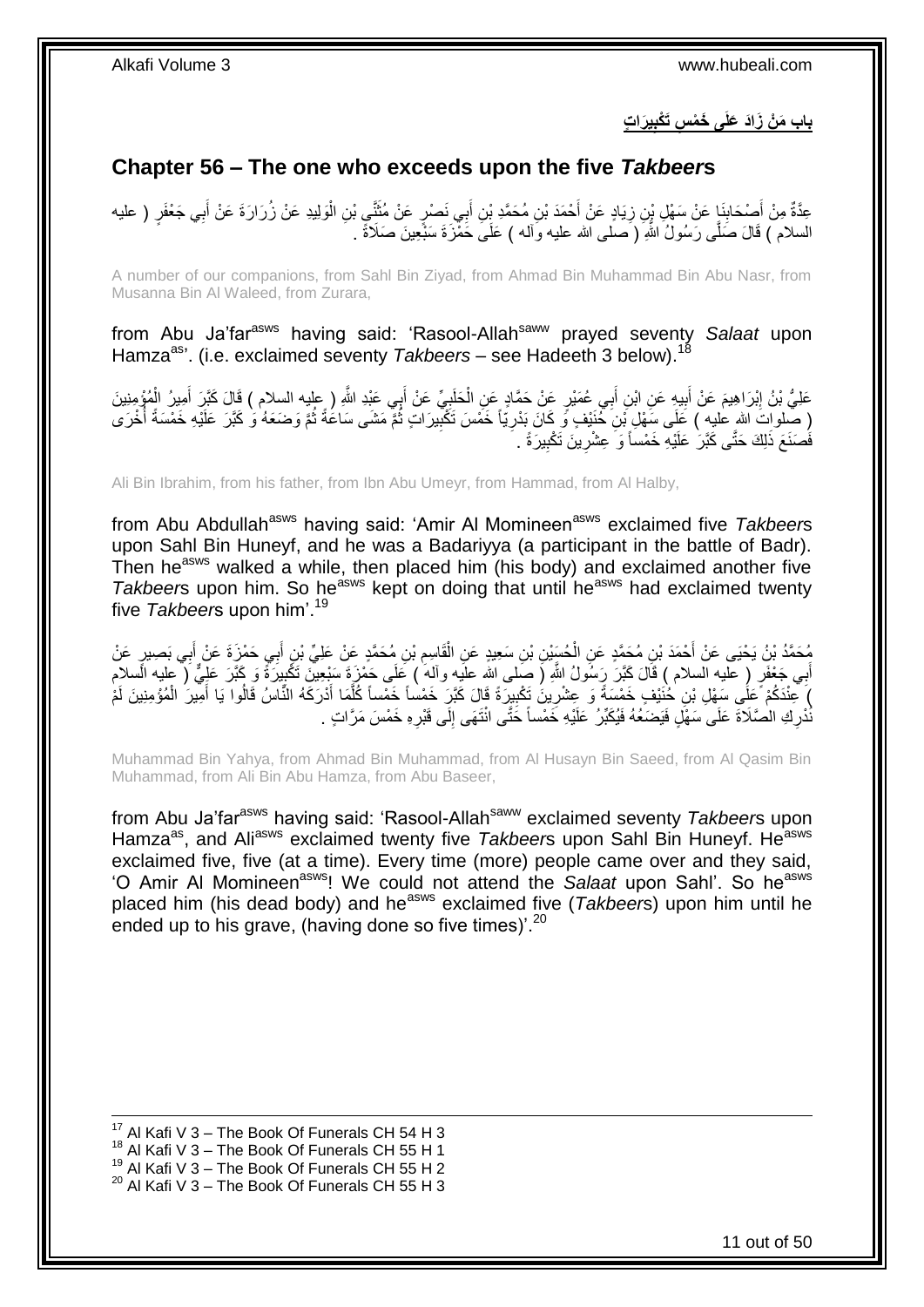## باب مَنْ زَادَ عَلَى خَمْسِ تَكْبِيرَاتٍ

## Chapter 56 – The one who exceeds upon the five *Takbeer*s

عِدَّةٌ مِنْ أَصْحَابِنَا عَنْ سَهْلِ بْنِ زِيَادٍ عَنْ أَحْمَدَ بْنِ مُحَمَّدِ بْنِ أَبِي نَصْرٍ عَنْ مُثَنًّى بْنِ الْوَلِيدِ عَنْ زُرَارَةَ عَنْ أَبِي جَعْفَرٍ ( عليه السلام ) قَالَ صَلَّى رَسُولُ اللَّهِ ( صلى الله عليه وآله ) عَلَى حَمْزَةَ سَبْعِينَ صَلَاةً .

A number of our companions, from Sahl Bin Ziyad, from Ahmad Bin Muhammad Bin Abu Nasr, from Musanna Bin Al Waleed, from Zurara,

from Abu Ja'far[asws] having said: 'Rasool-Allah[saww] prayed seventy *Salaat* upon Hamza[as]'. (i.e. exclaimed seventy *Takbeers* – see Hadeeth 3 below).[18]

عَلِيُّ بْنُ إِبْرَاهِيمَ عَنْ أَبِيهِ عَنِ ابْنِ أَبِي عُمَيْرٍ عَنْ حَمَّادٍ عَنِ الْحَلَبِيِّ عَنْ أَبِي عَبْدِ اللَّهِ ( عليه السلام ) قَالَ كَبَّرَ أَمِيرُ الْمُؤْمِنِينَ ( صلوات الله عليه ) عَلَى سَهْلِ بْنِ حُنَيْفٍ وَ كَانَ بَدْرِيّاً خَمْسَ تَكْبِيرَاتٍ ثُمَّ مَشَى سَاعَةً ثُمَّ وَضَعَهُ وَ كَبَّرَ عَلَيْهِ خَمْسَةً أُخْرَى فَصَنَعَ ذَلِكَ حَتَّى كَبَّرَ عَلَيْهِ خَمْساً وَ عِشْرِينَ تَكْبِيرَةً .

Ali Bin Ibrahim, from his father, from Ibn Abu Umeyr, from Hammad, from Al Halby,

from Abu Abdullah[asws] having said: 'Amir Al Momineen[asws] exclaimed five *Takbeer*s upon Sahl Bin Huneyf, and he was a Badariyya (a participant in the battle of Badr). Then he[asws] walked a while, then placed him (his body) and exclaimed another five *Takbeer*s upon him. So he[asws] kept on doing that until he[asws] had exclaimed twenty five *Takbeer*s upon him'.[19]

مُحَمَّدُ بْنُ يَحْيَى عَنْ أَحْمَدَ بْنِ مُحَمَّدٍ عَنِ الْحُسَيْنِ بْنِ سَعِيدٍ عَنِ الْقَاسِمِ بْنِ مُحَمَّدٍ عَنْ عَلِيِّ بْنِ أَبِي حَمْزَةَ عَنْ أَبِي بَصِيرٍ عَنْ أَبِي جَعْفَرٍ ( عليه السلام ) قَالَ كَبَّرَ رَسُولُ اللَّهِ ( صلى الله عليه وآله ) عَلَى حَمْزَةَ سَبْعِينَ تَكْبِيرَةً وَ كَبَّرَ عَلِيٌّ ( عليه السلام ) عِنْدَكُمْ عَلَى سَهْلِ بْنِ حُنَيْفٍ خَمْسَةً وَ عِشْرِينَ تَكْبِيرَةً قَالَ كَبَّرَ خَمْساً خَمْساً كُلَّمَا أَدْرَكَهُ النَّاسُ قَالُوا يَا أَمِيرَ الْمُؤْمِنِينَ لَمْ نُدْرِكِ الصَّلَاةَ عَلَى سَهْلٍ فَيَضَعُهُ فَيُكَبِّرُ عَلَيْهِ خَمْساً حَتَّى انْتَهَى إِلَى قَبْرِهِ خَمْسَ مَرَّاتٍ .

Muhammad Bin Yahya, from Ahmad Bin Muhammad, from Al Husayn Bin Saeed, from Al Qasim Bin Muhammad, from Ali Bin Abu Hamza, from Abu Baseer,

from Abu Ja'far[asws] having said: 'Rasool-Allah[saww] exclaimed seventy *Takbeer*s upon Hamza[as], and Ali[asws] exclaimed twenty five *Takbeer*s upon Sahl Bin Huneyf. He[asws] exclaimed five, five (at a time). Every time (more) people came over and they said, 'O Amir Al Momineen[asws]! We could not attend the *Salaat* upon Sahl'. So he[asws] placed him (his dead body) and he[asws] exclaimed five (*Takbeer*s) upon him until he ended up to his grave, (having done so five times)'.[20]

---

[17] Al Kafi V 3 – The Book Of Funerals CH 54 H 3
[18] Al Kafi V 3 – The Book Of Funerals CH 55 H 1
[19] Al Kafi V 3 – The Book Of Funerals CH 55 H 2
[20] Al Kafi V 3 – The Book Of Funerals CH 55 H 3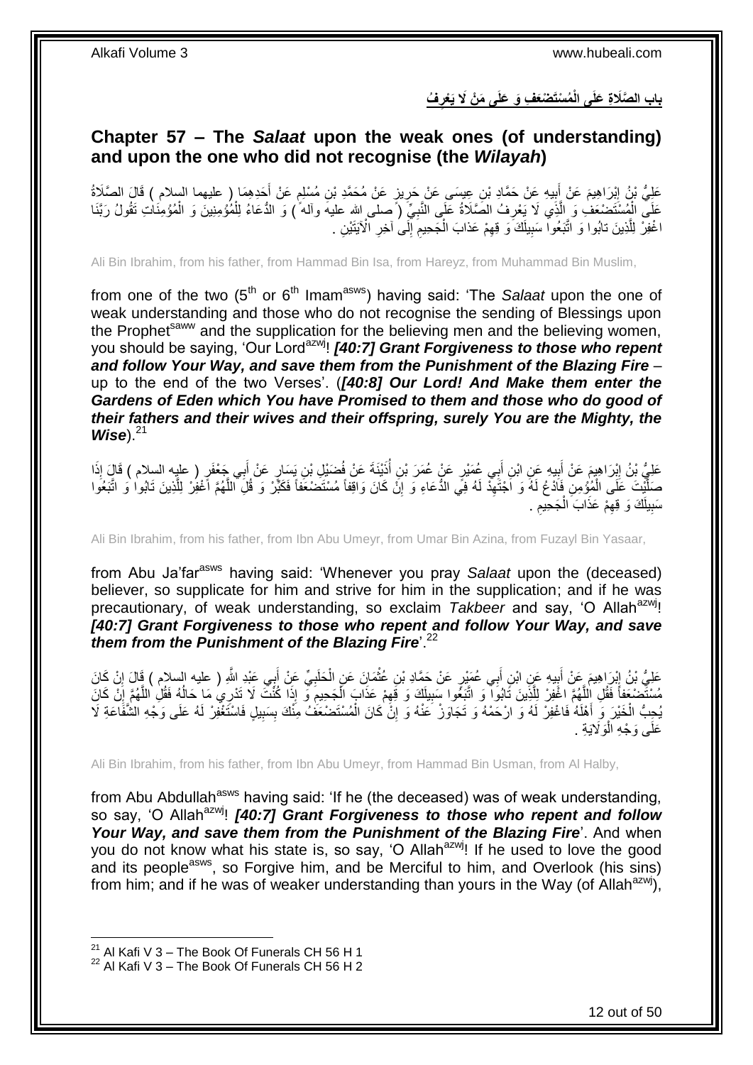## بابِ الصَّلَاةِ عَلَى الْمُسْتَضْعَفِ وَ عَلَى مَنْ لَا يَعْرِفُ

## Chapter 57 – The *Salaat* upon the weak ones (of understanding) and upon the one who did not recognise (the *Wilayah*)

عَلِيُّ بْنُ إِبْرَاهِيمَ عَنْ أَبِيهِ عَنْ حَمَّادِ بْنِ عِيسَى عَنْ حَرِيزٍ عَنْ مُحَمَّدِ بْنِ مُسْلِمٍ عَنْ أَحَدِهِمَا ( عليهما السلام ) قَالَ الصَّلَاةُ عَلَى الْمُسْتَضْعَفِ وَ الَّذِي لَا يَعْرِفُ الصَّلَاةُ عَلَى النَّبِيِّ ( صلى الله عليه وآله ) وَ الدُّعَاءُ لِلْمُؤْمِنِينَ وَ الْمُؤْمِنَاتِ تَقُولُ رَبَّنَا اغْفِرْ لِلَّذِينَ تابُوا وَ اتَّبَعُوا سَبِيلَكَ وَ قِهِمْ عَذابَ الْجَحِيمِ إِلَى آخِرِ الْآيَتَيْنِ .

Ali Bin Ibrahim, from his father, from Hammad Bin Isa, from Hareyz, from Muhammad Bin Muslim,

from one of the two (5th or 6th Imam[asws]) having said: 'The *Salaat* upon the one of weak understanding and those who do not recognise the sending of Blessings upon the Prophet[saww] and the supplication for the believing men and the believing women, you should be saying, 'Our Lord[azwj]! ***[40:7] Grant Forgiveness to those who repent and follow Your Way, and save them from the Punishment of the Blazing Fire*** – up to the end of the two Verses'. (***[40:8] Our Lord! And Make them enter the Gardens of Eden which You have Promised to them and those who do good of their fathers and their wives and their offspring, surely You are the Mighty, the Wise***).[21]

عَلِيُّ بْنُ إِبْرَاهِيمَ عَنْ أَبِيهِ عَنِ ابْنِ أَبِي عُمَيْرٍ عَنْ عُمَرَ بْنِ أُذَيْنَةَ عَنْ فُضَيْلِ بْنِ يَسَارٍ عَنْ أَبِي جَعْفَرٍ ( عليه السلام ) قَالَ إِذَا صَلَّيْتَ عَلَى الْمُؤْمِنِ فَادْعُ لَهُ وَ اجْتَهِدْ لَهُ فِي الدُّعَاءِ وَ إِنْ كَانَ وَاقِفاً مُسْتَضْعَفاً فَكَبِّرْ وَ قُلِ اللَّهُمَّ اغْفِرْ لِلَّذِينَ تَابُوا وَ اتَّبَعُوا سَبِيلَكَ وَ قِهِمْ عَذَابَ الْجَحِيمِ .

Ali Bin Ibrahim, from his father, from Ibn Abu Umeyr, from Umar Bin Azina, from Fuzayl Bin Yasaar,

from Abu Ja'far[asws] having said: 'Whenever you pray *Salaat* upon the (deceased) believer, so supplicate for him and strive for him in the supplication; and if he was precautionary, of weak understanding, so exclaim *Takbeer* and say, 'O Allah[azwj]! ***[40:7] Grant Forgiveness to those who repent and follow Your Way, and save them from the Punishment of the Blazing Fire***'.[22]

عَلِيُّ بْنُ إِبْرَاهِيمَ عَنْ أَبِيهِ عَنِ ابْنِ أَبِي عُمَيْرٍ عَنْ حَمَّادِ بْنِ عُثْمَانَ عَنِ الْحَلَبِيِّ عَنْ أَبِي عَبْدِ اللَّهِ ( عليه السلام ) قَالَ إِنْ كَانَ مُسْتَضْعَفاً فَقُلِ اللَّهُمَّ اغْفِرْ لِلَّذِينَ تَابُوا وَ اتَّبَعُوا سَبِيلَكَ وَ قِهِمْ عَذَابَ الْجَحِيمِ وَ إِذَا كُنْتَ لَا تَدْرِي مَا حَالُهُ فَقُلِ اللَّهُمَّ إِنْ كَانَ يُحِبُّ الْخَيْرَ وَ أَهْلَهُ فَاغْفِرْ لَهُ وَ ارْحَمْهُ وَ تَجَاوَزْ عَنْهُ وَ إِنْ كَانَ الْمُسْتَضْعَفُ مِنْكَ بِسَبِيلٍ فَاسْتَغْفِرْ لَهُ عَلَى وَجْهِ الشَّفَاعَةِ لَا عَلَى وَجْهِ الْوَلَايَةِ .

Ali Bin Ibrahim, from his father, from Ibn Abu Umeyr, from Hammad Bin Usman, from Al Halby,

from Abu Abdullah[asws] having said: 'If he (the deceased) was of weak understanding, so say, 'O Allah[azwj]! ***[40:7] Grant Forgiveness to those who repent and follow Your Way, and save them from the Punishment of the Blazing Fire***'. And when you do not know what his state is, so say, 'O Allah[azwj]! If he used to love the good and its people[asws], so Forgive him, and be Merciful to him, and Overlook (his sins) from him; and if he was of weaker understanding than yours in the Way (of Allah[azwj]),

---

[21] Al Kafi V 3 – The Book Of Funerals CH 56 H 1
[22] Al Kafi V 3 – The Book Of Funerals CH 56 H 2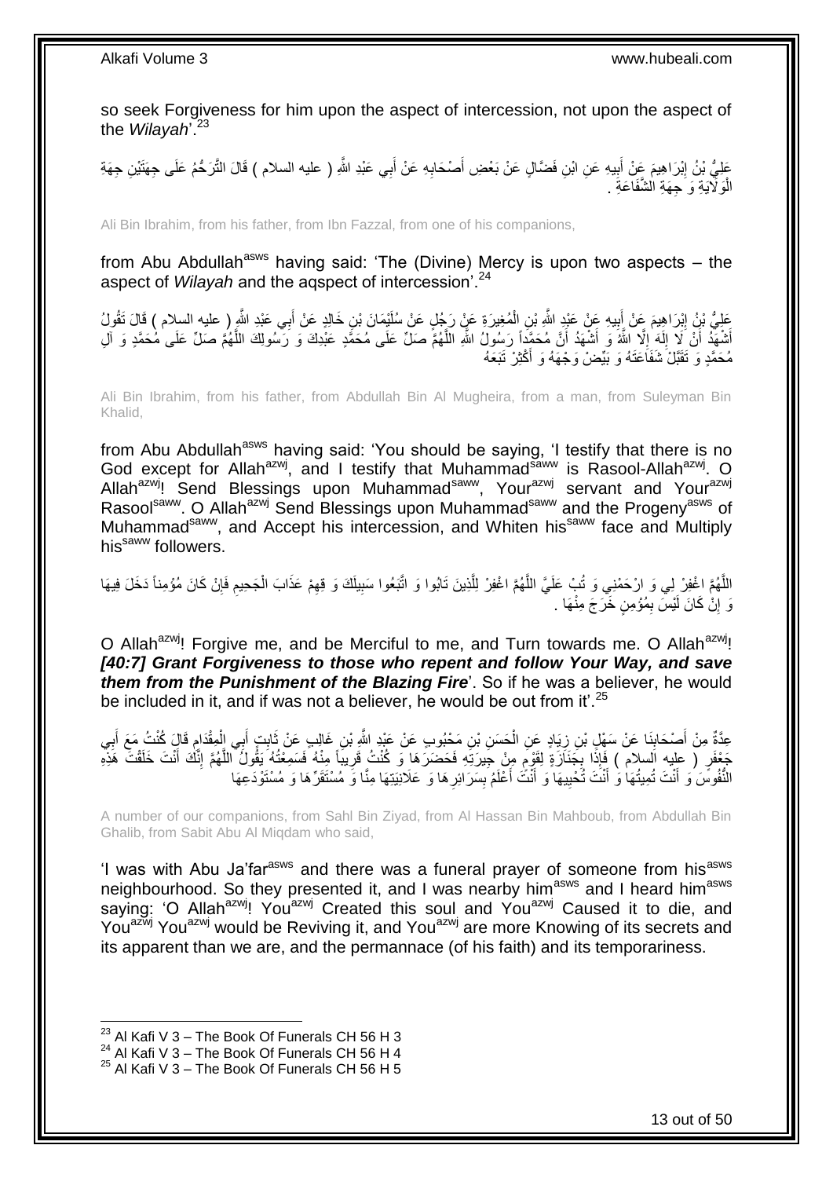so seek Forgiveness for him upon the aspect of intercession, not upon the aspect of the *Wilayah*'.[23]

عَلِيُّ بْنُ إِبْرَاهِيمَ عَنْ أَبِيهِ عَنِ ابْنِ فَضَّالٍ عَنْ بَعْضِ أَصْحَابِهِ عَنْ أَبِي عَبْدِ اللَّهِ ( عليه السلام ) قَالَ التَّرَحُّمُ عَلَى جِهَتَيْنِ جِهَةِ الْوَلَايَةِ وَ جِهَةِ الشَّفَاعَةِ .

Ali Bin Ibrahim, from his father, from Ibn Fazzal, from one of his companions,

from Abu Abdullah[asws] having said: 'The (Divine) Mercy is upon two aspects – the aspect of *Wilayah* and the aqspect of intercession'.[24]

عَلِيُّ بْنُ إِبْرَاهِيمَ عَنْ أَبِيهِ عَنْ عَبْدِ اللَّهِ بْنِ الْمُغِيرَةِ عَنْ رَجُلٍ عَنْ سُلَيْمَانَ بْنِ خَالِدٍ عَنْ أَبِي عَبْدِ اللَّهِ ( عليه السلام ) قَالَ تَقُولُ أَشْهَدُ أَنْ لَا إِلَهَ إِلَّا اللَّهُ وَ أَشْهَدُ أَنَّ مُحَمَّداً رَسُولُ اللَّهِ اللَّهُمَّ صَلِّ عَلَى مُحَمَّدٍ عَبْدِكَ وَ رَسُولِكَ اللَّهُمَّ صَلِّ عَلَى مُحَمَّدٍ وَ آلِ مُحَمَّدٍ وَ تَقَبَّلْ شَفَاعَتَهُ وَ بَيِّضْ وَجْهَهُ وَ أَكْثِرْ تَبَعَهُ

Ali Bin Ibrahim, from his father, from Abdullah Bin Al Mugheira, from a man, from Suleyman Bin Khalid,

from Abu Abdullah[asws] having said: 'You should be saying, 'I testify that there is no God except for Allah[azwj], and I testify that Muhammad[saww] is Rasool-Allah[azwj]. O Allah[azwj]! Send Blessings upon Muhammad[saww], Your[azwj] servant and Your[azwj] Rasool[saww]. O Allah[azwj] Send Blessings upon Muhammad[saww] and the Progeny[asws] of Muhammad[saww], and Accept his intercession, and Whiten his[saww] face and Multiply his[saww] followers.

اللَّهُمَّ اغْفِرْ لِي وَ ارْحَمْنِي وَ تُبْ عَلَيَّ اللَّهُمَّ اغْفِرْ لِلَّذِينَ تابُوا وَ اتَّبَعُوا سَبِيلَكَ وَ قِهِمْ عَذابَ الْجَحِيمِ فَإِنْ كَانَ مُؤْمِناً دَخَلَ فِيهَا وَ إِنْ كَانَ لَيْسَ بِمُؤْمِنٍ خَرَجَ مِنْهَا .

O Allah[azwj]! Forgive me, and be Merciful to me, and Turn towards me. O Allah[azwj]! ***[40:7] Grant Forgiveness to those who repent and follow Your Way, and save them from the Punishment of the Blazing Fire***'. So if he was a believer, he would be included in it, and if was not a believer, he would be out from it'.[25]

عِدَّةٌ مِنْ أَصْحَابِنَا عَنْ سَهْلِ بْنِ زِيَادٍ عَنِ الْحَسَنِ بْنِ مَحْبُوبٍ عَنْ عَبْدِ اللَّهِ بْنِ غَالِبٍ عَنْ ثَابِتٍ أَبِي الْمِقْدَامِ قَالَ كُنْتُ مَعَ أَبِي جَعْفَرٍ ( عليه السلام ) فَإِذَا بِجَنَازَةٍ لِقَوْمٍ مِنْ جِيرَتِهِ فَحَضَرَهَا وَ كُنْتُ قَرِيباً مِنْهُ فَسَمِعْتُهُ يَقُولُ اللَّهُمَّ إِنَّكَ أَنْتَ خَلَقْتَ هَذِهِ النُّفُوسَ وَ أَنْتَ تُمِيتُهَا وَ أَنْتَ تُحْيِيهَا وَ أَنْتَ أَعْلَمُ بِسَرَائِرِهَا وَ عَلَانِيَتِهَا مِنَّا وَ مُسْتَقَرِّهَا وَ مُسْتَوْدَعِهَا

A number of our companions, from Sahl Bin Ziyad, from Al Hassan Bin Mahboub, from Abdullah Bin Ghalib, from Sabit Abu Al Miqdam who said,

'I was with Abu Ja'far[asws] and there was a funeral prayer of someone from his[asws] neighbourhood. So they presented it, and I was nearby him[asws] and I heard him[asws] saying: 'O Allah[azwj]! You[azwj] Created this soul and You[azwj] Caused it to die, and You[azwj] You[azwj] would be Reviving it, and You[azwj] are more Knowing of its secrets and its apparent than we are, and the permannace (of his faith) and its temporariness.

---

[23] Al Kafi V 3 – The Book Of Funerals CH 56 H 3
[24] Al Kafi V 3 – The Book Of Funerals CH 56 H 4
[25] Al Kafi V 3 – The Book Of Funerals CH 56 H 5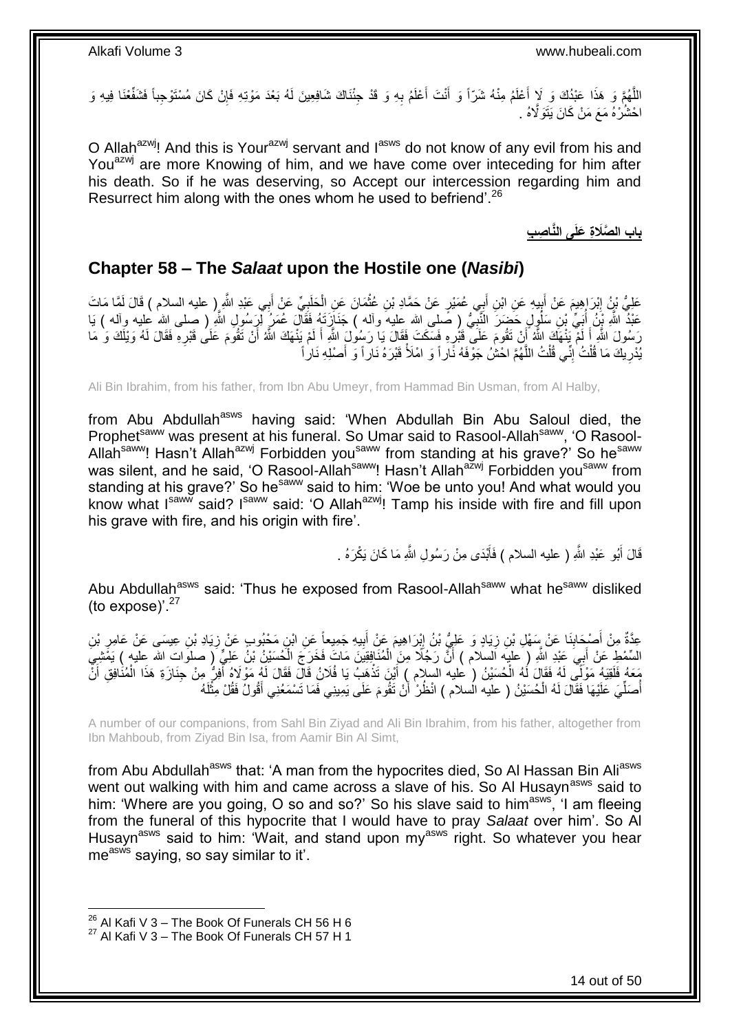اللَّهُمَّ وَ هَذَا عَبْدُكَ وَ لَا أَعْلَمُ مِنْهُ شَرّاً وَ أَنْتَ أَعْلَمُ بِهِ وَ قَدْ جِئْنَاكَ شَافِعِينَ لَهُ بَعْدَ مَوْتِهِ فَإِنْ كَانَ مُسْتَوْجِباً فَشَفِّعْنَا فِيهِ وَ احْشُرْهُ مَعَ مَنْ كَانَ يَتَوَلَّاهُ .

O Allah[azwj]! And this is Your[azwj] servant and I[asws] do not know of any evil from his and You[azwj] are more Knowing of him, and we have come over inteceding for him after his death. So if he was deserving, so Accept our intercession regarding him and Resurrect him along with the ones whom he used to befriend'.[26]

## باب الصَّلَاةِ عَلَى النَّاصِبِ

## Chapter 58 – The *Salaat* upon the Hostile one (*Nasibi*)

عَلِيُّ بْنُ إِبْرَاهِيمَ عَنْ أَبِيهِ عَنِ ابْنِ أَبِي عُمَيْرٍ عَنْ حَمَّادِ بْنِ عُثْمَانَ عَنِ الْحَلَبِيِّ عَنْ أَبِي عَبْدِ اللَّهِ ( عليه السلام ) قَالَ لَمَّا مَاتَ عَبْدُ اللَّهِ بْنُ أُبَيِّ بْنِ سَلُولٍ حَضَرَ النَّبِيُّ ( صلى الله عليه وآله ) جَنَازَتَهُ فَقَالَ عُمَرُ لِرَسُولِ اللَّهِ ( صلى الله عليه وآله ) يَا رَسُولَ اللَّهِ أَ لَمْ يَنْهَكَ اللَّهُ أَنْ تَقُومَ عَلَى قَبْرِهِ فَسَكَتَ فَقَالَ يَا رَسُولَ اللَّهِ أَ لَمْ يَنْهَكَ اللَّهُ أَنْ تَقُومَ عَلَى قَبْرِهِ فَقَالَ لَهُ وَيْلَكَ وَ مَا يُدْرِيكَ مَا قُلْتُ إِنِّي قُلْتُ اللَّهُمَّ احْشُ جَوْفَهُ نَاراً وَ امْلَأْ قَبْرَهُ نَاراً وَ أَصْلِهِ نَاراً

Ali Bin Ibrahim, from his father, from Ibn Abu Umeyr, from Hammad Bin Usman, from Al Halby,

from Abu Abdullah[asws] having said: 'When Abdullah Bin Abu Saloul died, the Prophet[saww] was present at his funeral. So Umar said to Rasool-Allah[saww], 'O Rasool-Allah[saww]! Hasn't Allah[azwj] Forbidden you[saww] from standing at his grave?' So he[saww] was silent, and he said, 'O Rasool-Allah[saww]! Hasn't Allah[azwj] Forbidden you[saww] from standing at his grave?' So he[saww] said to him: 'Woe be unto you! And what would you know what I[saww] said? I[saww] said: 'O Allah[azwj]! Tamp his inside with fire and fill upon his grave with fire, and his origin with fire'.

قَالَ أَبُو عَبْدِ اللَّهِ ( عليه السلام ) فَأَبْدَى مِنْ رَسُولِ اللَّهِ مَا كَانَ يَكْرَهُ .

Abu Abdullah[asws] said: 'Thus he exposed from Rasool-Allah[saww] what he[saww] disliked (to expose)'.[27]

عِدَّةٌ مِنْ أَصْحَابِنَا عَنْ سَهْلِ بْنِ زِيَادٍ وَ عَلِيُّ بْنُ إِبْرَاهِيمَ عَنْ أَبِيهِ جَمِيعاً عَنِ ابْنِ مَحْبُوبٍ عَنْ زِيَادِ بْنِ عِيسَى عَنْ عَامِرِ بْنِ السِّمْطِ عَنْ أَبِي عَبْدِ اللَّهِ ( عليه السلام ) أَنَّ رَجُلًا مِنَ الْمُنَافِقِينَ مَاتَ فَخَرَجَ الْحُسَيْنُ بْنُ عَلِيٍّ ( صلوات الله عليه ) يَمْشِي مَعَهُ فَلَقِيَهُ مَوْلًى لَهُ فَقَالَ لَهُ الْحُسَيْنُ ( عليه السلام ) أَيْنَ تَذْهَبُ يَا فُلَانُ قَالَ فَقَالَ لَهُ مَوْلَاهُ أَفِرُّ مِنْ جَنَازَةِ هَذَا الْمُنَافِقِ أَنْ أُصَلِّيَ عَلَيْهَا فَقَالَ لَهُ الْحُسَيْنُ ( عليه السلام ) انْظُرْ أَنْ تَقُومَ عَلَى يَمِينِي فَمَا تَسْمَعُنِي أَقُولُ فَقُلْ مِثْلَهُ

A number of our companions, from Sahl Bin Ziyad and Ali Bin Ibrahim, from his father, altogether from Ibn Mahboub, from Ziyad Bin Isa, from Aamir Bin Al Simt,

from Abu Abdullah[asws] that: 'A man from the hypocrites died, So Al Hassan Bin Ali[asws] went out walking with him and came across a slave of his. So Al Husayn[asws] said to him: 'Where are you going, O so and so?' So his slave said to him[asws], 'I am fleeing from the funeral of this hypocrite that I would have to pray *Salaat* over him'. So Al Husayn[asws] said to him: 'Wait, and stand upon my[asws] right. So whatever you hear me[asws] saying, so say similar to it'.

[26] Al Kafi V 3 – The Book Of Funerals CH 56 H 6
[27] Al Kafi V 3 – The Book Of Funerals CH 57 H 1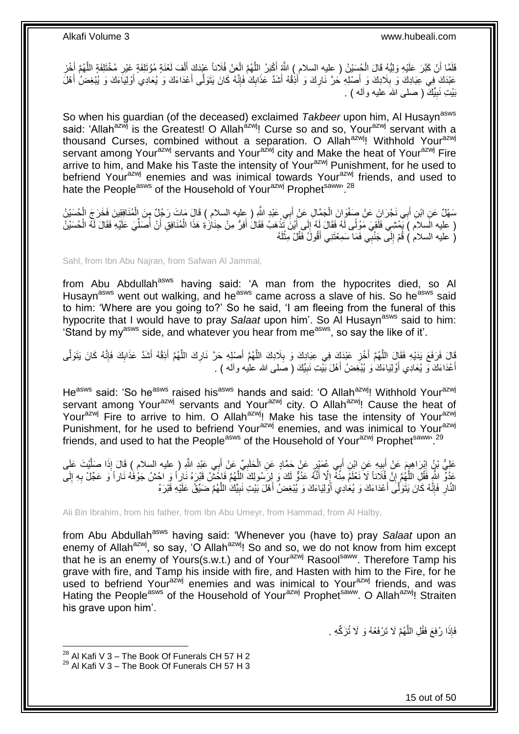فَلَمَّا أَنْ كَبَّرَ عَلَيْهِ وَلِيُّهُ قَالَ الْحُسَيْنُ ( عليه السلام ) اللَّهُ أَكْبَرُ اللَّهُمَّ الْعَنْ فُلَاناً عَبْدَكَ أَلْفَ لَعْنَةٍ مُؤْتَلِفَةٍ غَيْرِ مُخْتَلِفَةٍ اللَّهُمَّ أَخْزِ عَبْدَكَ فِي عِبَادِكَ وَ بِلَادِكَ وَ أَصْلِهِ حَرَّ نَارِكَ وَ أَذِقْهُ أَشَدَّ عَذَابِكَ فَإِنَّهُ كَانَ يَتَوَلَّى أَعْدَاءَكَ وَ يُعَادِي أَوْلِيَاءَكَ وَ يُبْغِضُ أَهْلَ بَيْتِ نَبِيِّكَ ( صلى الله عليه وآله ) .

So when his guardian (of the deceased) exclaimed *Takbeer* upon him, Al Husayn[asws] said: 'Allah[azwj] is the Greatest! O Allah[azwj]! Curse so and so, Your[azwj] servant with a thousand Curses, combined without a separation. O Allah[azwj]! Withhold Your[azwj] servant among Your[azwj] servants and Your[azwj] city and Make the heat of Your[azwj] Fire arrive to him, and Make his Taste the intensity of Your[azwj] Punishment, for he used to befriend Your[azwj] enemies and was inimical towards Your[azwj] friends, and used to hate the People[asws] of the Household of Your[azwj] Prophet[saww]'.[28]

سَهْلٌ عَنِ ابْنِ أَبِي نَجْرَانَ عَنْ صَفْوَانَ الْجَمَّالِ عَنْ أَبِي عَبْدِ اللَّهِ ( عليه السلام ) قَالَ مَاتَ رَجُلٌ مِنَ الْمُنَافِقِينَ فَخَرَجَ الْحُسَيْنُ ( عليه السلام ) يَمْشِي فَلَقِيَ مَوْلًى لَهُ فَقَالَ لَهُ إِلَى أَيْنَ تَذْهَبُ فَقَالَ أَفِرُّ مِنْ جِنَازَةِ هَذَا الْمُنَافِقِ أَنْ أُصَلِّيَ عَلَيْهِ فَقَالَ لَهُ الْحُسَيْنُ ( عليه السلام ) قُمْ إِلَى جَنْبِي فَمَا سَمِعْتَنِي أَقُولُ فَقُلْ مِثْلَهُ

Sahl, from Ibn Abu Najran, from Safwan Al Jammal,

from Abu Abdullah[asws] having said: 'A man from the hypocrites died, so Al Husayn[asws] went out walking, and he[asws] came across a slave of his. So he[asws] said to him: 'Where are you going to?' So he said, 'I am fleeing from the funeral of this hypocrite that I would have to pray *Salaat* upon him'. So Al Husayn[asws] said to him: 'Stand by my[asws] side, and whatever you hear from me[asws], so say the like of it'.

قَالَ فَرَفَعَ يَدَيْهِ فَقَالَ اللَّهُمَّ أَخْزِ عَبْدَكَ فِي عِبَادِكَ وَ بِلَادِكَ اللَّهُمَّ أَصْلِهِ حَرَّ نَارِكَ اللَّهُمَّ أَذِقْهُ أَشَدَّ عَذَابِكَ فَإِنَّهُ كَانَ يَتَوَلَّى أَعْدَاءَكَ وَ يُعَادِي أَوْلِيَاءَكَ وَ يُبْغِضُ أَهْلَ بَيْتِ نَبِيِّكَ ( صلى الله عليه وآله ) .

He[asws] said: 'So he[asws] raised his[asws] hands and said: 'O Allah[azwj]! Withhold Your[azwj] servant among Your[azwj] servants and Your[azwj] city. O Allah[azwj]! Cause the heat of Your[azwj] Fire to arrive to him. O Allah[azwj]! Make his tase the intensity of Your[azwj] Punishment, for he used to befriend Your[azwj] enemies, and was inimical to Your[azwj] friends, and used to hat the People[asws] of the Household of Your[azwj] Prophet[saww]'.[29]

عَلِيُّ بْنُ إِبْرَاهِيمَ عَنْ أَبِيهِ عَنِ ابْنِ أَبِي عُمَيْرٍ عَنْ حَمَّادٍ عَنِ الْحَلَبِيِّ عَنْ أَبِي عَبْدِ اللَّهِ ( عليه السلام ) قَالَ إِذَا صَلَّيْتَ عَلَى عَدُوِّ اللَّهِ فَقُلِ اللَّهُمَّ إِنَّ فُلَاناً لَا نَعْلَمُ مِنْهُ إِلَّا أَنَّهُ عَدُوٌّ لَكَ وَ لِرَسُولِكَ اللَّهُمَّ فَاحْشُ قَبْرَهُ نَاراً وَ احْشُ جَوْفَهُ نَاراً وَ عَجِّلْ بِهِ إِلَى النَّارِ فَإِنَّهُ كَانَ يَتَوَلَّى أَعْدَاءَكَ وَ يُعَادِي أَوْلِيَاءَكَ وَ يُبْغِضُ أَهْلَ بَيْتِ نَبِيِّكَ اللَّهُمَّ ضَيِّقْ عَلَيْهِ قَبْرَهُ

Ali Bin Ibrahim, from his father, from Ibn Abu Umeyr, from Hammad, from Al Halby,

from Abu Abdullah[asws] having said: 'Whenever you (have to) pray *Salaat* upon an enemy of Allah[azwj], so say, 'O Allah[azwj]! So and so, we do not know from him except that he is an enemy of Yours(s.w.t.) and of Your[azwj] Rasool[saww]. Therefore Tamp his grave with fire, and Tamp his inside with fire, and Hasten with him to the Fire, for he used to befriend Your[azwj] enemies and was inimical to Your[azwj] friends, and was Hating the People[asws] of the Household of Your[azwj] Prophet[saww]. O Allah[azwj]! Straiten his grave upon him'.

فَإِذَا رُفِعَ فَقُلِ اللَّهُمَّ لَا تَرْفَعْهُ وَ لَا تُزَكِّهِ .

[28] Al Kafi V 3 – The Book Of Funerals CH 57 H 2
[29] Al Kafi V 3 – The Book Of Funerals CH 57 H 3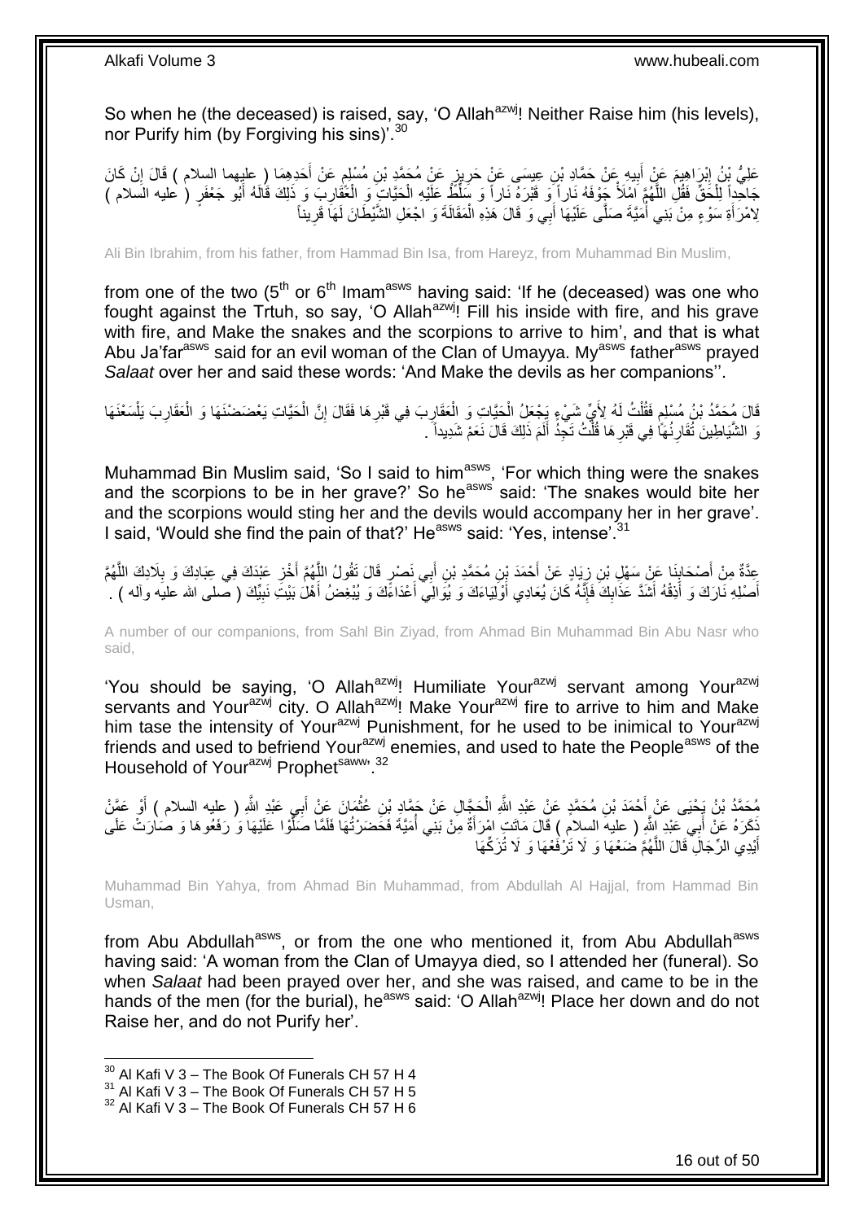So when he (the deceased) is raised, say, 'O Allah[azwj]! Neither Raise him (his levels), nor Purify him (by Forgiving his sins)'.[30]

عَلِيُّ بْنُ إِبْرَاهِيمَ عَنْ أَبِيهِ عَنْ حَمَّادِ بْنِ عِيسَى عَنْ حَرِيزٍ عَنْ مُحَمَّدِ بْنِ مُسْلِمٍ عَنْ أَحَدِهِمَا ( عليهما السلام ) قَالَ إِنْ كَانَ جَاحِداً لِلْحَقِّ فَقُلِ اللَّهُمَّ امْلَأْ جَوْفَهُ نَاراً وَ قَبْرَهُ نَاراً وَ سَلِّطْ عَلَيْهِ الْحَيَّاتِ وَ الْعَقَارِبَ وَ ذَلِكَ قَالَهُ أَبُو جَعْفَرٍ ( عليه السلام ) لِامْرَأَةِ سَوْءٍ مِنْ بَنِي أُمَيَّةَ صَلَّى عَلَيْهَا أَبِي وَ قَالَ هَذِهِ الْمَقَالَةَ وَ اجْعَلِ الشَّيْطَانَ لَهَا قَرِيناً

Ali Bin Ibrahim, from his father, from Hammad Bin Isa, from Hareyz, from Muhammad Bin Muslim,

from one of the two (5th or 6th Imam[asws] having said: 'If he (deceased) was one who fought against the Trtuh, so say, 'O Allah[azwj]! Fill his inside with fire, and his grave with fire, and Make the snakes and the scorpions to arrive to him', and that is what Abu Ja'far[asws] said for an evil woman of the Clan of Umayya. My[asws] father[asws] prayed *Salaat* over her and said these words: 'And Make the devils as her companions''.

قَالَ مُحَمَّدُ بْنُ مُسْلِمٍ فَقُلْتُ لَهُ لِأَيِّ شَيْءٍ يَجْعَلُ الْحَيَّاتِ وَ الْعَقَارِبَ فِي قَبْرِهَا فَقَالَ إِنَّ الْحَيَّاتِ يَعْضَضْنَهَا وَ الْعَقَارِبَ يَلْسَعْنَهَا وَ الشَّيَاطِينَ تُقَارِنُهَا فِي قَبْرِهَا قُلْتُ تَجِدُ أَلَمَ ذَلِكَ قَالَ نَعَمْ شَدِيداً .

Muhammad Bin Muslim said, 'So I said to him[asws], 'For which thing were the snakes and the scorpions to be in her grave?' So he[asws] said: 'The snakes would bite her and the scorpions would sting her and the devils would accompany her in her grave'. I said, 'Would she find the pain of that?' He[asws] said: 'Yes, intense'.[31]

عِدَّةٌ مِنْ أَصْحَابِنَا عَنْ سَهْلِ بْنِ زِيَادٍ عَنْ أَحْمَدَ بْنِ مُحَمَّدِ بْنِ أَبِي نَصْرٍ قَالَ تَقُولُ اللَّهُمَّ أَخْزِ عَبْدَكَ فِي عِبَادِكَ وَ بِلَادِكَ اللَّهُمَّ أَصْلِهِ نَارَكَ وَ أَذِقْهُ أَشَدَّ عَذَابِكَ فَإِنَّهُ كَانَ يُعَادِي أَوْلِيَاءَكَ وَ يُوَالِي أَعْدَاءَكَ وَ يُبْغِضُ أَهْلَ بَيْتِ نَبِيِّكَ ( صلى الله عليه وآله ) .

A number of our companions, from Sahl Bin Ziyad, from Ahmad Bin Muhammad Bin Abu Nasr who said,

'You should be saying, 'O Allah[azwj]! Humiliate Your[azwj] servant among Your[azwj] servants and Your[azwj] city. O Allah[azwj]! Make Your[azwj] fire to arrive to him and Make him tase the intensity of Your[azwj] Punishment, for he used to be inimical to Your[azwj] friends and used to befriend Your[azwj] enemies, and used to hate the People[asws] of the Household of Your[azwj] Prophet[saww]'.[32]

مُحَمَّدُ بْنُ يَحْيَى عَنْ أَحْمَدَ بْنِ مُحَمَّدٍ عَنْ عَبْدِ اللَّهِ الْحَجَّالِ عَنْ حَمَّادِ بْنِ عُثْمَانَ عَنْ أَبِي عَبْدِ اللَّهِ ( عليه السلام ) أَوْ عَمَّنْ ذَكَرَهُ عَنْ أَبِي عَبْدِ اللَّهِ ( عليه السلام ) قَالَ مَاتَتِ امْرَأَةٌ مِنْ بَنِي أُمَيَّةَ فَحَضَرْتُهَا فَلَمَّا صَلَّوْا عَلَيْهَا وَ رَفَعُوهَا وَ صَارَتْ عَلَى أَيْدِي الرِّجَالِ قَالَ اللَّهُمَّ ضَعْهَا وَ لَا تَرْفَعْهَا وَ لَا تُزَكِّهَا

Muhammad Bin Yahya, from Ahmad Bin Muhammad, from Abdullah Al Hajjal, from Hammad Bin Usman,

from Abu Abdullah[asws], or from the one who mentioned it, from Abu Abdullah[asws] having said: 'A woman from the Clan of Umayya died, so I attended her (funeral). So when *Salaat* had been prayed over her, and she was raised, and came to be in the hands of the men (for the burial), he[asws] said: 'O Allah[azwj]! Place her down and do not Raise her, and do not Purify her'.

---

[30] Al Kafi V 3 – The Book Of Funerals CH 57 H 4
[31] Al Kafi V 3 – The Book Of Funerals CH 57 H 5
[32] Al Kafi V 3 – The Book Of Funerals CH 57 H 6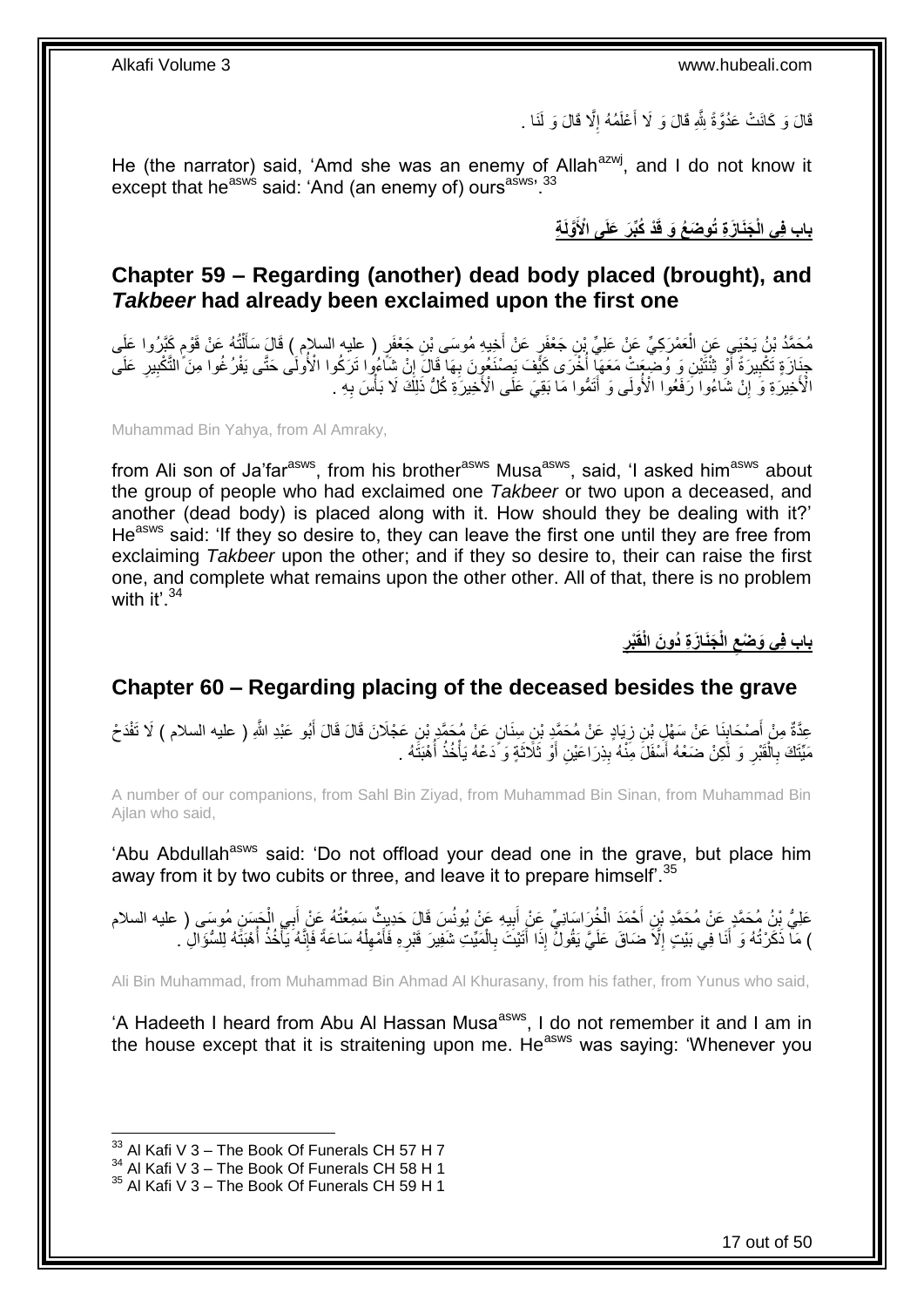قَالَ وَ كَانَتْ عَدُوَّةً لِلَّهِ قَالَ وَ لَا أَعْلَمُهُ إِلَّا قَالَ وَ لَنَا .

He (the narrator) said, 'Amd she was an enemy of Allah[azwj], and I do not know it except that he[asws] said: 'And (an enemy of) ours[asws]'.[33]

## بابِ فِي الْجَنَازَةِ تُوضَعُ وَ قَدْ كُبِّرَ عَلَى الْأُولَى

## Chapter 59 – Regarding (another) dead body placed (brought), and *Takbeer* had already been exclaimed upon the first one

مُحَمَّدُ بْنُ يَحْيَى عَنِ الْعَمْرَكِيِّ عَنْ عَلِيِّ بْنِ جَعْفَرٍ عَنْ أَخِيهِ مُوسَى بْنِ جَعْفَرٍ ( عليه السلام ) قَالَ سَأَلْتُهُ عَنْ قَوْمٍ كَبَّرُوا عَلَى جِنَازَةٍ تَكْبِيرَةً أَوْ ثِنْتَيْنِ وَ وُضِعَتْ مَعَهَا أُخْرَى كَيْفَ يَصْنَعُونَ بِهَا قَالَ إِنْ شَاءُوا تَرَكُوا الْأُولَى حَتَّى يَفْرُغُوا مِنَ التَّكْبِيرِ عَلَى الْأَخِيرَةِ وَ إِنْ شَاءُوا رَفَعُوا الْأُولَى وَ أَتَمُّوا مَا بَقِيَ عَلَى الْأَخِيرَةِ كُلُّ ذَلِكَ لَا بَأْسَ بِهِ .

Muhammad Bin Yahya, from Al Amraky,

from Ali son of Ja'far[asws], from his brother[asws] Musa[asws], said, 'I asked him[asws] about the group of people who had exclaimed one *Takbeer* or two upon a deceased, and another (dead body) is placed along with it. How should they be dealing with it?' He[asws] said: 'If they so desire to, they can leave the first one until they are free from exclaiming *Takbeer* upon the other; and if they so desire to, their can raise the first one, and complete what remains upon the other one. All of that, there is no problem with it'.[34]

## بابِ فِي وَضْعِ الْجَنَازَةِ دُونَ الْقَبْرِ

## Chapter 60 – Regarding placing of the deceased besides the grave

عِدَّةٌ مِنْ أَصْحَابِنَا عَنْ سَهْلِ بْنِ زِيَادٍ عَنْ مُحَمَّدِ بْنِ سِنَانٍ عَنْ مُحَمَّدِ بْنِ عَجْلَانَ قَالَ قَالَ أَبُو عَبْدِ اللَّهِ ( عليه السلام ) لَا تَفْدَحْ مَيِّتَكَ بِالْقَبْرِ وَ لَكِنْ ضَعْهُ أَسْفَلَ مِنْهُ بِذِرَاعَيْنِ أَوْ ثَلَاثَةٍ وَ دَعْهُ يَأْخُذُ أُهْبَتَهُ .

A number of our companions, from Sahl Bin Ziyad, from Muhammad Bin Sinan, from Muhammad Bin Ajlan who said,

'Abu Abdullah[asws] said: 'Do not offload your dead one in the grave, but place him away from it by two cubits or three, and leave it to prepare himself'.[35]

عَلِيُّ بْنُ مُحَمَّدٍ عَنْ مُحَمَّدِ بْنِ أَحْمَدَ الْخُرَاسَانِيِّ عَنْ أَبِيهِ عَنْ يُونُسَ قَالَ حَدِيثٌ سَمِعْتُهُ عَنْ أَبِي الْحَسَنِ مُوسَى ( عليه السلام ) مَا ذَكَرْتُهُ وَ أَنَا فِي بَيْتٍ إِلَّا ضَاقَ عَلَيَّ يَقُولُ إِذَا أَتَيْتَ بِالْمَيِّتِ شَفِيرَ قَبْرِهِ فَأَمْهِلْهُ سَاعَةً فَإِنَّهُ يَأْخُذُ أُهْبَتَهُ لِلسُّؤَالِ .

Ali Bin Muhammad, from Muhammad Bin Ahmad Al Khurasany, from his father, from Yunus who said,

'A Hadeeth I heard from Abu Al Hassan Musa[asws], I do not remember it and I am in the house except that it is straitening upon me. He[asws] was saying: 'Whenever you

---

[33] Al Kafi V 3 – The Book Of Funerals CH 57 H 7
[34] Al Kafi V 3 – The Book Of Funerals CH 58 H 1
[35] Al Kafi V 3 – The Book Of Funerals CH 59 H 1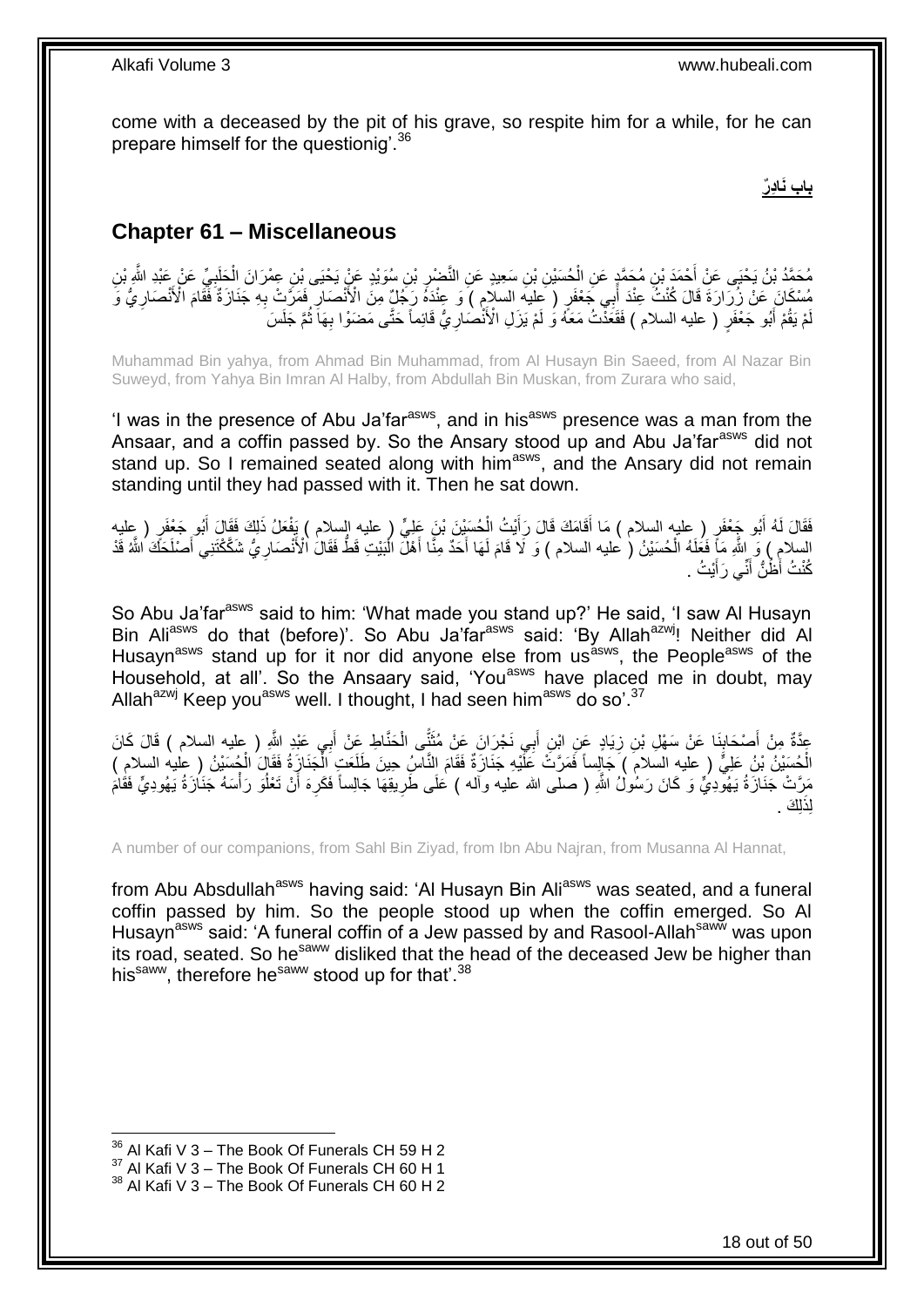come with a deceased by the pit of his grave, so respite him for a while, for he can prepare himself for the questionig'.[36]

**باب نَادِرٌ**

## Chapter 61 – Miscellaneous

مُحَمَّدُ بْنُ يَحْيَى عَنْ أَحْمَدَ بْنِ مُحَمَّدٍ عَنِ الْحُسَيْنِ بْنِ سَعِيدٍ عَنِ النَّضْرِ بْنِ سُوَيْدٍ عَنْ يَحْيَى بْنِ عِمْرَانَ الْحَلَبِيِّ عَنْ عَبْدِ اللَّهِ بْنِ مُسْكَانَ عَنْ زُرَارَةَ قَالَ كُنْتُ عِنْدَ أَبِي جَعْفَرٍ ( عليه السلام ) وَ عِنْدَهُ رَجُلٌ مِنَ الْأَنْصَارِ فَمَرَّتْ بِهِ جَنَازَةٌ فَقَامَ الْأَنْصَارِيُّ وَ لَمْ يَقُمْ أَبُو جَعْفَرٍ ( عليه السلام ) فَقَعَدْتُ مَعَهُ وَ لَمْ يَزَلِ الْأَنْصَارِيُّ قَائِماً حَتَّى مَضَوْا بِهَا ثُمَّ جَلَسَ

Muhammad Bin yahya, from Ahmad Bin Muhammad, from Al Husayn Bin Saeed, from Al Nazar Bin Suweyd, from Yahya Bin Imran Al Halby, from Abdullah Bin Muskan, from Zurara who said,

'I was in the presence of Abu Ja'far[asws], and in his[asws] presence was a man from the Ansaar, and a coffin passed by. So the Ansary stood up and Abu Ja'far[asws] did not stand up. So I remained seated along with him[asws], and the Ansary did not remain standing until they had passed with it. Then he sat down.

فَقَالَ لَهُ أَبُو جَعْفَرٍ ( عليه السلام ) مَا أَقَامَكَ قَالَ رَأَيْتُ الْحُسَيْنَ بْنَ عَلِيٍّ ( عليه السلام ) يَفْعَلُ ذَلِكَ فَقَالَ أَبُو جَعْفَرٍ ( عليه السلام ) وَ اللَّهِ مَا فَعَلَهُ الْحُسَيْنُ ( عليه السلام ) وَ لَا قَامَ لَهَا أَحَدٌ مِنَّا أَهْلَ الْبَيْتِ قَطُّ فَقَالَ الْأَنْصَارِيُّ شَكَّكْتَنِي أَصْلَحَكَ اللَّهُ قَدْ كُنْتُ أَظُنُّ أَنِّي رَأَيْتُ .

So Abu Ja'far[asws] said to him: 'What made you stand up?' He said, 'I saw Al Husayn Bin Ali[asws] do that (before)'. So Abu Ja'far[asws] said: 'By Allah[azwj]! Neither did Al Husayn[asws] stand up for it nor did anyone else from us[asws], the People[asws] of the Household, at all'. So the Ansaary said, 'You[asws] have placed me in doubt, may Allah[azwj] Keep you[asws] well. I thought, I had seen him[asws] do so'.[37]

عِدَّةٌ مِنْ أَصْحَابِنَا عَنْ سَهْلِ بْنِ زِيَادٍ عَنِ ابْنِ أَبِي نَجْرَانَ عَنْ مُثَنًّى الْحَنَّاطِ عَنْ أَبِي عَبْدِ اللَّهِ ( عليه السلام ) قَالَ كَانَ الْحُسَيْنُ بْنُ عَلِيٍّ ( عليه السلام ) جَالِساً فَمَرَّتْ عَلَيْهِ جَنَازَةٌ فَقَامَ النَّاسُ حِينَ طَلَعَتِ الْجَنَازَةُ فَقَالَ الْحُسَيْنُ ( عليه السلام ) مَرَّتْ جَنَازَةُ يَهُودِيٍّ وَ كَانَ رَسُولُ اللَّهِ ( صلى الله عليه وآله ) عَلَى طَرِيقِهَا جَالِساً فَكَرِهَ أَنْ تَعْلُوَ رَأْسَهُ جَنَازَةُ يَهُودِيٍّ فَقَامَ لِذَلِكَ .

A number of our companions, from Sahl Bin Ziyad, from Ibn Abu Najran, from Musanna Al Hannat,

from Abu Absdullah[asws] having said: 'Al Husayn Bin Ali[asws] was seated, and a funeral coffin passed by him. So the people stood up when the coffin emerged. So Al Husayn[asws] said: 'A funeral coffin of a Jew passed by and Rasool-Allah[saww] was upon its road, seated. So he[saww] disliked that the head of the deceased Jew be higher than his[saww], therefore he[saww] stood up for that'.[38]

---

[36] Al Kafi V 3 – The Book Of Funerals CH 59 H 2
[37] Al Kafi V 3 – The Book Of Funerals CH 60 H 1
[38] Al Kafi V 3 – The Book Of Funerals CH 60 H 2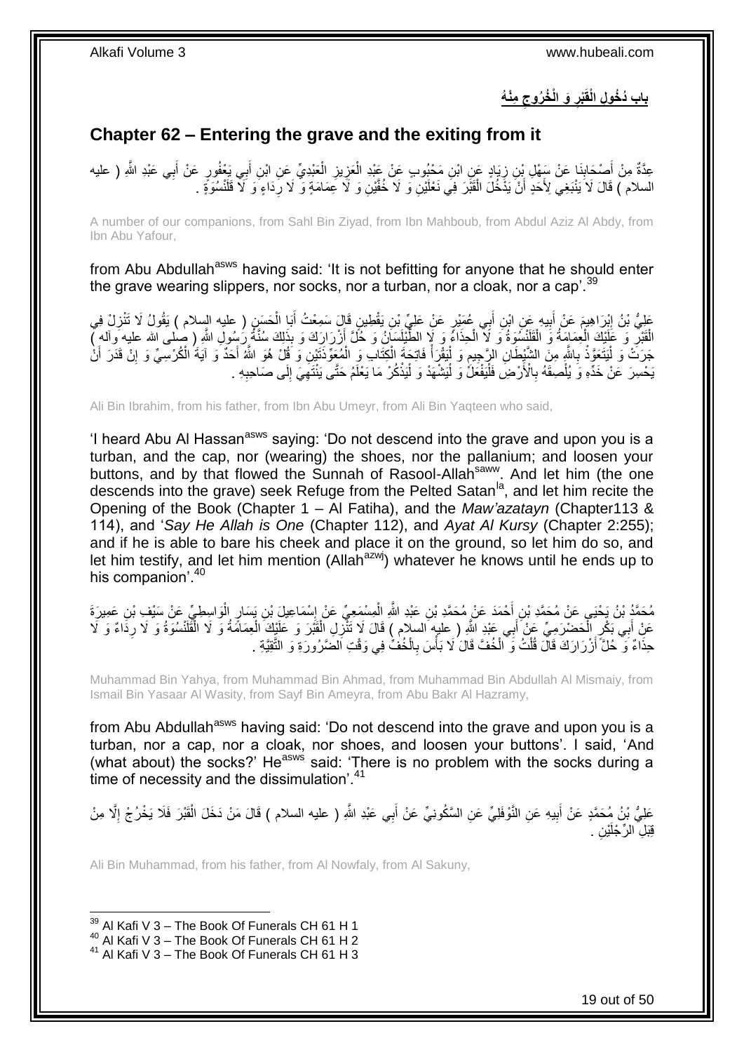## باب دُخُولِ الْقَبْرِ وَ الْخُرُوجِ مِنْهُ

## Chapter 62 – Entering the grave and the exiting from it

عِدَّةٌ مِنْ أَصْحَابِنَا عَنْ سَهْلِ بْنِ زِيَادٍ عَنِ ابْنِ مَحْبُوبٍ عَنْ عَبْدِ الْعَزِيزِ الْعَبْدِيِّ عَنِ ابْنِ أَبِي يَعْفُورٍ عَنْ أَبِي عَبْدِ اللَّهِ ( عليه السلام ) قَالَ لَا يَنْبَغِي لِأَحَدٍ أَنْ يَدْخُلَ الْقَبْرَ فِي نَعْلَيْنِ وَ لَا خُفَّيْنِ وَ لَا عِمَامَةٍ وَ لَا رِدَاءٍ وَ لَا قَلَنْسُوَةٍ .

A number of our companions, from Sahl Bin Ziyad, from Ibn Mahboub, from Abdul Aziz Al Abdy, from Ibn Abu Yafour,

from Abu Abdullah[asws] having said: 'It is not befitting for anyone that he should enter the grave wearing slippers, nor socks, nor a turban, nor a cloak, nor a cap'.[39]

عَلِيُّ بْنُ إِبْرَاهِيمَ عَنْ أَبِيهِ عَنِ ابْنِ أَبِي عُمَيْرٍ عَنْ عَلِيِّ بْنِ يَقْطِينٍ قَالَ سَمِعْتُ أَبَا الْحَسَنِ ( عليه السلام ) يَقُولُ لَا تَنْزِلْ فِي الْقَبْرِ وَ عَلَيْكَ الْعِمَامَةُ وَ الْقَلَنْسُوَةُ وَ لَا الْحِذَاءُ وَ لَا الطَّيْلَسَانُ وَ حُلَّ أَزْرَارَكَ وَ بِذَلِكَ سُنَّةُ رَسُولِ اللَّهِ ( صلى الله عليه وآله ) جَرَتْ وَ لْيَتَعَوَّذْ بِاللَّهِ مِنَ الشَّيْطَانِ الرَّجِيمِ وَ لْيَقْرَأْ فَاتِحَةَ الْكِتَابِ وَ الْمُعَوِّذَتَيْنِ وَ قُلْ هُوَ اللَّهُ أَحَدٌ وَ آيَةَ الْكُرْسِيِّ وَ إِنْ قَدَرَ أَنْ يَحْسِرَ عَنْ خَدِّهِ وَ يُلْصِقَهُ بِالْأَرْضِ فَلْيَفْعَلْ وَ لْيَشْهَدْ وَ لْيَذْكُرْ مَا يَعْلَمُ حَتَّى يَنْتَهِيَ إِلَى صَاحِبِهِ .

Ali Bin Ibrahim, from his father, from Ibn Abu Umeyr, from Ali Bin Yaqteen who said,

'I heard Abu Al Hassan[asws] saying: 'Do not descend into the grave and upon you is a turban, and the cap, nor (wearing) the shoes, nor the pallanium; and loosen your buttons, and by that flowed the Sunnah of Rasool-Allah[saww]. And let him (the one descends into the grave) seek Refuge from the Pelted Satan[la], and let him recite the Opening of the Book (Chapter 1 – Al Fatiha), and the *Maw'azatayn* (Chapter113 & 114), and '*Say He Allah is One* (Chapter 112), and *Ayat Al Kursy* (Chapter 2:255); and if he is able to bare his cheek and place it on the ground, so let him do so, and let him testify, and let him mention (Allah[azwj]) whatever he knows until he ends up to his companion'.[40]

مُحَمَّدُ بْنُ يَحْيَى عَنْ مُحَمَّدِ بْنِ أَحْمَدَ عَنْ مُحَمَّدِ بْنِ عَبْدِ اللَّهِ الْمِسْمَعِيِّ عَنْ إِسْمَاعِيلَ بْنِ يَسَارٍ الْوَاسِطِيِّ عَنْ سَيْفِ بْنِ عَمِيرَةَ عَنْ أَبِي بَكْرٍ الْحَضْرَمِيِّ عَنْ أَبِي عَبْدِ اللَّهِ ( عليه السلام ) قَالَ لَا تَنْزِلِ الْقَبْرَ وَ عَلَيْكَ الْعِمَامَةُ وَ لَا الْقَلَنْسُوَةُ وَ لَا رِدَاءٌ وَ لَا حِذَاءٌ وَ حُلَّ أَزْرَارَكَ قَالَ قُلْتُ وَ الْخُفُّ قَالَ لَا بَأْسَ بِالْخُفِّ فِي وَقْتِ الضَّرُورَةِ وَ التَّقِيَّةِ .

Muhammad Bin Yahya, from Muhammad Bin Ahmad, from Muhammad Bin Abdullah Al Mismaiy, from Ismail Bin Yasaar Al Wasity, from Sayf Bin Ameyra, from Abu Bakr Al Hazramy,

from Abu Abdullah[asws] having said: 'Do not descend into the grave and upon you is a turban, nor a cap, nor a cloak, nor shoes, and loosen your buttons'. I said, 'And (what about) the socks?' He[asws] said: 'There is no problem with the socks during a time of necessity and the dissimulation'.[41]

عَلِيُّ بْنُ مُحَمَّدٍ عَنْ أَبِيهِ عَنِ النَّوْفَلِيِّ عَنِ السَّكُونِيِّ عَنْ أَبِي عَبْدِ اللَّهِ ( عليه السلام ) قَالَ مَنْ دَخَلَ الْقَبْرَ فَلَا يَخْرُجْ إِلَّا مِنْ قِبَلِ الرِّجْلَيْنِ .

Ali Bin Muhammad, from his father, from Al Nowfaly, from Al Sakuny,

[39] Al Kafi V 3 – The Book Of Funerals CH 61 H 1
[40] Al Kafi V 3 – The Book Of Funerals CH 61 H 2
[41] Al Kafi V 3 – The Book Of Funerals CH 61 H 3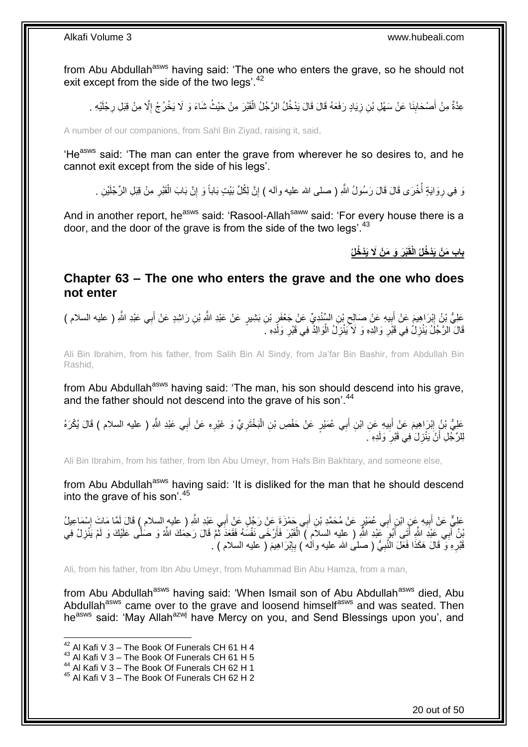from Abu Abdullah[asws] having said: 'The one who enters the grave, so he should not exit except from the side of the two legs'.[42]

عِدَّةٌ مِنْ أَصْحَابِنَا عَنْ سَهْلِ بْنِ زِيَادٍ رَفَعَهُ قَالَ قَالَ يَدْخُلُ الرَّجُلُ الْقَبْرَ مِنْ حَيْثُ شَاءَ وَ لَا يَخْرُجُ إِلَّا مِنْ قِبَلِ رِجْلَيْهِ .

A number of our companions, from Sahl Bin Ziyad, raising it, said,

'He[asws] said: 'The man can enter the grave from wherever he so desires to, and he cannot exit except from the side of his legs'.

وَ فِي رِوَايَةٍ أُخْرَى قَالَ قَالَ رَسُولُ اللَّهِ ( صلى الله عليه وآله ) إِنَّ لِكُلِّ بَيْتٍ بَاباً وَ إِنَّ بَابَ الْقَبْرِ مِنْ قِبَلِ الرِّجْلَيْنِ .

And in another report, he[asws] said: 'Rasool-Allah[saww] said: 'For every house there is a door, and the door of the grave is from the side of the two legs'.[43]

## باب مَنْ يَدْخُلُ الْقَبْرَ وَ مَنْ لَا يَدْخُلُ

## Chapter 63 – The one who enters the grave and the one who does not enter

عَلِيُّ بْنُ إِبْرَاهِيمَ عَنْ أَبِيهِ عَنْ صَالِحِ بْنِ السِّنْدِيِّ عَنْ جَعْفَرِ بْنِ بَشِيرٍ عَنْ عَبْدِ اللَّهِ بْنِ رَاشِدٍ عَنْ أَبِي عَبْدِ اللَّهِ ( عليه السلام ) قَالَ الرَّجُلُ يَنْزِلُ فِي قَبْرِ وَالِدِهِ وَ لَا يَنْزِلُ الْوَالِدُ فِي قَبْرِ وَلَدِهِ .

Ali Bin Ibrahim, from his father, from Salih Bin Al Sindy, from Ja'far Bin Bashir, from Abdullah Bin Rashid,

from Abu Abdullah[asws] having said: 'The man, his son should descend into his grave, and the father should not descend into the grave of his son'.[44]

عَلِيُّ بْنُ إِبْرَاهِيمَ عَنْ أَبِيهِ عَنِ ابْنِ أَبِي عُمَيْرٍ عَنْ حَفْصِ بْنِ الْبَخْتَرِيِّ وَ غَيْرِهِ عَنْ أَبِي عَبْدِ اللَّهِ ( عليه السلام ) قَالَ يُكْرَهُ لِلرَّجُلِ أَنْ يَنْزِلَ فِي قَبْرِ وَلَدِهِ .

Ali Bin Ibrahim, from his father, from Ibn Abu Umeyr, from Hafs Bin Bakhtary, and someone else,

from Abu Abdullah[asws] having said: 'It is disliked for the man that he should descend into the grave of his son'.[45]

عَلِيٌّ عَنْ أَبِيهِ عَنِ ابْنِ أَبِي عُمَيْرٍ عَنْ مُحَمَّدِ بْنِ أَبِي حَمْزَةَ عَنْ رَجُلٍ عَنْ أَبِي عَبْدِ اللَّهِ ( عليه السلام ) قَالَ لَمَّا مَاتَ إِسْمَاعِيلُ بْنُ أَبِي عَبْدِ اللَّهِ أَتَى أَبُو عَبْدِ اللَّهِ ( عليه السلام ) الْقَبْرَ فَأَرْخَى نَفْسَهُ فَقَعَدَ ثُمَّ قَالَ رَحِمَكَ اللَّهُ وَ صَلَّى عَلَيْكَ وَ لَمْ يَنْزِلْ فِي قَبْرِهِ وَ قَالَ هَكَذَا فَعَلَ النَّبِيُّ ( صلى الله عليه وآله ) بِإِبْرَاهِيمَ ( عليه السلام ) .

Ali, from his father, from Ibn Abu Umeyr, from Muhammad Bin Abu Hamza, from a man,

from Abu Abdullah[asws] having said: 'When Ismail son of Abu Abdullah[asws] died, Abu Abdullah[asws] came over to the grave and loosend himself[asws] and was seated. Then he[asws] said: 'May Allah[azwj] have Mercy on you, and Send Blessings upon you', and

---

[42] Al Kafi V 3 – The Book Of Funerals CH 61 H 4
[43] Al Kafi V 3 – The Book Of Funerals CH 61 H 5
[44] Al Kafi V 3 – The Book Of Funerals CH 62 H 1
[45] Al Kafi V 3 – The Book Of Funerals CH 62 H 2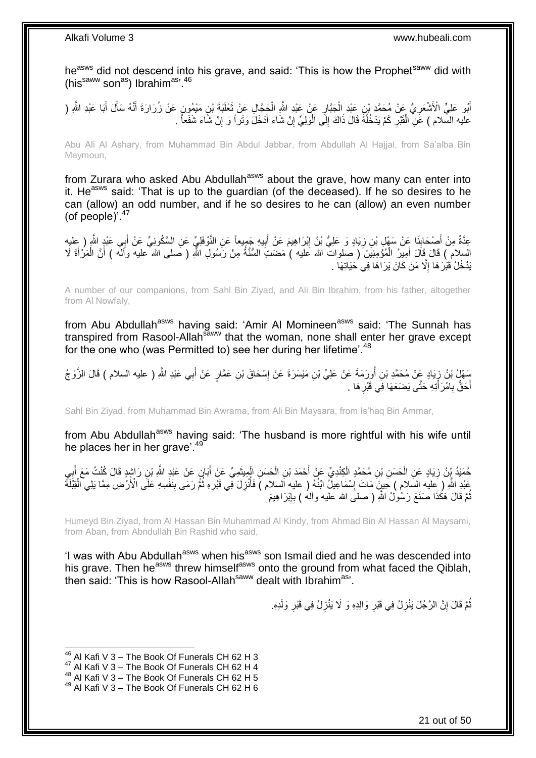he[asws] did not descend into his grave, and said: 'This is how the Prophet[saww] did with (his[saww] son[as]) Ibrahim[as]'.[46]

أَبُو عَلِيٍّ الْأَشْعَرِيُّ عَنْ مُحَمَّدِ بْنِ عَبْدِ الْجَبَّارِ عَنْ عَبْدِ اللَّهِ الْحَجَّالِ عَنْ ثَعْلَبَةَ بْنِ مَيْمُونٍ عَنْ زُرَارَةَ أَنَّهُ سَأَلَ أَبَا عَبْدِ اللَّهِ ( عليه السلام ) عَنِ الْقَبْرِ كَمْ يَدْخُلُهُ قَالَ ذَاكَ إِلَى الْوَلِيِّ إِنْ شَاءَ أَدْخَلَ وَتْراً وَ إِنْ شَاءَ شَفْعاً .

Abu Ali Al Ashary, from Muhammad Bin Abdul Jabbar, from Abdullah Al Hajjal, from Sa'alba Bin Maymoun,

from Zurara who asked Abu Abdullah[asws] about the grave, how many can enter into it. He[asws] said: 'That is up to the guardian (of the deceased). If he so desires to he can (allow) an odd number, and if he so desires to he can (allow) an even number (of people)'.[47]

عِدَّةٌ مِنْ أَصْحَابِنَا عَنْ سَهْلِ بْنِ زِيَادٍ وَ عَلِيُّ بْنُ إِبْرَاهِيمَ عَنْ أَبِيهِ جَمِيعاً عَنِ النَّوْفَلِيِّ عَنِ السَّكُونِيِّ عَنْ أَبِي عَبْدِ اللَّهِ ( عليه السلام ) قَالَ قَالَ أَمِيرُ الْمُؤْمِنِينَ ( صلوات الله عليه ) مَضَتِ السُّنَّةُ مِنْ رَسُولِ اللَّهِ ( صلى الله عليه وآله ) أَنَّ الْمَرْأَةَ لَا يَدْخُلُ قَبْرَهَا إِلَّا مَنْ كَانَ يَرَاهَا فِي حَيَاتِهَا .

A number of our companions, from Sahl Bin Ziyad, and Ali Bin Ibrahim, from his father, altogether from Al Nowfaly,

from Abu Abdullah[asws] having said: 'Amir Al Momineen[asws] said: 'The Sunnah has transpired from Rasool-Allah[saww] that the woman, none shall enter her grave except for the one who (was Permitted to) see her during her lifetime'.[48]

سَهْلُ بْنُ زِيَادٍ عَنْ مُحَمَّدِ بْنِ أُورَمَةَ عَنْ عَلِيِّ بْنِ مَيْسَرَةَ عَنْ إِسْحَاقَ بْنِ عَمَّارٍ عَنْ أَبِي عَبْدِ اللَّهِ ( عليه السلام ) قَالَ الزَّوْجُ أَحَقُّ بِامْرَأَتِهِ حَتَّى يَضَعَهَا فِي قَبْرِهَا .

Sahl Bin Ziyad, from Muhammad Bin Awrama, from Ali Bin Maysara, from Is'haq Bin Ammar,

from Abu Abdullah[asws] having said: 'The husband is more rightful with his wife until he places her in her grave'.[49]

حُمَيْدُ بْنُ زِيَادٍ عَنِ الْحَسَنِ بْنِ مُحَمَّدٍ الْكِنْدِيِّ عَنْ أَحْمَدَ بْنِ الْحَسَنِ الْمِيثَمِيِّ عَنْ أَبَانٍ عَنْ عَبْدِ اللَّهِ بْنِ رَاشِدٍ قَالَ كُنْتُ مَعَ أَبِي عَبْدِ اللَّهِ ( عليه السلام ) حِينَ مَاتَ إِسْمَاعِيلُ ابْنُهُ ( عليه السلام ) فَأُنْزِلَ فِي قَبْرِهِ ثُمَّ رَمَى بِنَفْسِهِ عَلَى الْأَرْضِ مِمَّا يَلِي الْقِبْلَةَ ثُمَّ قَالَ هَكَذَا صَنَعَ رَسُولُ اللَّهِ ( صلى الله عليه وآله ) بِإِبْرَاهِيمَ

Humeyd Bin Ziyad, from Al Hassan Bin Muhammad Al Kindy, from Ahmad Bin Al Hassan Al Maysami, from Aban, from Abndullah Bin Rashid who said,

'I was with Abu Abdullah[asws] when his[asws] son Ismail died and he was descended into his grave. Then he[asws] threw himself[asws] onto the ground from what faced the Qiblah, then said: 'This is how Rasool-Allah[saww] dealt with Ibrahim[as]'.

ثُمَّ قَالَ إِنَّ الرَّجُلَ يَنْزِلُ فِي قَبْرِ وَالِدِهِ وَ لَا يَنْزِلُ فِي قَبْرِ وَلَدِهِ.

[46] Al Kafi V 3 – The Book Of Funerals CH 62 H 3
[47] Al Kafi V 3 – The Book Of Funerals CH 62 H 4
[48] Al Kafi V 3 – The Book Of Funerals CH 62 H 5
[49] Al Kafi V 3 – The Book Of Funerals CH 62 H 6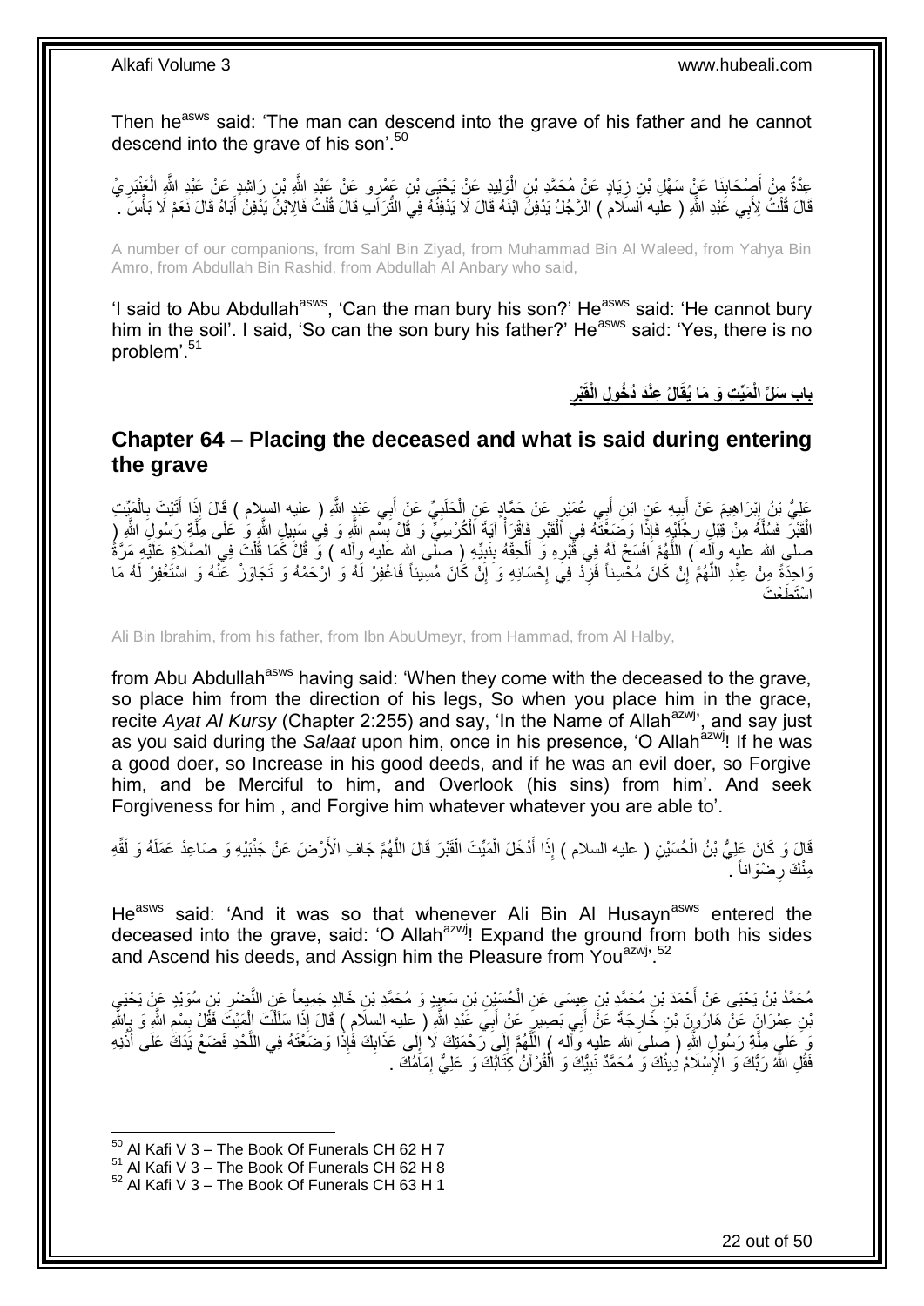Then he[asws] said: 'The man can descend into the grave of his father and he cannot descend into the grave of his son'.[50]

عِدَّةٌ مِنْ أَصْحَابِنَا عَنْ سَهْلِ بْنِ زِيَادٍ عَنْ مُحَمَّدِ بْنِ الْوَلِيدِ عَنْ يَحْيَى بْنِ عَمْرٍو عَنْ عَبْدِ اللَّهِ بْنِ رَاشِدٍ عَنْ عَبْدِ اللَّهِ الْعَنْبَرِيِّ قَالَ قُلْتُ لِأَبِي عَبْدِ اللَّهِ ( عليه السلام ) الرَّجُلُ يَدْفِنُ ابْنَهُ قَالَ لَا يَدْفِنُهُ فِي التُّرَابِ قَالَ قُلْتُ فَالِابْنُ يَدْفِنُ أَبَاهُ قَالَ نَعَمْ لَا بَأْسَ .

A number of our companions, from Sahl Bin Ziyad, from Muhammad Bin Al Waleed, from Yahya Bin Amro, from Abdullah Bin Rashid, from Abdullah Al Anbary who said,

'I said to Abu Abdullah[asws], 'Can the man bury his son?' He[asws] said: 'He cannot bury him in the soil'. I said, 'So can the son bury his father?' He[asws] said: 'Yes, there is no problem'.[51]

## بابِ سَلِّ الْمَيِّتِ وَ مَا يُقَالُ عِنْدَ دُخُولِ الْقَبْرِ

## Chapter 64 – Placing the deceased and what is said during entering the grave

عَلِيُّ بْنُ إِبْرَاهِيمَ عَنْ أَبِيهِ عَنِ ابْنِ أَبِي عُمَيْرٍ عَنْ حَمَّادٍ عَنِ الْحَلَبِيِّ عَنْ أَبِي عَبْدِ اللَّهِ ( عليه السلام ) قَالَ إِذَا أَتَيْتَ بِالْمَيِّتِ الْقَبْرَ فَسُلَّهُ مِنْ قِبَلِ رِجْلَيْهِ فَإِذَا وَضَعْتَهُ فِي الْقَبْرِ فَاقْرَأْ آيَةَ الْكُرْسِيِّ وَ قُلْ بِسْمِ اللَّهِ وَ فِي سَبِيلِ اللَّهِ وَ عَلَى مِلَّةِ رَسُولِ اللَّهِ ( صلى الله عليه وآله ) اللَّهُمَّ افْسَحْ لَهُ فِي قَبْرِهِ وَ أَلْحِقْهُ بِنَبِيِّهِ ( صلى الله عليه وآله ) وَ قُلْ كَمَا قُلْتَ فِي الصَّلَاةِ عَلَيْهِ مَرَّةً وَاحِدَةً مِنْ عِنْدِ اللَّهُمَّ إِنْ كَانَ مُحْسِناً فَزِدْ فِي إِحْسَانِهِ وَ إِنْ كَانَ مُسِيئاً فَاغْفِرْ لَهُ وَ ارْحَمْهُ وَ تَجَاوَزْ عَنْهُ وَ اسْتَغْفِرْ لَهُ مَا اسْتَطَعْتَ

Ali Bin Ibrahim, from his father, from Ibn AbuUmeyr, from Hammad, from Al Halby,

from Abu Abdullah[asws] having said: 'When they come with the deceased to the grave, so place him from the direction of his legs, So when you place him in the grace, recite *Ayat Al Kursy* (Chapter 2:255) and say, 'In the Name of Allah[azwj]', and say just as you said during the *Salaat* upon him, once in his presence, 'O Allah[azwj]! If he was a good doer, so Increase in his good deeds, and if he was an evil doer, so Forgive him, and be Merciful to him, and Overlook (his sins) from him'. And seek Forgiveness for him , and Forgive him whatever whatever you are able to'.

قَالَ وَ كَانَ عَلِيُّ بْنُ الْحُسَيْنِ ( عليه السلام ) إِذَا أَدْخَلَ الْمَيِّتَ الْقَبْرَ قَالَ اللَّهُمَّ جَافِ الْأَرْضَ عَنْ جَنْبَيْهِ وَ صَاعِدْ عَمَلَهُ وَ لَقِّهِ مِنْكَ رِضْوَاناً .

He[asws] said: 'And it was so that whenever Ali Bin Al Husayn[asws] entered the deceased into the grave, said: 'O Allah[azwj]! Expand the ground from both his sides and Ascend his deeds, and Assign him the Pleasure from You[azwj]'.[52]

مُحَمَّدُ بْنُ يَحْيَى عَنْ أَحْمَدَ بْنِ مُحَمَّدِ بْنِ عِيسَى عَنِ الْحُسَيْنِ بْنِ سَعِيدٍ وَ مُحَمَّدِ بْنِ خَالِدٍ جَمِيعاً عَنِ النَّضْرِ بْنِ سُوَيْدٍ عَنْ يَحْيَى بْنِ عِمْرَانَ عَنْ هَارُونَ بْنِ خَارِجَةَ عَنْ أَبِي بَصِيرٍ عَنْ أَبِي عَبْدِ اللَّهِ ( عليه السلام ) قَالَ إِذَا سَلَلْتَ الْمَيِّتَ فَقُلْ بِسْمِ اللَّهِ وَ بِاللَّهِ وَ عَلَى مِلَّةِ رَسُولِ اللَّهِ ( صلى الله عليه وآله ) اللَّهُمَّ إِلَى رَحْمَتِكَ لَا إِلَى عَذَابِكَ فَإِذَا وَضَعْتَهُ فِي اللَّحْدِ فَضَعْ يَدَكَ عَلَى أُذُنِهِ فَقُلِ اللَّهُ رَبُّكَ وَ الْإِسْلَامُ دِينُكَ وَ مُحَمَّدٌ نَبِيُّكَ وَ الْقُرْآنُ كِتَابُكَ وَ عَلِيٌّ إِمَامُكَ .

[50] Al Kafi V 3 – The Book Of Funerals CH 62 H 7
[51] Al Kafi V 3 – The Book Of Funerals CH 62 H 8
[52] Al Kafi V 3 – The Book Of Funerals CH 63 H 1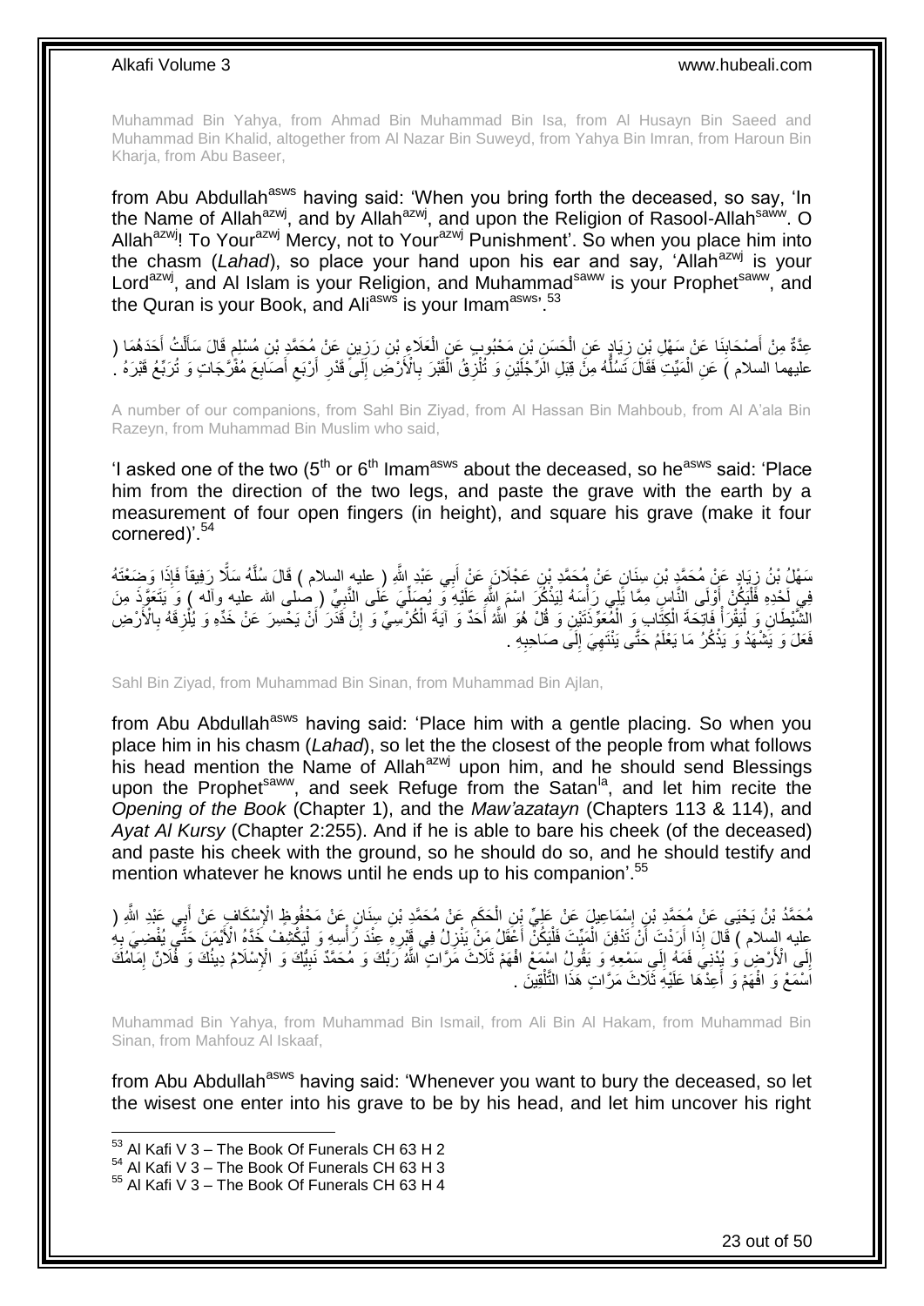Muhammad Bin Yahya, from Ahmad Bin Muhammad Bin Isa, from Al Husayn Bin Saeed and Muhammad Bin Khalid, altogether from Al Nazar Bin Suweyd, from Yahya Bin Imran, from Haroun Bin Kharja, from Abu Baseer,

from Abu Abdullah[asws] having said: 'When you bring forth the deceased, so say, 'In the Name of Allah[azwj], and by Allah[azwj], and upon the Religion of Rasool-Allah[saww]. O Allah[azwj]! To Your[azwj] Mercy, not to Your[azwj] Punishment'. So when you place him into the chasm (*Lahad*), so place your hand upon his ear and say, 'Allah[azwj] is your Lord[azwj], and Al Islam is your Religion, and Muhammad[saww] is your Prophet[saww], and the Quran is your Book, and Ali[asws] is your Imam[asws]'.[53]

عِدَّةٌ مِنْ أَصْحَابِنَا عَنْ سَهْلِ بْنِ زِيَادٍ عَنِ الْحَسَنِ بْنِ مَحْبُوبٍ عَنِ الْعَلَاءِ بْنِ رَزِينٍ عَنْ مُحَمَّدِ بْنِ مُسْلِمٍ قَالَ سَأَلْتُ أَحَدَهُمَا ( عليهما السلام ) عَنِ الْمَيِّتِ فَقَالَ تَسُلُّهُ مِنْ قِبَلِ الرِّجْلَيْنِ وَ تُلْزِقُ الْقَبْرَ بِالْأَرْضِ إِلَى قَدْرِ أَرْبَعِ أَصَابِعَ مُفَرَّجَاتٍ وَ تُرَبِّعُ قَبْرَهُ .

A number of our companions, from Sahl Bin Ziyad, from Al Hassan Bin Mahboub, from Al A'ala Bin Razeyn, from Muhammad Bin Muslim who said,

'I asked one of the two (5[th] or 6[th] Imam[asws] about the deceased, so he[asws] said: 'Place him from the direction of the two legs, and paste the grave with the earth by a measurement of four open fingers (in height), and square his grave (make it four cornered)'.[54]

سَهْلُ بْنُ زِيَادٍ عَنْ مُحَمَّدِ بْنِ سِنَانٍ عَنْ مُحَمَّدِ بْنِ عَجْلَانَ عَنْ أَبِي عَبْدِ اللَّهِ ( عليه السلام ) قَالَ سُلَّهُ سَلًّا رَفِيقاً فَإِذَا وَضَعْتَهُ فِي لَحْدِهِ فَلْيَكُنْ أَوْلَى النَّاسِ مِمَّا يَلِي رَأْسَهُ لِيَذْكُرِ اسْمَ اللَّهِ عَلَيْهِ وَ يُصَلِّيَ عَلَى النَّبِيِّ ( صلى الله عليه وآله ) وَ يَتَعَوَّذَ مِنَ الشَّيْطَانِ وَ لْيَقْرَأْ فَاتِحَةَ الْكِتَابِ وَ الْمُعَوِّذَتَيْنِ وَ قُلْ هُوَ اللَّهُ أَحَدٌ وَ آيَةَ الْكُرْسِيِّ وَ إِنْ قَدَرَ أَنْ يَحْسِرَ عَنْ خَدِّهِ وَ يُلْزِقَهُ بِالْأَرْضِ فَعَلَ وَ يَشْهَدُ وَ يَذْكُرُ مَا يَعْلَمُ حَتَّى يَنْتَهِيَ إِلَى صَاحِبِهِ .

Sahl Bin Ziyad, from Muhammad Bin Sinan, from Muhammad Bin Ajlan,

from Abu Abdullah[asws] having said: 'Place him with a gentle placing. So when you place him in his chasm (*Lahad*), so let the closest of the people from what follows his head mention the Name of Allah[azwj] upon him, and he should send Blessings upon the Prophet[saww], and seek Refuge from the Satan[la], and let him recite the *Opening of the Book* (Chapter 1), and the *Maw'azatayn* (Chapters 113 & 114), and *Ayat Al Kursy* (Chapter 2:255). And if he is able to bare his cheek (of the deceased) and paste his cheek with the ground, so he should do so, and he should testify and mention whatever he knows until he ends up to his companion'.[55]

مُحَمَّدُ بْنُ يَحْيَى عَنْ مُحَمَّدِ بْنِ إِسْمَاعِيلَ عَنْ عَلِيِّ بْنِ الْحَكَمِ عَنْ مُحَمَّدِ بْنِ سِنَانٍ عَنْ مَحْفُوظٍ الْإِسْكَافِ عَنْ أَبِي عَبْدِ اللَّهِ ( عليه السلام ) قَالَ إِذَا أَرَدْتَ أَنْ تَدْفِنَ الْمَيِّتَ فَلْيَكُنْ أَعْقَلُ مَنْ يَنْزِلُ فِي قَبْرِهِ عِنْدَ رَأْسِهِ وَ لْيَكْشِفْ خَدَّهُ الْأَيْمَنَ حَتَّى يُفْضِيَ بِهِ إِلَى الْأَرْضِ وَ يُدْنِي فَمَهُ إِلَى سَمْعِهِ وَ يَقُولُ اسْمَعْ افْهَمْ ثَلَاثَ مَرَّاتٍ اللَّهُ رَبُّكَ وَ مُحَمَّدٌ نَبِيُّكَ وَ الْإِسْلَامُ دِينُكَ وَ فُلَانٌ إِمَامُكَ اسْمَعْ وَ افْهَمْ وَ أَعِدْهَا عَلَيْهِ ثَلَاثَ مَرَّاتٍ هَذَا التَّلْقِينَ .

Muhammad Bin Yahya, from Muhammad Bin Ismail, from Ali Bin Al Hakam, from Muhammad Bin Sinan, from Mahfouz Al Iskaaf,

from Abu Abdullah[asws] having said: 'Whenever you want to bury the deceased, so let the wisest one enter into his grave to be by his head, and let him uncover his right

---

[53] Al Kafi V 3 – The Book Of Funerals CH 63 H 2
[54] Al Kafi V 3 – The Book Of Funerals CH 63 H 3
[55] Al Kafi V 3 – The Book Of Funerals CH 63 H 4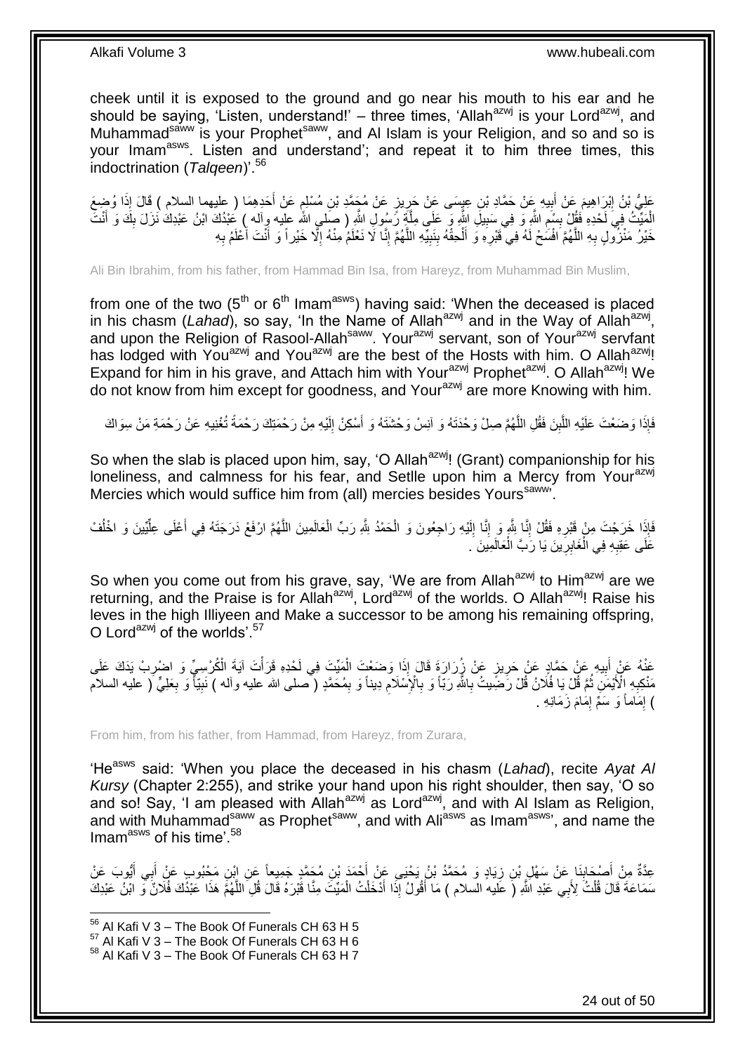cheek until it is exposed to the ground and go near his mouth to his ear and he should be saying, 'Listen, understand!' – three times, 'Allah[azwj] is your Lord[azwj], and Muhammad[saww] is your Prophet[saww], and Al Islam is your Religion, and so and so is your Imam[asws]. Listen and understand'; and repeat it to him three times, this indoctrination (*Talqeen*)'.[56]

عَلِيُّ بْنُ إِبْرَاهِيمَ عَنْ أَبِيهِ عَنْ حَمَّادِ بْنِ عِيسَى عَنْ حَرِيزٍ عَنْ مُحَمَّدِ بْنِ مُسْلِمٍ عَنْ أَحَدِهِمَا ( عليهما السلام ) قَالَ إِذَا وُضِعَ الْمَيِّتُ فِي لَحْدِهِ فَقُلْ بِسْمِ اللَّهِ وَ فِي سَبِيلِ اللَّهِ وَ عَلَى مِلَّةِ رَسُولِ اللَّهِ ( صلى الله عليه وآله ) عَبْدُكَ ابْنُ عَبْدِكَ نَزَلَ بِكَ وَ أَنْتَ خَيْرُ مَنْزُولٍ بِهِ اللَّهُمَّ افْسَحْ لَهُ فِي قَبْرِهِ وَ أَلْحِقْهُ بِنَبِيِّهِ اللَّهُمَّ إِنَّا لَا نَعْلَمُ مِنْهُ إِلَّا خَيْراً وَ أَنْتَ أَعْلَمُ بِهِ

Ali Bin Ibrahim, from his father, from Hammad Bin Isa, from Hareyz, from Muhammad Bin Muslim,

from one of the two (5th or 6th Imam[asws]) having said: 'When the deceased is placed in his chasm (*Lahad*), so say, 'In the Name of Allah[azwj] and in the Way of Allah[azwj], and upon the Religion of Rasool-Allah[saww]. Your[azwj] servant, son of Your[azwj] servfant has lodged with You[azwj] and You[azwj] are the best of the Hosts with him. O Allah[azwj]! Expand for him in his grave, and Attach him with Your[azwj] Prophet[azwj]. O Allah[azwj]! We do not know from him except for goodness, and Your[azwj] are more Knowing with him.

فَإِذَا وَضَعْتَ عَلَيْهِ اللَّبِنَ فَقُلِ اللَّهُمَّ صِلْ وَحْدَتَهُ وَ آنِسْ وَحْشَتَهُ وَ أَسْكِنْ إِلَيْهِ مِنْ رَحْمَتِكَ رَحْمَةً تُغْنِيهِ عَنْ رَحْمَةِ مَنْ سِوَاكَ

So when the slab is placed upon him, say, 'O Allah[azwj]! (Grant) companionship for his loneliness, and calmness for his fear, and Setlle upon him a Mercy from Your[azwj] Mercies which would suffice him from (all) mercies besides Yours[saww]'.

فَإِذَا خَرَجْتَ مِنْ قَبْرِهِ فَقُلْ إِنَّا لِلَّهِ وَ إِنَّا إِلَيْهِ رَاجِعُونَ وَ الْحَمْدُ لِلَّهِ رَبِّ الْعَالَمِينَ اللَّهُمَّ ارْفَعْ دَرَجَتَهُ فِي أَعْلَى عِلِّيِّينَ وَ اخْلُفْ عَلَى عَقِبِهِ فِي الْغَابِرِينَ يَا رَبَّ الْعَالَمِينَ .

So when you come out from his grave, say, 'We are from Allah[azwj] to Him[azwj] are we returning, and the Praise is for Allah[azwj], Lord[azwj] of the worlds. O Allah[azwj]! Raise his leves in the high Illiyeen and Make a successor to be among his remaining offspring, O Lord[azwj] of the worlds'.[57]

عَنْهُ عَنْ أَبِيهِ عَنْ حَمَّادٍ عَنْ حَرِيزٍ عَنْ زُرَارَةَ قَالَ إِذَا وَضَعْتَ الْمَيِّتَ فِي لَحْدِهِ قَرَأْتَ آيَةَ الْكُرْسِيِّ وَ اضْرِبْ يَدَكَ عَلَى مَنْكِبِهِ الْأَيْمَنِ ثُمَّ قُلْ يَا فُلَانُ قُلْ رَضِيتُ بِاللَّهِ رَبّاً وَ بِالْإِسْلَامِ دِيناً وَ بِمُحَمَّدٍ ( صلى الله عليه وآله ) نَبِيّاً وَ بِعَلِيٍّ ( عليه السلام ) إِمَاماً وَ سَمِّ إِمَامَ زَمَانِهِ .

From him, from his father, from Hammad, from Hareyz, from Zurara,

'He[asws] said: 'When you place the deceased in his chasm (*Lahad*), recite *Ayat Al Kursy* (Chapter 2:255), and strike your hand upon his right shoulder, then say, 'O so and so! Say, 'I am pleased with Allah[azwj] as Lord[azwj], and with Al Islam as Religion, and with Muhammad[saww] as Prophet[saww], and with Ali[asws] as Imam[asws]', and name the Imam[asws] of his time'.[58]

عِدَّةٌ مِنْ أَصْحَابِنَا عَنْ سَهْلِ بْنِ زِيَادٍ وَ مُحَمَّدُ بْنُ يَحْيَى عَنْ أَحْمَدَ بْنِ مُحَمَّدٍ جَمِيعاً عَنِ ابْنِ مَحْبُوبٍ عَنْ أَبِي أَيُّوبَ عَنْ سَمَاعَةَ قَالَ قُلْتُ لِأَبِي عَبْدِ اللَّهِ ( عليه السلام ) مَا أَقُولُ إِذَا أَدْخَلْتُ الْمَيِّتَ مِنَّا قَبْرَهُ قَالَ قُلِ اللَّهُمَّ هَذَا عَبْدُكَ فُلَانٌ وَ ابْنُ عَبْدِكَ

[56] Al Kafi V 3 – The Book Of Funerals CH 63 H 5
[57] Al Kafi V 3 – The Book Of Funerals CH 63 H 6
[58] Al Kafi V 3 – The Book Of Funerals CH 63 H 7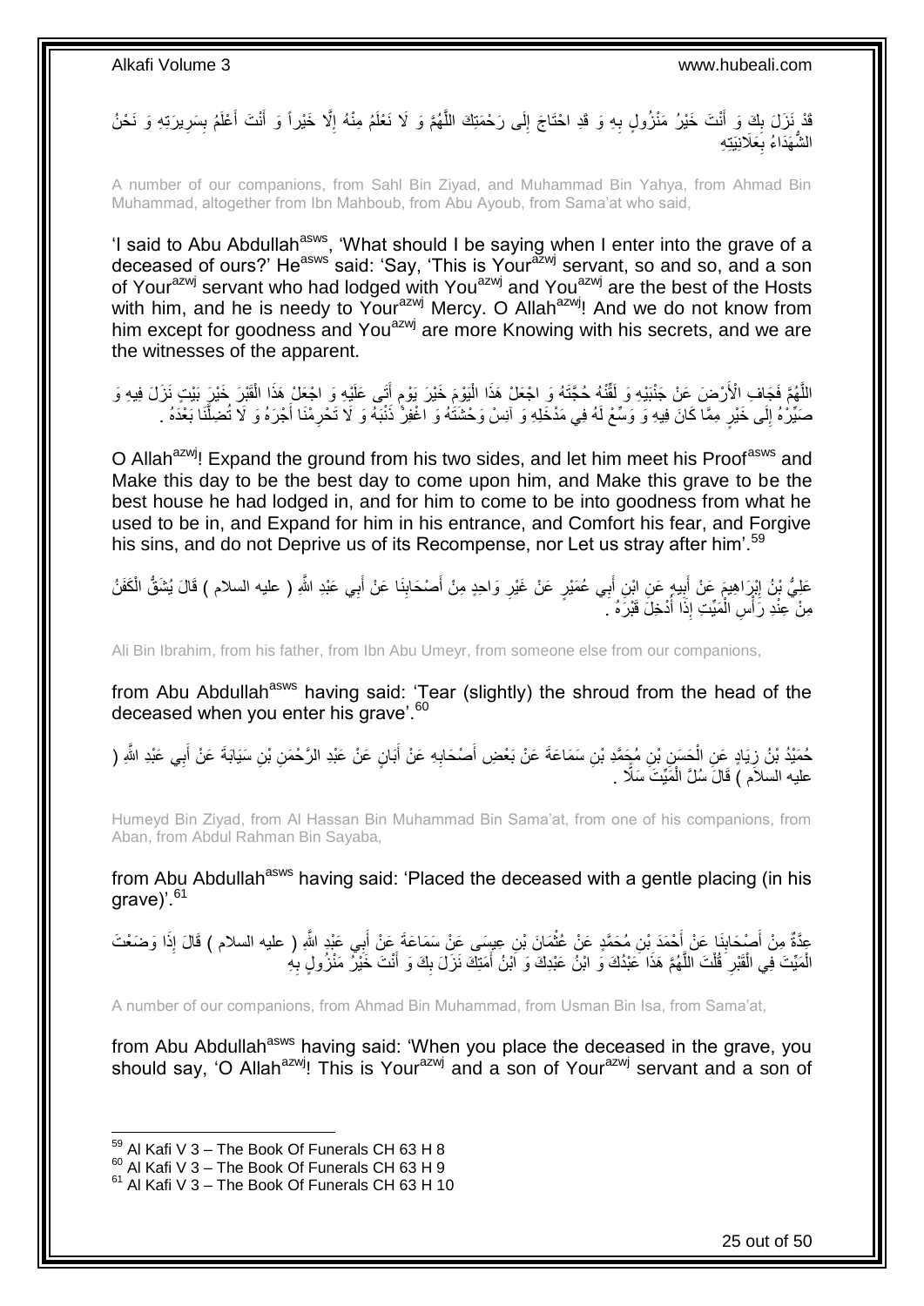قَدْ نَزَلَ بِكَ وَ أَنْتَ خَيْرُ مَنْزُولٍ بِهِ وَ قَدِ احْتَاجَ إِلَى رَحْمَتِكَ اللَّهُمَّ وَ لَا نَعْلَمُ مِنْهُ إِلَّا خَيْراً وَ أَنْتَ أَعْلَمُ بِسَرِيرَتِهِ وَ نَحْنُ الشُّهَدَاءُ بِعَلَانِيَتِهِ

A number of our companions, from Sahl Bin Ziyad, and Muhammad Bin Yahya, from Ahmad Bin Muhammad, altogether from Ibn Mahboub, from Abu Ayoub, from Sama'at who said,

'I said to Abu Abdullah[asws], 'What should I be saying when I enter into the grave of a deceased of ours?' He[asws] said: 'Say, 'This is Your[azwj] servant, so and so, and a son of Your[azwj] servant who had lodged with You[azwj] and You[azwj] are the best of the Hosts with him, and he is needy to Your[azwj] Mercy. O Allah[azwj]! And we do not know from him except for goodness and You[azwj] are more Knowing with his secrets, and we are the witnesses of the apparent.

اللَّهُمَّ فَجَافِ الْأَرْضَ عَنْ جَنْبَيْهِ وَ لَقِّنْهُ حُجَّتَهُ وَ اجْعَلْ هَذَا الْيَوْمَ خَيْرَ يَوْمٍ أَتَى عَلَيْهِ وَ اجْعَلْ هَذَا الْقَبْرَ خَيْرَ بَيْتٍ نَزَلَ فِيهِ وَ صَيِّرْهُ إِلَى خَيْرٍ مِمَّا كَانَ فِيهِ وَ وَسِّعْ لَهُ فِي مَدْخَلِهِ وَ آنِسْ وَحْشَتَهُ وَ اغْفِرْ ذَنْبَهُ وَ لَا تَحْرِمْنَا أَجْرَهُ وَ لَا تُضِلَّنَا بَعْدَهُ .

O Allah[azwj]! Expand the ground from his two sides, and let him meet his Proof[asws] and Make this day to be the best day to come upon him, and Make this grave to be the best house he had lodged in, and for him to come to be into goodness from what he used to be in, and Expand for him in his entrance, and Comfort his fear, and Forgive his sins, and do not Deprive us of its Recompense, nor Let us stray after him'.[59]

عَلِيُّ بْنُ إِبْرَاهِيمَ عَنْ أَبِيهِ عَنِ ابْنِ أَبِي عُمَيْرٍ عَنْ غَيْرِ وَاحِدٍ مِنْ أَصْحَابِنَا عَنْ أَبِي عَبْدِ اللَّهِ ( عليه السلام ) قَالَ يُشَقُّ الْكَفَنُ مِنْ عِنْدِ رَأْسِ الْمَيِّتِ إِذَا أُدْخِلَ قَبْرَهُ .

Ali Bin Ibrahim, from his father, from Ibn Abu Umeyr, from someone else from our companions,

from Abu Abdullah[asws] having said: 'Tear (slightly) the shroud from the head of the deceased when you enter his grave'.[60]

حُمَيْدُ بْنُ زِيَادٍ عَنِ الْحَسَنِ بْنِ مُحَمَّدِ بْنِ سَمَاعَةَ عَنْ بَعْضِ أَصْحَابِهِ عَنْ أَبَانٍ عَنْ عَبْدِ الرَّحْمَنِ بْنِ سَيَابَةَ عَنْ أَبِي عَبْدِ اللَّهِ ( عليه السلام ) قَالَ سُلَّ الْمَيِّتَ سَلًّا .

Humeyd Bin Ziyad, from Al Hassan Bin Muhammad Bin Sama'at, from one of his companions, from Aban, from Abdul Rahman Bin Sayaba,

from Abu Abdullah[asws] having said: 'Placed the deceased with a gentle placing (in his grave)'.[61]

عِدَّةٌ مِنْ أَصْحَابِنَا عَنْ أَحْمَدَ بْنِ مُحَمَّدٍ عَنْ عُثْمَانَ بْنِ عِيسَى عَنْ سَمَاعَةَ عَنْ أَبِي عَبْدِ اللَّهِ ( عليه السلام ) قَالَ إِذَا وَضَعْتَ الْمَيِّتَ فِي الْقَبْرِ قُلْتَ اللَّهُمَّ هَذَا عَبْدُكَ وَ ابْنُ عَبْدِكَ وَ ابْنُ أَمَتِكَ نَزَلَ بِكَ وَ أَنْتَ خَيْرُ مَنْزُولٍ بِهِ

A number of our companions, from Ahmad Bin Muhammad, from Usman Bin Isa, from Sama'at,

from Abu Abdullah[asws] having said: 'When you place the deceased in the grave, you should say, 'O Allah[azwj]! This is Your[azwj] and a son of Your[azwj] servant and a son of

[59] Al Kafi V 3 – The Book Of Funerals CH 63 H 8
[60] Al Kafi V 3 – The Book Of Funerals CH 63 H 9
[61] Al Kafi V 3 – The Book Of Funerals CH 63 H 10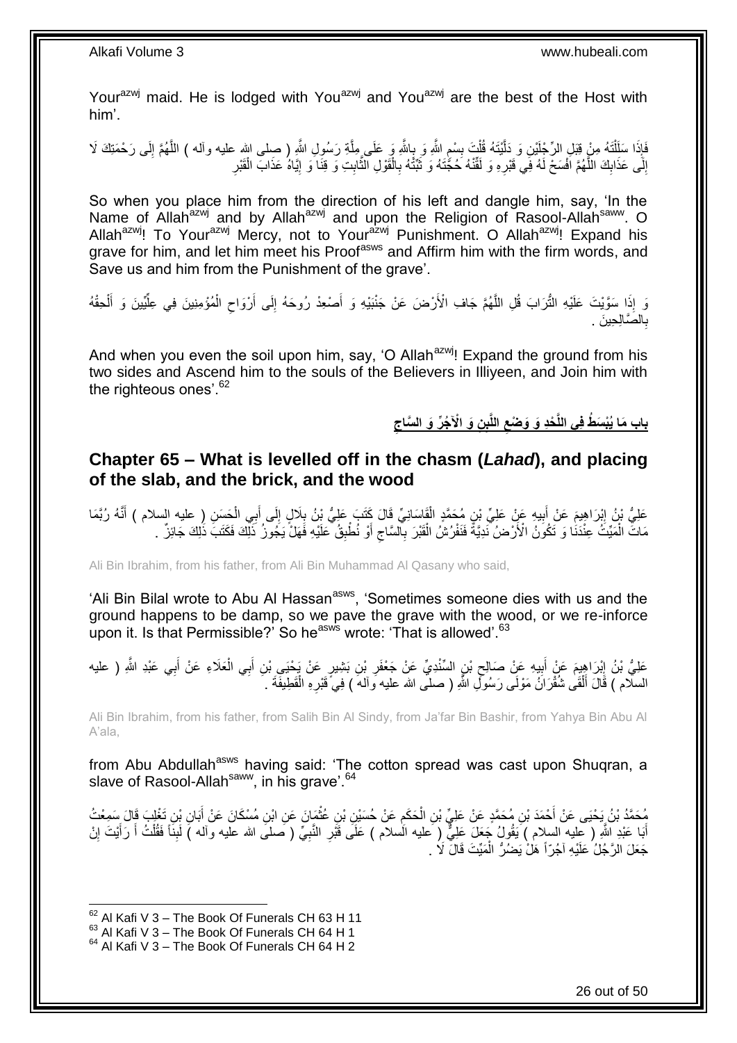Your[azwj] maid. He is lodged with You[azwj] and You[azwj] are the best of the Host with him'.

فَإِذَا سَلَلْتَهُ مِنْ قِبَلِ الرِّجْلَيْنِ وَ دَلَّيْتَهُ قُلْتَ بِسْمِ اللَّهِ وَ بِاللَّهِ وَ عَلَى مِلَّةِ رَسُولِ اللَّهِ ( صلى الله عليه وآله ) اللَّهُمَّ إِلَى رَحْمَتِكَ لَا إِلَى عَذَابِكَ اللَّهُمَّ افْسَحْ لَهُ فِي قَبْرِهِ وَ لَقِّنْهُ حُجَّتَهُ وَ ثَبِّتْهُ بِالْقَوْلِ الثَّابِتِ وَ قِنَا وَ إِيَّاهُ عَذَابَ الْقَبْرِ

So when you place him from the direction of his left and dangle him, say, 'In the Name of Allah[azwj] and by Allah[azwj] and upon the Religion of Rasool-Allah[saww]. O Allah[azwj]! To Your[azwj] Mercy, not to Your[azwj] Punishment. O Allah[azwj]! Expand his grave for him, and let him meet his Proof[asws] and Affirm him with the firm words, and Save us and him from the Punishment of the grave'.

وَ إِذَا سَوَّيْتَ عَلَيْهِ التُّرَابَ قُلِ اللَّهُمَّ جَافِ الْأَرْضَ عَنْ جَنْبَيْهِ وَ أَصْعِدْ رُوحَهُ إِلَى أَرْوَاحِ الْمُؤْمِنِينَ فِي عِلِّيِّينَ وَ أَلْحِقْهُ بِالصَّالِحِينَ .

And when you even the soil upon him, say, 'O Allah[azwj]! Expand the ground from his two sides and Ascend him to the souls of the Believers in Illiyeen, and Join him with the righteous ones'.[62]

## باب مَا يُبْسَطُ فِي اللَّحْدِ وَ وَضْعِ اللَّبِنِ وَ الْآجُرِّ وَ السَّاجِ

## Chapter 65 – What is levelled off in the chasm (*Lahad*), and placing of the slab, and the brick, and the wood

عَلِيُّ بْنُ إِبْرَاهِيمَ عَنْ أَبِيهِ عَنْ عَلِيِّ بْنِ مُحَمَّدٍ الْقَاسَانِيِّ قَالَ كَتَبَ عَلِيُّ بْنُ بِلَالٍ إِلَى أَبِي الْحَسَنِ ( عليه السلام ) أَنَّهُ رُبَّمَا مَاتَ الْمَيِّتُ عِنْدَنَا وَ تَكُونُ الْأَرْضُ نَدِيَّةً فَنَفْرُشُ الْقَبْرَ بِالسَّاجِ أَوْ نُطْبِقُ عَلَيْهِ فَهَلْ يَجُوزُ ذَلِكَ فَكَتَبَ ذَلِكَ جَائِزٌ .

Ali Bin Ibrahim, from his father, from Ali Bin Muhammad Al Qasany who said,

'Ali Bin Bilal wrote to Abu Al Hassan[asws], 'Sometimes someone dies with us and the ground happens to be damp, so we pave the grave with the wood, or we re-inforce upon it. Is that Permissible?' So he[asws] wrote: 'That is allowed'.[63]

عَلِيُّ بْنُ إِبْرَاهِيمَ عَنْ أَبِيهِ عَنْ صَالِحِ بْنِ السِّنْدِيِّ عَنْ جَعْفَرِ بْنِ بَشِيرٍ عَنْ يَحْيَى بْنِ أَبِي الْعَلَاءِ عَنْ أَبِي عَبْدِ اللَّهِ ( عليه السلام ) قَالَ أَلْقَى شُقْرَانُ مَوْلَى رَسُولِ اللَّهِ ( صلى الله عليه وآله ) فِي قَبْرِهِ الْقَطِيفَةَ .

Ali Bin Ibrahim, from his father, from Salih Bin Al Sindy, from Ja'far Bin Bashir, from Yahya Bin Abu Al A'ala,

from Abu Abdullah[asws] having said: 'The cotton spread was cast upon Shuqran, a slave of Rasool-Allah[saww], in his grave'.[64]

مُحَمَّدُ بْنُ يَحْيَى عَنْ أَحْمَدَ بْنِ مُحَمَّدٍ عَنْ عَلِيِّ بْنِ الْحَكَمِ عَنْ حُسَيْنِ بْنِ عُثْمَانَ عَنِ ابْنِ مُسْكَانَ عَنْ أَبَانِ بْنِ تَغْلِبَ قَالَ سَمِعْتُ أَبَا عَبْدِ اللَّهِ ( عليه السلام ) يَقُولُ جَعَلَ عَلِيٌّ ( عليه السلام ) عَلَى قَبْرِ النَّبِيِّ ( صلى الله عليه وآله ) لَبِناً فَقُلْتُ أَ رَأَيْتَ إِنْ جَعَلَ الرَّجُلُ عَلَيْهِ آجُرّاً هَلْ يَضُرُّ الْمَيِّتَ قَالَ لَا .

[62] Al Kafi V 3 – The Book Of Funerals CH 63 H 11
[63] Al Kafi V 3 – The Book Of Funerals CH 64 H 1
[64] Al Kafi V 3 – The Book Of Funerals CH 64 H 2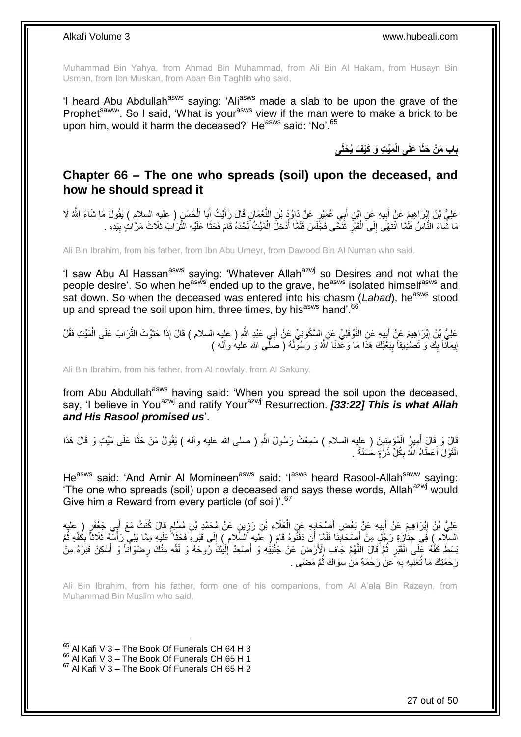Muhammad Bin Yahya, from Ahmad Bin Muhammad, from Ali Bin Al Hakam, from Husayn Bin Usman, from Ibn Muskan, from Aban Bin Taghlib who said,

'I heard Abu Abdullah[asws] saying: 'Ali[asws] made a slab to be upon the grave of the Prophet[saww]'. So I said, 'What is your[asws] view if the man were to make a brick to be upon him, would it harm the deceased?' He[asws] said: 'No'.[65]

## باب مَنْ حَثَا عَلَى الْمَيِّتِ وَ كَيْفَ يُحْثَى

## Chapter 66 – The one who spreads (soil) upon the deceased, and how he should spread it

عَلِيُّ بْنُ إِبْرَاهِيمَ عَنْ أَبِيهِ عَنِ ابْنِ أَبِي عُمَيْرٍ عَنْ دَاوُدَ بْنِ النُّعْمَانِ قَالَ رَأَيْتُ أَبَا الْحَسَنِ ( عليه السلام ) يَقُولُ مَا شَاءَ اللَّهُ لَا مَا شَاءَ النَّاسُ فَلَمَّا انْتَهَى إِلَى الْقَبْرِ تَنَحَّى فَجَلَسَ فَلَمَّا أُدْخِلَ الْمَيِّتُ لَحْدَهُ قَامَ فَحَثَا عَلَيْهِ التُّرَابَ ثَلَاثَ مَرَّاتٍ بِيَدِهِ .

Ali Bin Ibrahim, from his father, from Ibn Abu Umeyr, from Dawood Bin Al Numan who said,

'I saw Abu Al Hassan[asws] saying: 'Whatever Allah[azwj] so Desires and not what the people desire'. So when he[asws] ended up to the grave, he[asws] isolated himself[asws] and sat down. So when the deceased was entered into his chasm (*Lahad*), he[asws] stood up and spread the soil upon him, three times, by his[asws] hand'.[66]

عَلِيُّ بْنُ إِبْرَاهِيمَ عَنْ أَبِيهِ عَنِ النَّوْفَلِيِّ عَنِ السَّكُونِيِّ عَنْ أَبِي عَبْدِ اللَّهِ ( عليه السلام ) قَالَ إِذَا حَثَوْتَ التُّرَابَ عَلَى الْمَيِّتِ فَقُلْ إِيمَاناً بِكَ وَ تَصْدِيقاً بِبَعْثِكَ هَذَا مَا وَعَدَنَا اللَّهُ وَ رَسُولُهُ ( صلى الله عليه وآله )

Ali Bin Ibrahim, from his father, from Al nowfaly, from Al Sakuny,

from Abu Abdullah[asws] having said: 'When you spread the soil upon the deceased, say, 'I believe in You[azwj] and ratify Your[azwj] Resurrection. ***[33:22] This is what Allah and His Rasool promised us***'.

قَالَ وَ قَالَ أَمِيرُ الْمُؤْمِنِينَ ( عليه السلام ) سَمِعْتُ رَسُولَ اللَّهِ ( صلى الله عليه وآله ) يَقُولُ مَنْ حَثَا عَلَى مَيِّتٍ وَ قَالَ هَذَا الْقَوْلَ أَعْطَاهُ اللَّهُ بِكُلِّ ذَرَّةٍ حَسَنَةً .

He[asws] said: 'And Amir Al Momineen[asws] said: 'I[asws] heard Rasool-Allah[saww] saying: 'The one who spreads (soil) upon a deceased and says these words, Allah[azwj] would Give him a Reward from every particle (of soil)'.[67]

عَلِيُّ بْنُ إِبْرَاهِيمَ عَنْ أَبِيهِ عَنْ بَعْضِ أَصْحَابِهِ عَنِ الْعَلَاءِ بْنِ رَزِينٍ عَنْ مُحَمَّدِ بْنِ مُسْلِمٍ قَالَ كُنْتُ مَعَ أَبِي جَعْفَرٍ ( عليه السلام ) فِي جَنَازَةِ رَجُلٍ مِنْ أَصْحَابِنَا فَلَمَّا أَنْ دَفَنُوهُ قَامَ ( عليه السلام ) إِلَى قَبْرِهِ فَحَثَا عَلَيْهِ مِمَّا يَلِي رَأْسَهُ ثَلَاثاً بِكَفِّهِ ثُمَّ بَسَطَ كَفَّهُ عَلَى الْقَبْرِ ثُمَّ قَالَ اللَّهُمَّ جَافِ الْأَرْضَ عَنْ جَنْبَيْهِ وَ أَصْعِدْ إِلَيْكَ رُوحَهُ وَ لَقِّهِ مِنْكَ رِضْوَاناً وَ أَسْكِنْ قَبْرَهُ مِنْ رَحْمَتِكَ مَا تُغْنِيهِ بِهِ عَنْ رَحْمَةِ مَنْ سِوَاكَ ثُمَّ مَضَى .

Ali Bin Ibrahim, from his father, form one of his companions, from Al A'ala Bin Razeyn, from Muhammad Bin Muslim who said,

[65] Al Kafi V 3 – The Book Of Funerals CH 64 H 3
[66] Al Kafi V 3 – The Book Of Funerals CH 65 H 1
[67] Al Kafi V 3 – The Book Of Funerals CH 65 H 2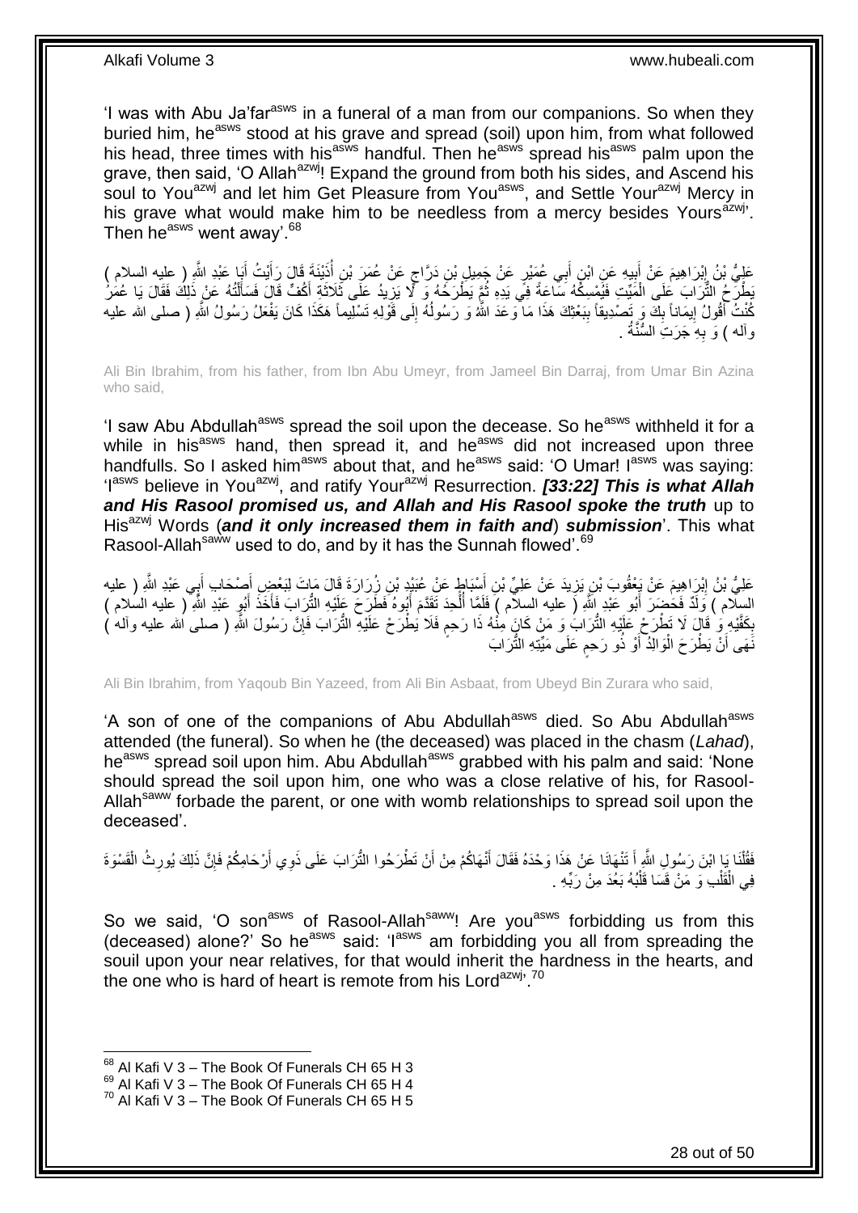'I was with Abu Ja'far[asws] in a funeral of a man from our companions. So when they buried him, he[asws] stood at his grave and spread (soil) upon him, from what followed his head, three times with his[asws] handful. Then he[asws] spread his[asws] palm upon the grave, then said, 'O Allah[azwj]! Expand the ground from both his sides, and Ascend his soul to You[azwj] and let him Get Pleasure from You[asws], and Settle Your[azwj] Mercy in his grave what would make him to be needless from a mercy besides Yours[azwj]'. Then he[asws] went away'.[68]

عَلِيُّ بْنُ إِبْرَاهِيمَ عَنْ أَبِيهِ عَنِ ابْنِ أَبِي عُمَيْرٍ عَنْ جَمِيلِ بْنِ دَرَّاجٍ عَنْ عُمَرَ بْنِ أُذَيْنَةَ قَالَ رَأَيْتُ أَبَا عَبْدِ اللَّهِ ( عليه السلام ) يَطْرَحُ التُّرَابَ عَلَى الْمَيِّتِ فَيُمْسِكُهُ سَاعَةً فِي يَدِهِ ثُمَّ يَطْرَحُهُ وَ لَا يَزِيدُ عَلَى ثَلَاثَةِ أَكُفٍّ قَالَ فَسَأَلْتُهُ عَنْ ذَلِكَ فَقَالَ يَا عُمَرُ كُنْتُ أَقُولُ إِيمَاناً بِكَ وَ تَصْدِيقاً بِبَعْثِكَ هَذَا مَا وَعَدَ اللَّهُ وَ رَسُولُهُ إِلَى قَوْلِهِ تَسْلِيماً هَكَذَا كَانَ يَفْعَلُ رَسُولُ اللَّهِ ( صلى الله عليه وآله ) وَ بِهِ جَرَتِ السُّنَّةُ .

Ali Bin Ibrahim, from his father, from Ibn Abu Umeyr, from Jameel Bin Darraj, from Umar Bin Azina who said,

'I saw Abu Abdullah[asws] spread the soil upon the decease. So he[asws] withheld it for a while in his[asws] hand, then spread it, and he[asws] did not increased upon three handfulls. So I asked him[asws] about that, and he[asws] said: 'O Umar! I[asws] was saying: 'I[asws] believe in You[azwj], and ratify Your[azwj] Resurrection. ***[33:22] This is what Allah and His Rasool promised us, and Allah and His Rasool spoke the truth*** up to His[azwj] Words (***and it only increased them in faith and***) ***submission***'. This what Rasool-Allah[saww] used to do, and by it has the Sunnah flowed'.[69]

عَلِيُّ بْنُ إِبْرَاهِيمَ عَنْ يَعْقُوبَ بْنِ يَزِيدَ عَنْ عَلِيِّ بْنِ أَسْبَاطٍ عَنْ عُبَيْدِ بْنِ زُرَارَةَ قَالَ مَاتَ لِبَعْضِ أَصْحَابِ أَبِي عَبْدِ اللَّهِ ( عليه السلام ) وَلَدٌ فَحَضَرَ أَبُو عَبْدِ اللَّهِ ( عليه السلام ) فَلَمَّا أُلْحِدَ تَقَدَّمَ أَبُوهُ فَطَرَحَ عَلَيْهِ التُّرَابَ فَأَخَذَ أَبُو عَبْدِ اللَّهِ ( عليه السلام ) بِكَفَّيْهِ وَ قَالَ لَا تَطْرَحْ عَلَيْهِ التُّرَابَ وَ مَنْ كَانَ مِنْهُ ذَا رَحِمٍ فَلَا يَطْرَحْ عَلَيْهِ التُّرَابَ فَإِنَّ رَسُولَ اللَّهِ ( صلى الله عليه وآله ) نَهَى أَنْ يَطْرَحَ الْوَالِدُ أَوْ ذُو رَحِمٍ عَلَى مَيِّتِهِ التُّرَابَ

Ali Bin Ibrahim, from Yaqoub Bin Yazeed, from Ali Bin Asbaat, from Ubeyd Bin Zurara who said,

'A son of one of the companions of Abu Abdullah[asws] died. So Abu Abdullah[asws] attended (the funeral). So when he (the deceased) was placed in the chasm (*Lahad*), he[asws] spread soil upon him. Abu Abdullah[asws] grabbed with his palm and said: 'None should spread the soil upon him, one who was a close relative of his, for Rasool-Allah[saww] forbade the parent, or one with womb relationships to spread soil upon the deceased'.

فَقُلْنَا يَا ابْنَ رَسُولِ اللَّهِ أَ تَنْهَانَا عَنْ هَذَا وَحْدَهُ فَقَالَ أَنْهَاكُمْ مِنْ أَنْ تَطْرَحُوا التُّرَابَ عَلَى ذَوِي أَرْحَامِكُمْ فَإِنَّ ذَلِكَ يُورِثُ الْقَسْوَةَ فِي الْقَلْبِ وَ مَنْ قَسَا قَلْبُهُ بَعُدَ مِنْ رَبِّهِ .

So we said, 'O son[asws] of Rasool-Allah[saww]! Are you[asws] forbidding us from this (deceased) alone?' So he[asws] said: 'I[asws] am forbidding you all from spreading the souil upon your near relatives, for that would inherit the hardness in the hearts, and the one who is hard of heart is remote from his Lord[azwj]'.[70]

[68] Al Kafi V 3 – The Book Of Funerals CH 65 H 3
[69] Al Kafi V 3 – The Book Of Funerals CH 65 H 4
[70] Al Kafi V 3 – The Book Of Funerals CH 65 H 5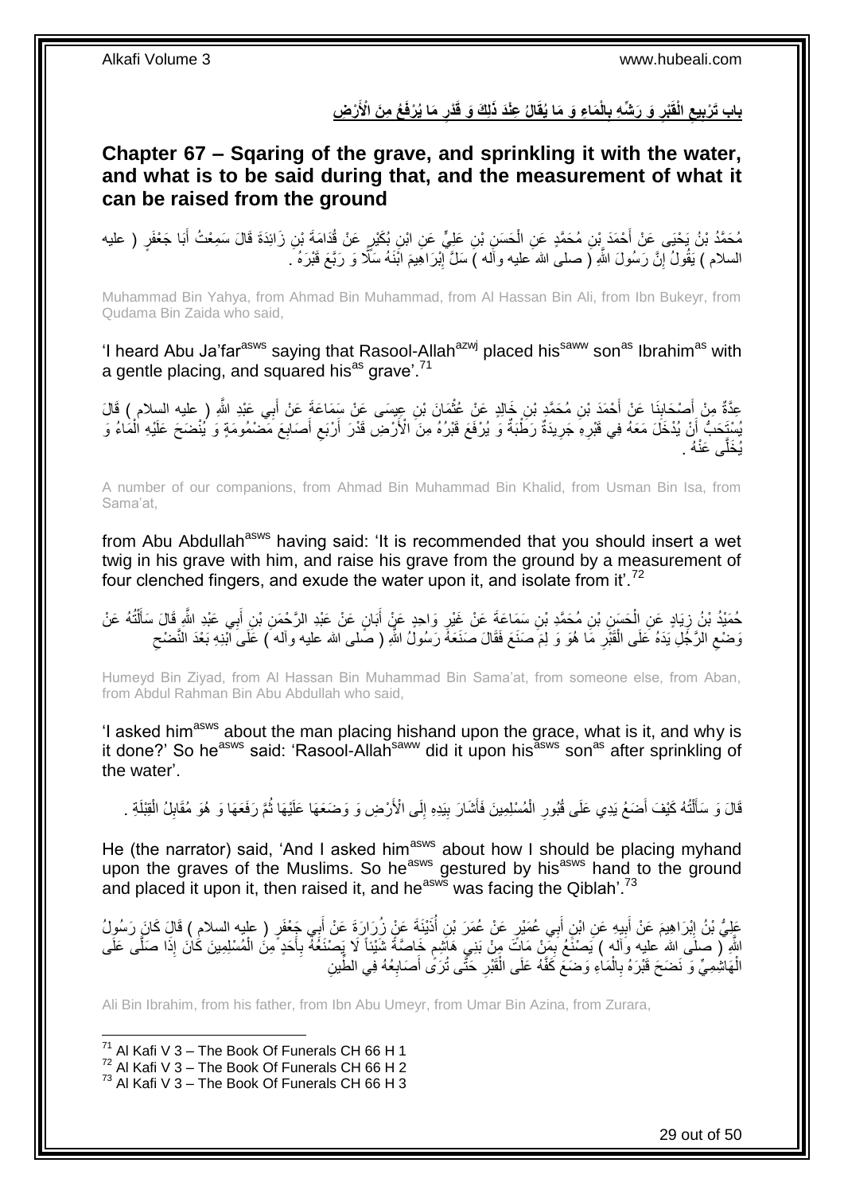## باب تَرْبِيعِ الْقَبْرِ وَ رَشِّهِ بِالْمَاءِ وَ مَا يُقَالُ عِنْدَ ذَلِكَ وَ قَدْرِ مَا يُرْفَعُ مِنَ الْأَرْضِ

## Chapter 67 – Sqaring of the grave, and sprinkling it with the water, and what is to be said during that, and the measurement of what it can be raised from the ground

مُحَمَّدُ بْنُ يَحْيَى عَنْ أَحْمَدَ بْنِ مُحَمَّدٍ عَنِ الْحَسَنِ بْنِ عَلِيٍّ عَنِ ابْنِ بُكَيْرٍ عَنْ قُدَامَةَ بْنِ زَائِدَةَ قَالَ سَمِعْتُ أَبَا جَعْفَرٍ ( عليه السلام ) يَقُولُ إِنَّ رَسُولَ اللَّهِ ( صلى الله عليه وآله ) سَلَّ إِبْرَاهِيمَ ابْنَهُ سَلًّا وَ رَبَّعَ قَبْرَهُ .

Muhammad Bin Yahya, from Ahmad Bin Muhammad, from Al Hassan Bin Ali, from Ibn Bukeyr, from Qudama Bin Zaida who said,

'I heard Abu Ja'far[asws] saying that Rasool-Allah[azwj] placed his[saww] son[as] Ibrahim[as] with a gentle placing, and squared his[as] grave'.[71]

عِدَّةٌ مِنْ أَصْحَابِنَا عَنْ أَحْمَدَ بْنِ مُحَمَّدِ بْنِ خَالِدٍ عَنْ عُثْمَانَ بْنِ عِيسَى عَنْ سَمَاعَةَ عَنْ أَبِي عَبْدِ اللَّهِ ( عليه السلام ) قَالَ يُسْتَحَبُّ أَنْ يُدْخَلَ مَعَهُ فِي قَبْرِهِ جَرِيدَةٌ رَطْبَةٌ وَ يُرْفَعَ قَبْرُهُ مِنَ الْأَرْضِ قَدْرَ أَرْبَعِ أَصَابِعَ مَضْمُومَةٍ وَ يُنْضَحَ عَلَيْهِ الْمَاءُ وَ يُخَلَّى عَنْهُ .

A number of our companions, from Ahmad Bin Muhammad Bin Khalid, from Usman Bin Isa, from Sama'at,

from Abu Abdullah[asws] having said: 'It is recommended that you should insert a wet twig in his grave with him, and raise his grave from the ground by a measurement of four clenched fingers, and exude the water upon it, and isolate from it'.[72]

حُمَيْدُ بْنُ زِيَادٍ عَنِ الْحَسَنِ بْنِ مُحَمَّدِ بْنِ سَمَاعَةَ عَنْ غَيْرِ وَاحِدٍ عَنْ أَبَانٍ عَنْ عَبْدِ الرَّحْمَنِ بْنِ أَبِي عَبْدِ اللَّهِ قَالَ سَأَلْتُهُ عَنْ وَضْعِ الرَّجُلِ يَدَهُ عَلَى الْقَبْرِ مَا هُوَ وَ لِمَ صُنِعَ فَقَالَ صَنَعَهُ رَسُولُ اللَّهِ ( صلى الله عليه وآله ) عَلَى ابْنِهِ بَعْدَ النَّضْحِ

Humeyd Bin Ziyad, from Al Hassan Bin Muhammad Bin Sama'at, from someone else, from Aban, from Abdul Rahman Bin Abu Abdullah who said,

'I asked him[asws] about the man placing hishand upon the grace, what is it, and why is it done?' So he[asws] said: 'Rasool-Allah[saww] did it upon his[asws] son[as] after sprinkling of the water'.

قَالَ وَ سَأَلْتُهُ كَيْفَ أَضَعُ يَدِي عَلَى قُبُورِ الْمُسْلِمِينَ فَأَشَارَ بِيَدِهِ إِلَى الْأَرْضِ وَ وَضَعَهَا عَلَيْهَا ثُمَّ رَفَعَهَا وَ هُوَ مُقَابِلُ الْقِبْلَةِ .

He (the narrator) said, 'And I asked him[asws] about how I should be placing myhand upon the graves of the Muslims. So he[asws] gestured by his[asws] hand to the ground and placed it upon it, then raised it, and he[asws] was facing the Qiblah'.[73]

عَلِيُّ بْنُ إِبْرَاهِيمَ عَنْ أَبِيهِ عَنِ ابْنِ أَبِي عُمَيْرٍ عَنْ عُمَرَ بْنِ أُذَيْنَةَ عَنْ زُرَارَةَ عَنْ أَبِي جَعْفَرٍ ( عليه السلام ) قَالَ كَانَ رَسُولُ اللَّهِ ( صلى الله عليه وآله ) يَصْنَعُ بِمَنْ مَاتَ مِنْ بَنِي هَاشِمٍ خَاصَّةً شَيْئاً لَا يَصْنَعُهُ بِأَحَدٍ مِنَ الْمُسْلِمِينَ كَانَ إِذَا صَلَّى عَلَى الْهَاشِمِيِّ وَ نَضَحَ قَبْرَهُ بِالْمَاءِ وَضَعَ كَفَّهُ عَلَى الْقَبْرِ حَتَّى تُرَى أَصَابِعُهُ فِي الطِّينِ

Ali Bin Ibrahim, from his father, from Ibn Abu Umeyr, from Umar Bin Azina, from Zurara,

---

[71] Al Kafi V 3 – The Book Of Funerals CH 66 H 1
[72] Al Kafi V 3 – The Book Of Funerals CH 66 H 2
[73] Al Kafi V 3 – The Book Of Funerals CH 66 H 3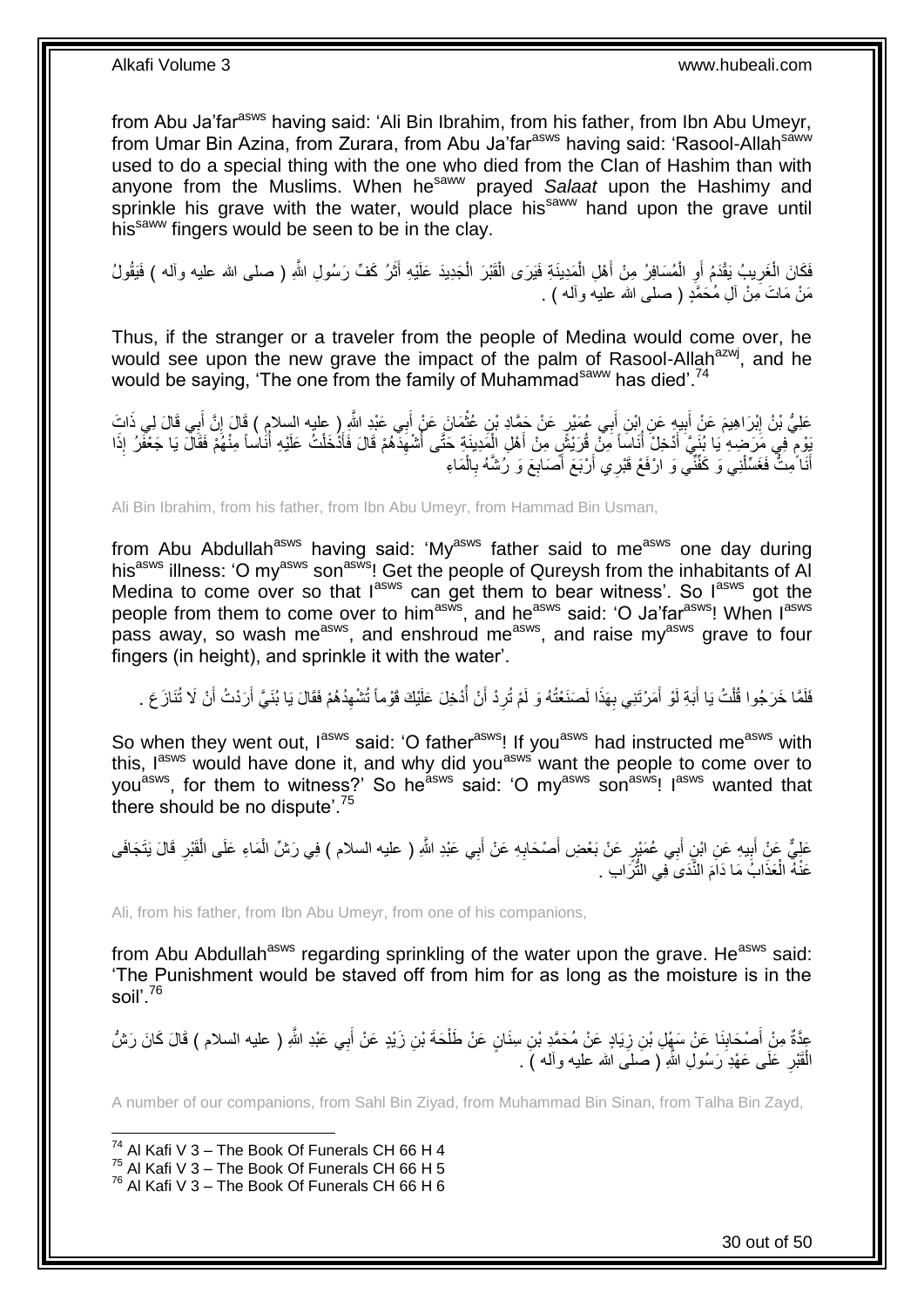from Abu Ja'far[asws] having said: 'Ali Bin Ibrahim, from his father, from Ibn Abu Umeyr, from Umar Bin Azina, from Zurara, from Abu Ja'far[asws] having said: 'Rasool-Allah[saww] used to do a special thing with the one who died from the Clan of Hashim than with anyone from the Muslims. When he[saww] prayed *Salaat* upon the Hashimy and sprinkle his grave with the water, would place his[saww] hand upon the grave until his[saww] fingers would be seen to be in the clay.

فَكَانَ الْغَرِيبُ يَقْدَمُ أَوِ الْمُسَافِرُ مِنْ أَهْلِ الْمَدِينَةِ فَيَرَى الْقَبْرَ الْجَدِيدَ عَلَيْهِ أَثَرُ كَفِّ رَسُولِ اللَّهِ ( صلى الله عليه وآله ) فَيَقُولُ مَنْ مَاتَ مِنْ آلِ مُحَمَّدٍ ( صلى الله عليه وآله ) .

Thus, if the stranger or a traveler from the people of Medina would come over, he would see upon the new grave the impact of the palm of Rasool-Allah[azwj], and he would be saying, 'The one from the family of Muhammad[saww] has died'.[74]

عَلِيُّ بْنُ إِبْرَاهِيمَ عَنْ أَبِيهِ عَنِ ابْنِ أَبِي عُمَيْرٍ عَنْ حَمَّادِ بْنِ عُثْمَانَ عَنْ أَبِي عَبْدِ اللَّهِ ( عليه السلام ) قَالَ إِنَّ أَبِي قَالَ لِي ذَاتَ يَوْمٍ فِي مَرَضِهِ يَا بُنَيَّ أَدْخِلْ أُنَاساً مِنْ قُرَيْشٍ مِنْ أَهْلِ الْمَدِينَةِ حَتَّى أُشْهِدَهُمْ قَالَ فَأَدْخَلْتُ عَلَيْهِ أُنَاساً مِنْهُمْ فَقَالَ يَا جَعْفَرُ إِذَا أَنَا مِتُّ فَغَسِّلْنِي وَ كَفِّنِّي وَ ارْفَعْ قَبْرِي أَرْبَعَ أَصَابِعَ وَ رُشَّهُ بِالْمَاءِ

Ali Bin Ibrahim, from his father, from Ibn Abu Umeyr, from Hammad Bin Usman,

from Abu Abdullah[asws] having said: 'My[asws] father said to me[asws] one day during his[asws] illness: 'O my[asws] son[asws]! Get the people of Qureysh from the inhabitants of Al Medina to come over so that I[asws] can get them to bear witness'. So I[asws] got the people from them to come over to him[asws], and he[asws] said: 'O Ja'far[asws]! When I[asws] pass away, so wash me[asws], and enshroud me[asws], and raise my[asws] grave to four fingers (in height), and sprinkle it with the water'.

فَلَمَّا خَرَجُوا قُلْتُ يَا أَبَةِ لَوْ أَمَرْتَنِي بِهَذَا لَصَنَعْتُهُ وَ لَمْ تُرِدْ أَنْ أُدْخِلَ عَلَيْكَ قَوْماً تُشْهِدُهُمْ فَقَالَ يَا بُنَيَّ أَرَدْتُ أَنْ لَا تُنَازَعَ .

So when they went out, I[asws] said: 'O father[asws]! If you[asws] had instructed me[asws] with this, I[asws] would have done it, and why did you[asws] want the people to come over to you[asws], for them to witness?' So he[asws] said: 'O my[asws] son[asws]! I[asws] wanted that there should be no dispute'.[75]

عَلِيٌّ عَنْ أَبِيهِ عَنِ ابْنِ أَبِي عُمَيْرٍ عَنْ بَعْضِ أَصْحَابِهِ عَنْ أَبِي عَبْدِ اللَّهِ ( عليه السلام ) فِي رَشِّ الْمَاءِ عَلَى الْقَبْرِ قَالَ يَتَجَافَى عَنْهُ الْعَذَابُ مَا دَامَ النَّدَى فِي التُّرَابِ .

Ali, from his father, from Ibn Abu Umeyr, from one of his companions,

from Abu Abdullah[asws] regarding sprinkling of the water upon the grave. He[asws] said: 'The Punishment would be staved off from him for as long as the moisture is in the soil'.[76]

عِدَّةٌ مِنْ أَصْحَابِنَا عَنْ سَهْلِ بْنِ زِيَادٍ عَنْ مُحَمَّدِ بْنِ سِنَانٍ عَنْ طَلْحَةَ بْنِ زَيْدٍ عَنْ أَبِي عَبْدِ اللَّهِ ( عليه السلام ) قَالَ كَانَ رَشُّ الْقَبْرِ عَلَى عَهْدِ رَسُولِ اللَّهِ ( صلى الله عليه وآله ) .

A number of our companions, from Sahl Bin Ziyad, from Muhammad Bin Sinan, from Talha Bin Zayd,

[74] Al Kafi V 3 – The Book Of Funerals CH 66 H 4
[75] Al Kafi V 3 – The Book Of Funerals CH 66 H 5
[76] Al Kafi V 3 – The Book Of Funerals CH 66 H 6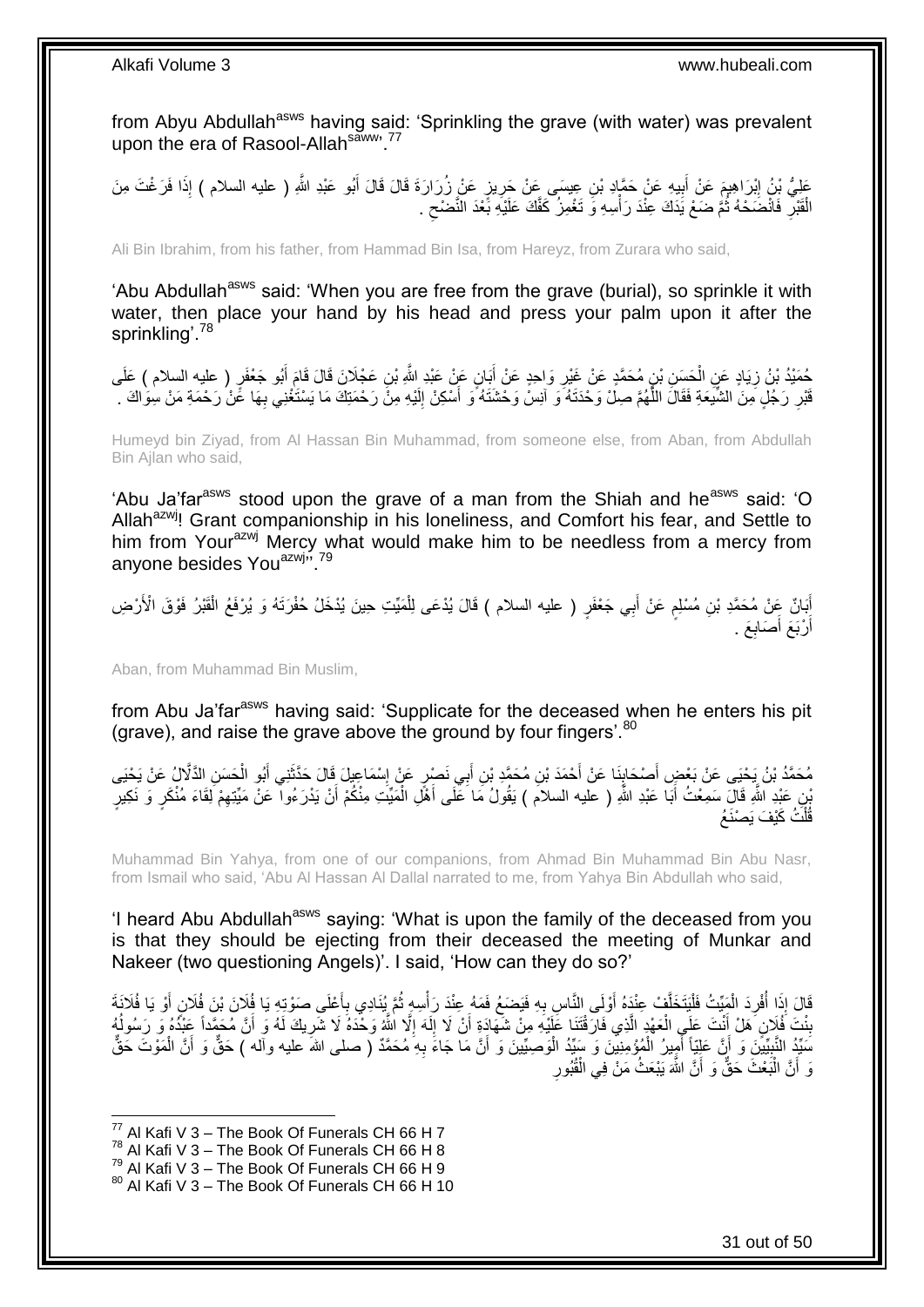from Abyu Abdullah[asws] having said: 'Sprinkling the grave (with water) was prevalent upon the era of Rasool-Allah[saww]'.[77]

عَلِيُّ بْنُ إِبْرَاهِيمَ عَنْ أَبِيهِ عَنْ حَمَّادِ بْنِ عِيسَى عَنْ حَرِيزٍ عَنْ زُرَارَةَ قَالَ قَالَ أَبُو عَبْدِ اللَّهِ ( عليه السلام ) إِذَا فَرَغْتَ مِنَ الْقَبْرِ فَانْضَحْهُ ثُمَّ ضَعْ يَدَكَ عِنْدَ رَأْسِهِ وَ تَغْمِزُ كَفَّكَ عَلَيْهِ بَعْدَ النَّضْحِ .

Ali Bin Ibrahim, from his father, from Hammad Bin Isa, from Hareyz, from Zurara who said,

'Abu Abdullah[asws] said: 'When you are free from the grave (burial), so sprinkle it with water, then place your hand by his head and press your palm upon it after the sprinkling'.[78]

حُمَيْدُ بْنُ زِيَادٍ عَنِ الْحَسَنِ بْنِ مُحَمَّدٍ عَنْ غَيْرِ وَاحِدٍ عَنْ أَبَانٍ عَنْ عَبْدِ اللَّهِ بْنِ عَجْلَانَ قَالَ قَامَ أَبُو جَعْفَرٍ ( عليه السلام ) عَلَى قَبْرِ رَجُلٍ مِنَ الشِّيعَةِ فَقَالَ اللَّهُمَّ صِلْ وَحْدَتَهُ وَ آنِسْ وَحْشَتَهُ وَ أَسْكِنْ إِلَيْهِ مِنْ رَحْمَتِكَ مَا يَسْتَغْنِي بِهَا عَنْ رَحْمَةِ مَنْ سِوَاكَ .

Humeyd bin Ziyad, from Al Hassan Bin Muhammad, from someone else, from Aban, from Abdullah Bin Ajlan who said,

'Abu Ja'far[asws] stood upon the grave of a man from the Shiah and he[asws] said: 'O Allah[azwj]! Grant companionship in his loneliness, and Comfort his fear, and Settle to him from Your[azwj] Mercy what would make him to be needless from a mercy from anyone besides You[azwj]''.[79]

أَبَانٌ عَنْ مُحَمَّدِ بْنِ مُسْلِمٍ عَنْ أَبِي جَعْفَرٍ ( عليه السلام ) قَالَ يُدْعَى لِلْمَيِّتِ حِينَ يُدْخَلُ حُفْرَتَهُ وَ يُرْفَعُ الْقَبْرُ فَوْقَ الْأَرْضِ أَرْبَعَ أَصَابِعَ .

Aban, from Muhammad Bin Muslim,

from Abu Ja'far[asws] having said: 'Supplicate for the deceased when he enters his pit (grave), and raise the grave above the ground by four fingers'.[80]

مُحَمَّدُ بْنُ يَحْيَى عَنْ بَعْضِ أَصْحَابِنَا عَنْ أَحْمَدَ بْنِ مُحَمَّدِ بْنِ أَبِي نَصْرٍ عَنْ إِسْمَاعِيلَ قَالَ حَدَّثَنِي أَبُو الْحَسَنِ الدَّلَّالُ عَنْ يَحْيَى بْنِ عَبْدِ اللَّهِ قَالَ سَمِعْتُ أَبَا عَبْدِ اللَّهِ ( عليه السلام ) يَقُولُ مَا عَلَى أَهْلِ الْمَيِّتِ مِنْكُمْ أَنْ يَدْرَءُوا عَنْ مَيِّتِهِمْ لِقَاءَ مُنْكَرٍ وَ نَكِيرٍ قُلْتُ كَيْفَ يَصْنَعُ

Muhammad Bin Yahya, from one of our companions, from Ahmad Bin Muhammad Bin Abu Nasr, from Ismail who said, 'Abu Al Hassan Al Dallal narrated to me, from Yahya Bin Abdullah who said,

'I heard Abu Abdullah[asws] saying: 'What is upon the family of the deceased from you is that they should be ejecting from their deceased the meeting of Munkar and Nakeer (two questioning Angels)'. I said, 'How can they do so?'

قَالَ إِذَا أُفْرِدَ الْمَيِّتُ فَلْيَتَخَلَّفْ عِنْدَهُ أَوْلَى النَّاسِ بِهِ فَيَضَعُ فَمَهُ عِنْدَ رَأْسِهِ ثُمَّ يُنَادِي بِأَعْلَى صَوْتِهِ يَا فُلَانَ بْنَ فُلَانٍ أَوْ يَا فُلَانَةَ بِنْتَ فُلَانٍ هَلْ أَنْتَ عَلَى الْعَهْدِ الَّذِي فَارَقْتَنَا عَلَيْهِ مِنْ شَهَادَةِ أَنْ لَا إِلَهَ إِلَّا اللَّهُ وَحْدَهُ لَا شَرِيكَ لَهُ وَ أَنَّ مُحَمَّداً عَبْدُهُ وَ رَسُولُهُ سَيِّدُ النَّبِيِّينَ وَ أَنَّ عَلِيّاً أَمِيرُ الْمُؤْمِنِينَ وَ سَيِّدُ الْوَصِيِّينَ وَ أَنَّ مَا جَاءَ بِهِ مُحَمَّدٌ ( صلى الله عليه وآله ) حَقٌّ وَ أَنَّ الْمَوْتَ حَقٌّ وَ أَنَّ الْبَعْثَ حَقٌّ وَ أَنَّ اللَّهَ يَبْعَثُ مَنْ فِي الْقُبُورِ

[77] Al Kafi V 3 – The Book Of Funerals CH 66 H 7
[78] Al Kafi V 3 – The Book Of Funerals CH 66 H 8
[79] Al Kafi V 3 – The Book Of Funerals CH 66 H 9
[80] Al Kafi V 3 – The Book Of Funerals CH 66 H 10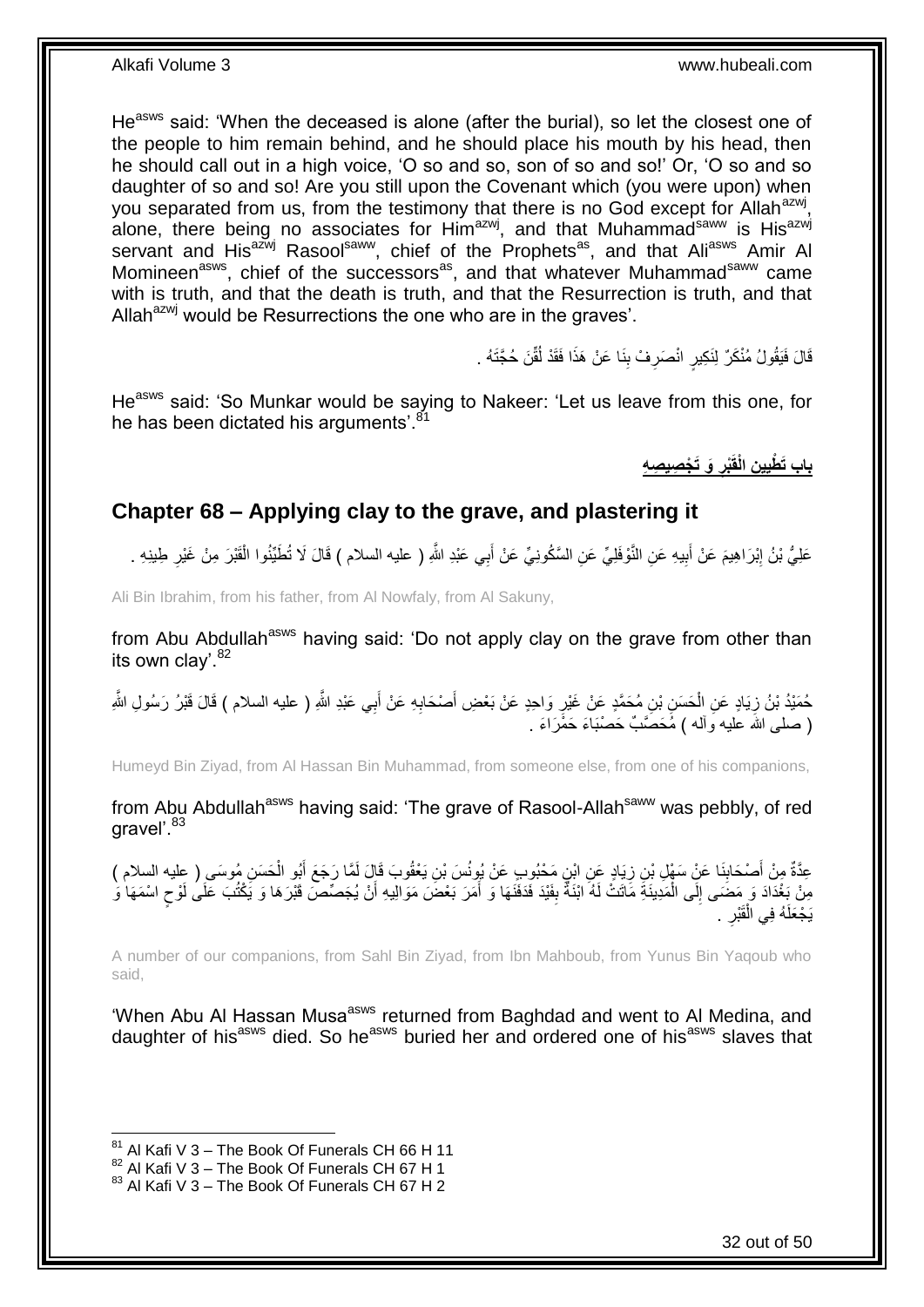He[asws] said: 'When the deceased is alone (after the burial), so let the closest one of the people to him remain behind, and he should place his mouth by his head, then he should call out in a high voice, 'O so and so, son of so and so!' Or, 'O so and so daughter of so and so! Are you still upon the Covenant which (you were upon) when you separated from us, from the testimony that there is no God except for Allah[azwj], alone, there being no associates for Him[azwj], and that Muhammad[saww] is His[azwj] servant and His[azwj] Rasool[saww], chief of the Prophets[as], and that Ali[asws] Amir Al Momineen[asws], chief of the successors[as], and that whatever Muhammad[saww] came with is truth, and that the death is truth, and that the Resurrection is truth, and that Allah[azwj] would be Resurrections the one who are in the graves'.

قَالَ فَيَقُولُ مُنْكَرٌ لِنَكِيرٍ انْصَرِفْ بِنَا عَنْ هَذَا فَقَدْ لُقِّنَ حُجَّتَهُ .

He[asws] said: 'So Munkar would be saying to Nakeer: 'Let us leave from this one, for he has been dictated his arguments'.[81]

## باب تَطْيِينِ الْقَبْرِ وَ تَجْصِيصِهِ

## Chapter 68 – Applying clay to the grave, and plastering it

عَلِيُّ بْنُ إِبْرَاهِيمَ عَنْ أَبِيهِ عَنِ النَّوْفَلِيِّ عَنِ السَّكُونِيِّ عَنْ أَبِي عَبْدِ اللَّهِ ( عليه السلام ) قَالَ لَا تُطَيِّنُوا الْقَبْرَ مِنْ غَيْرِ طِينِهِ .

Ali Bin Ibrahim, from his father, from Al Nowfaly, from Al Sakuny,

from Abu Abdullah[asws] having said: 'Do not apply clay on the grave from other than its own clay'.[82]

حُمَيْدُ بْنُ زِيَادٍ عَنِ الْحَسَنِ بْنِ مُحَمَّدٍ عَنْ غَيْرِ وَاحِدٍ عَنْ بَعْضِ أَصْحَابِهِ عَنْ أَبِي عَبْدِ اللَّهِ ( عليه السلام ) قَالَ قَبْرُ رَسُولِ اللَّهِ ( صلى الله عليه وآله ) مُحَصَّبٌ حَصْبَاءَ حَمْرَاءَ .

Humeyd Bin Ziyad, from Al Hassan Bin Muhammad, from someone else, from one of his companions,

from Abu Abdullah[asws] having said: 'The grave of Rasool-Allah[saww] was pebbly, of red gravel'.[83]

عِدَّةٌ مِنْ أَصْحَابِنَا عَنْ سَهْلِ بْنِ زِيَادٍ عَنِ ابْنِ مَحْبُوبٍ عَنْ يُونُسَ بْنِ يَعْقُوبَ قَالَ لَمَّا رَجَعَ أَبُو الْحَسَنِ مُوسَى ( عليه السلام ) مِنْ بَغْدَادَ وَ مَضَى إِلَى الْمَدِينَةِ مَاتَتْ لَهُ ابْنَةٌ بِفَيْدَ فَدَفَنَهَا وَ أَمَرَ بَعْضَ مَوَالِيهِ أَنْ يُجَصِّصَ قَبْرَهَا وَ يَكْتُبَ عَلَى لَوْحٍ اسْمَهَا وَ يَجْعَلَهُ فِي الْقَبْرِ .

A number of our companions, from Sahl Bin Ziyad, from Ibn Mahboub, from Yunus Bin Yaqoub who said,

'When Abu Al Hassan Musa[asws] returned from Baghdad and went to Al Medina, and daughter of his[asws] died. So he[asws] buried her and ordered one of his[asws] slaves that

[81] Al Kafi V 3 – The Book Of Funerals CH 66 H 11
[82] Al Kafi V 3 – The Book Of Funerals CH 67 H 1
[83] Al Kafi V 3 – The Book Of Funerals CH 67 H 2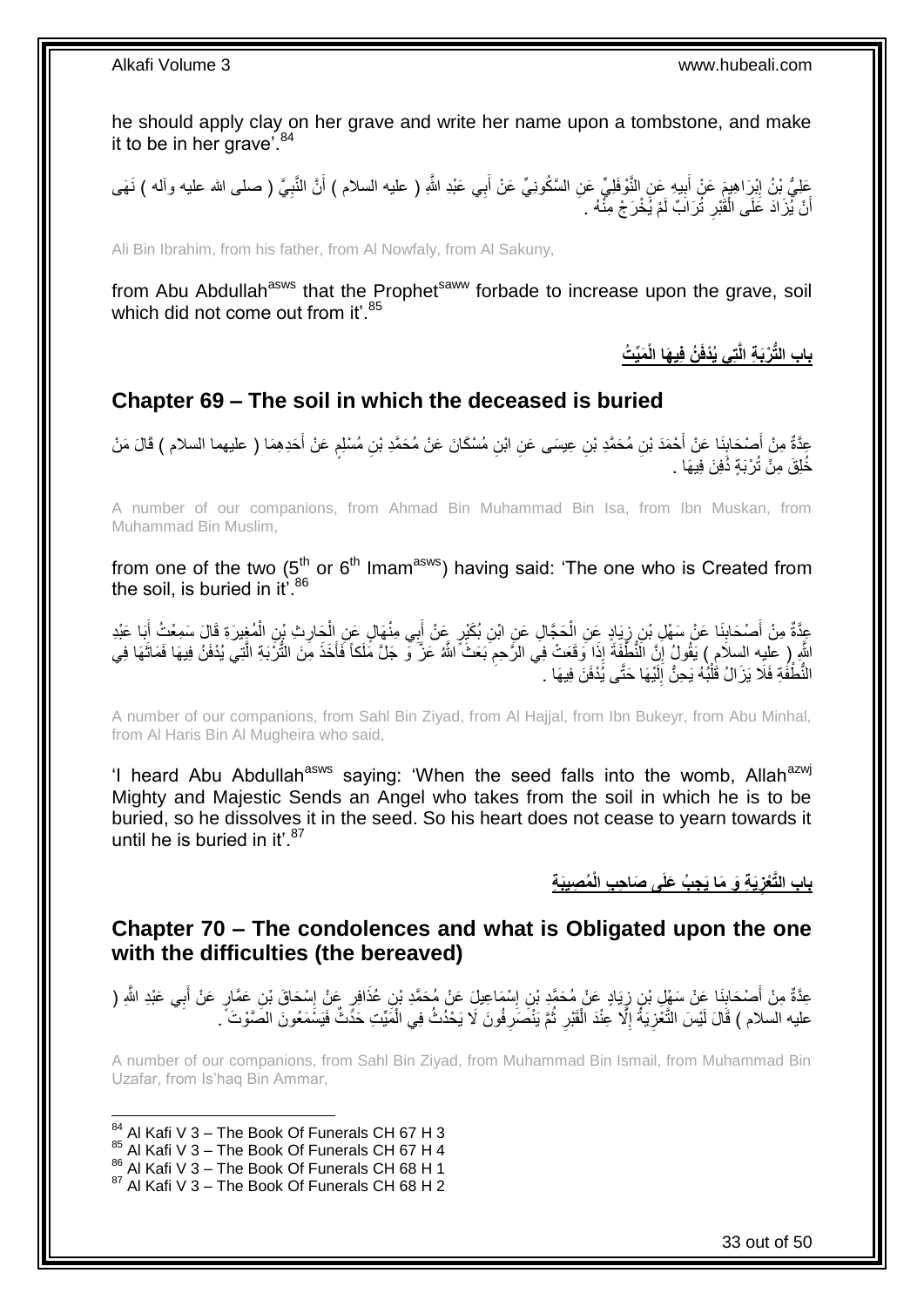he should apply clay on her grave and write her name upon a tombstone, and make it to be in her grave'.[84]

عَلِيُّ بْنُ إِبْرَاهِيمَ عَنْ أَبِيهِ عَنِ النَّوْفَلِيِّ عَنِ السَّكُونِيِّ عَنْ أَبِي عَبْدِ اللَّهِ ( عليه السلام ) أَنَّ النَّبِيَّ ( صلى الله عليه وآله ) نَهَى أَنْ يُزَادَ عَلَى الْقَبْرِ تُرَابٌ لَمْ يُخْرَجْ مِنْهُ .

Ali Bin Ibrahim, from his father, from Al Nowfaly, from Al Sakuny,

from Abu Abdullah[asws] that the Prophet[saww] forbade to increase upon the grave, soil which did not come out from it'.[85]

## باب التُّرْبَةِ الَّتِي يُدْفَنُ فِيهَا الْمَيِّتُ

## Chapter 69 – The soil in which the deceased is buried

عِدَّةٌ مِنْ أَصْحَابِنَا عَنْ أَحْمَدَ بْنِ مُحَمَّدِ بْنِ عِيسَى عَنِ ابْنِ مُسْكَانَ عَنْ مُحَمَّدِ بْنِ مُسْلِمٍ عَنْ أَحَدِهِمَا ( عليهما السلام ) قَالَ مَنْ خُلِقَ مِنْ تُرْبَةٍ دُفِنَ فِيهَا .

A number of our companions, from Ahmad Bin Muhammad Bin Isa, from Ibn Muskan, from Muhammad Bin Muslim,

from one of the two (5[th] or 6[th] Imam[asws]) having said: 'The one who is Created from the soil, is buried in it'.[86]

عِدَّةٌ مِنْ أَصْحَابِنَا عَنْ سَهْلِ بْنِ زِيَادٍ عَنِ الْحَجَّالِ عَنِ ابْنِ بُكَيْرٍ عَنْ أَبِي مِنْهَالٍ عَنِ الْحَارِثِ بْنِ الْمُغِيرَةِ قَالَ سَمِعْتُ أَبَا عَبْدِ اللَّهِ ( عليه السلام ) يَقُولُ إِنَّ النُّطْفَةَ إِذَا وَقَعَتْ فِي الرَّحِمِ بَعَثَ اللَّهُ عَزَّ وَ جَلَّ مَلَكاً فَأَخَذَ مِنَ التُّرْبَةِ الَّتِي يُدْفَنُ فِيهَا فَمَاثَهَا فِي النُّطْفَةِ فَلَا يَزَالُ قَلْبُهُ يَحِنُّ إِلَيْهَا حَتَّى يُدْفَنَ فِيهَا .

A number of our companions, from Sahl Bin Ziyad, from Al Hajjal, from Ibn Bukeyr, from Abu Minhal, from Al Haris Bin Al Mugheira who said,

'I heard Abu Abdullah[asws] saying: 'When the seed falls into the womb, Allah[azwj] Mighty and Majestic Sends an Angel who takes from the soil in which he is to be buried, so he dissolves it in the seed. So his heart does not cease to yearn towards it until he is buried in it'.[87]

## باب التَّعْزِيَةِ وَ مَا يَجِبُ عَلَى صَاحِبِ الْمُصِيبَةِ

## Chapter 70 – The condolences and what is Obligated upon the one with the difficulties (the bereaved)

عِدَّةٌ مِنْ أَصْحَابِنَا عَنْ سَهْلِ بْنِ زِيَادٍ عَنْ مُحَمَّدِ بْنِ إِسْمَاعِيلَ عَنْ مُحَمَّدِ بْنِ عُذَافِرٍ عَنْ إِسْحَاقَ بْنِ عَمَّارٍ عَنْ أَبِي عَبْدِ اللَّهِ ( عليه السلام ) قَالَ لَيْسَ التَّعْزِيَةُ إِلَّا عِنْدَ الْقَبْرِ ثُمَّ يَنْصَرِفُونَ لَا يَحْدُثُ فِي الْمَيِّتِ حَدَثٌ فَيَسْمَعُونَ الصَّوْتَ .

A number of our companions, from Sahl Bin Ziyad, from Muhammad Bin Ismail, from Muhammad Bin Uzafar, from Is'haq Bin Ammar,

[84] Al Kafi V 3 – The Book Of Funerals CH 67 H 3
[85] Al Kafi V 3 – The Book Of Funerals CH 67 H 4
[86] Al Kafi V 3 – The Book Of Funerals CH 68 H 1
[87] Al Kafi V 3 – The Book Of Funerals CH 68 H 2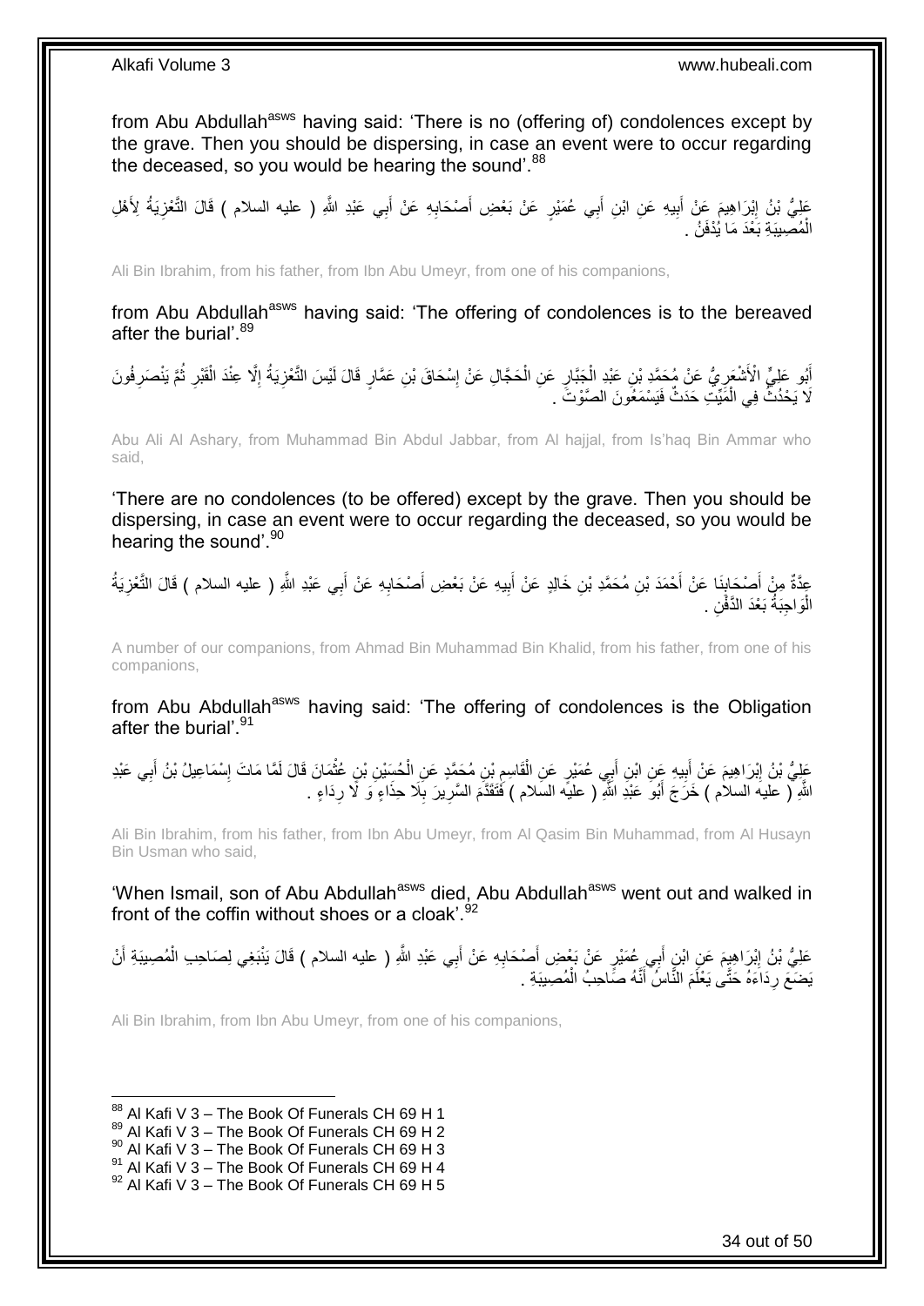from Abu Abdullah[asws] having said: 'There is no (offering of) condolences except by the grave. Then you should be dispersing, in case an event were to occur regarding the deceased, so you would be hearing the sound'.[88]

عَلِيُّ بْنُ إِبْرَاهِيمَ عَنْ أَبِيهِ عَنِ ابْنِ أَبِي عُمَيْرٍ عَنْ بَعْضِ أَصْحَابِهِ عَنْ أَبِي عَبْدِ اللَّهِ ( عليه السلام ) قَالَ التَّعْزِيَةُ لِأَهْلِ الْمُصِيبَةِ بَعْدَ مَا يُدْفَنُ .

Ali Bin Ibrahim, from his father, from Ibn Abu Umeyr, from one of his companions,

from Abu Abdullah[asws] having said: 'The offering of condolences is to the bereaved after the burial'.[89]

أَبُو عَلِيٍّ الْأَشْعَرِيُّ عَنْ مُحَمَّدِ بْنِ عَبْدِ الْجَبَّارِ عَنِ الْحَجَّالِ عَنْ إِسْحَاقَ بْنِ عَمَّارٍ قَالَ لَيْسَ التَّعْزِيَةُ إِلَّا عِنْدَ الْقَبْرِ ثُمَّ يَنْصَرِفُونَ لَا يَحْدُثُ فِي الْمَيِّتِ حَدَثٌ فَيَسْمَعُونَ الصَّوْتَ .

Abu Ali Al Ashary, from Muhammad Bin Abdul Jabbar, from Al hajjal, from Is'haq Bin Ammar who said,

'There are no condolences (to be offered) except by the grave. Then you should be dispersing, in case an event were to occur regarding the deceased, so you would be hearing the sound'.[90]

عِدَّةٌ مِنْ أَصْحَابِنَا عَنْ أَحْمَدَ بْنِ مُحَمَّدِ بْنِ خَالِدٍ عَنْ أَبِيهِ عَنْ بَعْضِ أَصْحَابِهِ عَنْ أَبِي عَبْدِ اللَّهِ ( عليه السلام ) قَالَ التَّعْزِيَةُ الْوَاجِبَةُ بَعْدَ الدَّفْنِ .

A number of our companions, from Ahmad Bin Muhammad Bin Khalid, from his father, from one of his companions,

from Abu Abdullah[asws] having said: 'The offering of condolences is the Obligation after the burial'.[91]

عَلِيُّ بْنُ إِبْرَاهِيمَ عَنْ أَبِيهِ عَنِ ابْنِ أَبِي عُمَيْرٍ عَنِ الْقَاسِمِ بْنِ مُحَمَّدٍ عَنِ الْحُسَيْنِ بْنِ عُثْمَانَ قَالَ لَمَّا مَاتَ إِسْمَاعِيلُ بْنُ أَبِي عَبْدِ اللَّهِ ( عليه السلام ) خَرَجَ أَبُو عَبْدِ اللَّهِ ( عليه السلام ) فَتَقَدَّمَ السَّرِيرَ بِلَا حِذَاءٍ وَ لَا رِدَاءٍ .

Ali Bin Ibrahim, from his father, from Ibn Abu Umeyr, from Al Qasim Bin Muhammad, from Al Husayn Bin Usman who said,

'When Ismail, son of Abu Abdullah[asws] died, Abu Abdullah[asws] went out and walked in front of the coffin without shoes or a cloak'.[92]

عَلِيُّ بْنُ إِبْرَاهِيمَ عَنِ ابْنِ أَبِي عُمَيْرٍ عَنْ بَعْضِ أَصْحَابِهِ عَنْ أَبِي عَبْدِ اللَّهِ ( عليه السلام ) قَالَ يَنْبَغِي لِصَاحِبِ الْمُصِيبَةِ أَنْ يَضَعَ رِدَاءَهُ حَتَّى يَعْلَمَ النَّاسُ أَنَّهُ صَاحِبُ الْمُصِيبَةِ .

Ali Bin Ibrahim, from Ibn Abu Umeyr, from one of his companions,

[88] Al Kafi V 3 – The Book Of Funerals CH 69 H 1
[89] Al Kafi V 3 – The Book Of Funerals CH 69 H 2
[90] Al Kafi V 3 – The Book Of Funerals CH 69 H 3
[91] Al Kafi V 3 – The Book Of Funerals CH 69 H 4
[92] Al Kafi V 3 – The Book Of Funerals CH 69 H 5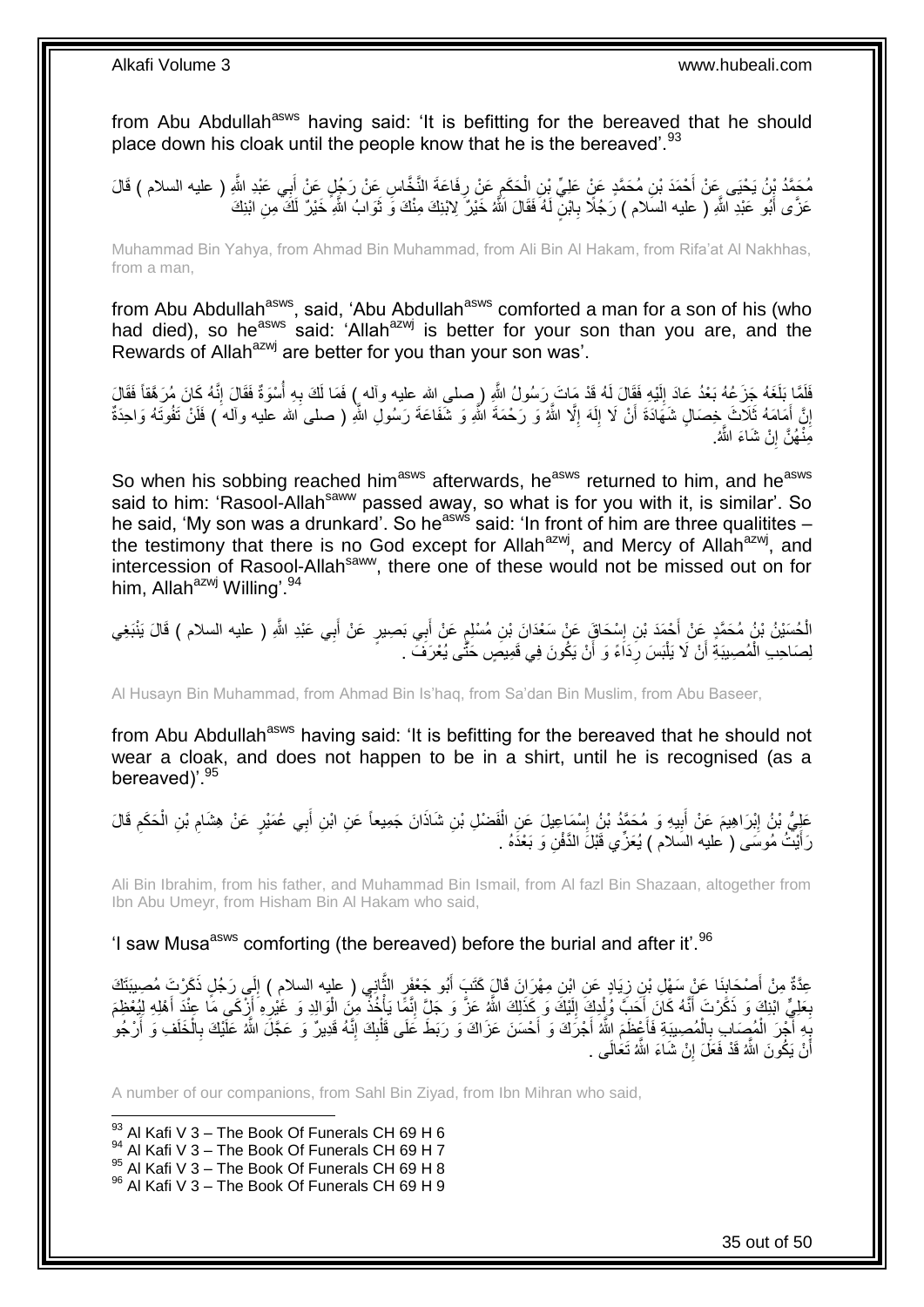from Abu Abdullah[asws] having said: 'It is befitting for the bereaved that he should place down his cloak until the people know that he is the bereaved'.[93]

مُحَمَّدُ بْنُ يَحْيَى عَنْ أَحْمَدَ بْنِ مُحَمَّدٍ عَنْ عَلِيِّ بْنِ الْحَكَمِ عَنْ رِفَاعَةَ النَّخَّاسِ عَنْ رَجُلٍ عَنْ أَبِي عَبْدِ اللَّهِ ( عليه السلام ) قَالَ عَزَّى أَبُو عَبْدِ اللَّهِ ( عليه السلام ) رَجُلًا بِابْنٍ لَهُ فَقَالَ اللَّهُ خَيْرٌ لِابْنِكَ مِنْكَ وَ ثَوَابُ اللَّهِ خَيْرٌ لَكَ مِنِ ابْنِكَ

Muhammad Bin Yahya, from Ahmad Bin Muhammad, from Ali Bin Al Hakam, from Rifa'at Al Nakhhas, from a man,

from Abu Abdullah[asws], said, 'Abu Abdullah[asws] comforted a man for a son of his (who had died), so he[asws] said: 'Allah[azwj] is better for your son than you are, and the Rewards of Allah[azwj] are better for you than your son was'.

فَلَمَّا بَلَغَهُ جَزَعُهُ بَعْدُ عَادَ إِلَيْهِ فَقَالَ لَهُ قَدْ مَاتَ رَسُولُ اللَّهِ ( صلى الله عليه وآله ) فَمَا لَكَ بِهِ أُسْوَةٌ فَقَالَ إِنَّهُ كَانَ مُرَهَّقاً فَقَالَ إِنَّ أَمَامَهُ ثَلَاثَ خِصَالٍ شَهَادَةَ أَنْ لَا إِلَهَ إِلَّا اللَّهُ وَ رَحْمَةَ اللَّهِ وَ شَفَاعَةَ رَسُولِ اللَّهِ ( صلى الله عليه وآله ) فَلَنْ تَفُوتَهُ وَاحِدَةٌ مِنْهُنَّ إِنْ شَاءَ اللَّهُ.

So when his sobbing reached him[asws] afterwards, he[asws] returned to him, and he[asws] said to him: 'Rasool-Allah[saww] passed away, so what is for you with it, is similar'. So he said, 'My son was a drunkard'. So he[asws] said: 'In front of him are three qualitites – the testimony that there is no God except for Allah[azwj], and Mercy of Allah[azwj], and intercession of Rasool-Allah[saww], there one of these would not be missed out on for him, Allah[azwj] Willing'.[94]

الْحُسَيْنُ بْنُ مُحَمَّدٍ عَنْ أَحْمَدَ بْنِ إِسْحَاقَ عَنْ سَعْدَانَ بْنِ مُسْلِمٍ عَنْ أَبِي بَصِيرٍ عَنْ أَبِي عَبْدِ اللَّهِ ( عليه السلام ) قَالَ يَنْبَغِي لِصَاحِبِ الْمُصِيبَةِ أَنْ لَا يَلْبَسَ رِدَاءً وَ أَنْ يَكُونَ فِي قَمِيصٍ حَتَّى يُعْرَفَ .

Al Husayn Bin Muhammad, from Ahmad Bin Is'haq, from Sa'dan Bin Muslim, from Abu Baseer,

from Abu Abdullah[asws] having said: 'It is befitting for the bereaved that he should not wear a cloak, and does not happen to be in a shirt, until he is recognised (as a bereaved)'.[95]

عَلِيُّ بْنُ إِبْرَاهِيمَ عَنْ أَبِيهِ وَ مُحَمَّدُ بْنُ إِسْمَاعِيلَ عَنِ الْفَضْلِ بْنِ شَاذَانَ جَمِيعاً عَنِ ابْنِ أَبِي عُمَيْرٍ عَنْ هِشَامِ بْنِ الْحَكَمِ قَالَ رَأَيْتُ مُوسَى ( عليه السلام ) يُعَزِّي قَبْلَ الدَّفْنِ وَ بَعْدَهُ .

Ali Bin Ibrahim, from his father, and Muhammad Bin Ismail, from Al fazl Bin Shazaan, altogether from Ibn Abu Umeyr, from Hisham Bin Al Hakam who said,

'I saw Musa[asws] comforting (the bereaved) before the burial and after it'.[96]

عِدَّةٌ مِنْ أَصْحَابِنَا عَنْ سَهْلِ بْنِ زِيَادٍ عَنِ ابْنِ مِهْرَانَ قَالَ كَتَبَ أَبُو جَعْفَرٍ الثَّانِي ( عليه السلام ) إِلَى رَجُلٍ ذَكَرْتَ مُصِيبَتَكَ بِعَلِيٍّ ابْنِكَ وَ ذَكَرْتَ أَنَّهُ كَانَ أَحَبَّ وُلْدِكَ إِلَيْكَ وَ كَذَلِكَ اللَّهُ عَزَّ وَ جَلَّ إِنَّمَا يَأْخُذُ مِنَ الْوَالِدِ وَ غَيْرِهِ أَزْكَى مَا عِنْدَ أَهْلِهِ لِيُعْظِمَ بِهِ أَجْرَ الْمُصَابِ بِالْمُصِيبَةِ فَأَعْظَمَ اللَّهُ أَجْرَكَ وَ أَحْسَنَ عَزَاكَ وَ رَبَطَ عَلَى قَلْبِكَ إِنَّهُ قَدِيرٌ وَ عَجَّلَ اللَّهُ عَلَيْكَ بِالْخَلَفِ وَ أَرْجُو أَنْ يَكُونَ اللَّهُ قَدْ فَعَلَ إِنْ شَاءَ اللَّهُ تَعَالَى .

A number of our companions, from Sahl Bin Ziyad, from Ibn Mihran who said,

[93] Al Kafi V 3 – The Book Of Funerals CH 69 H 6
[94] Al Kafi V 3 – The Book Of Funerals CH 69 H 7
[95] Al Kafi V 3 – The Book Of Funerals CH 69 H 8
[96] Al Kafi V 3 – The Book Of Funerals CH 69 H 9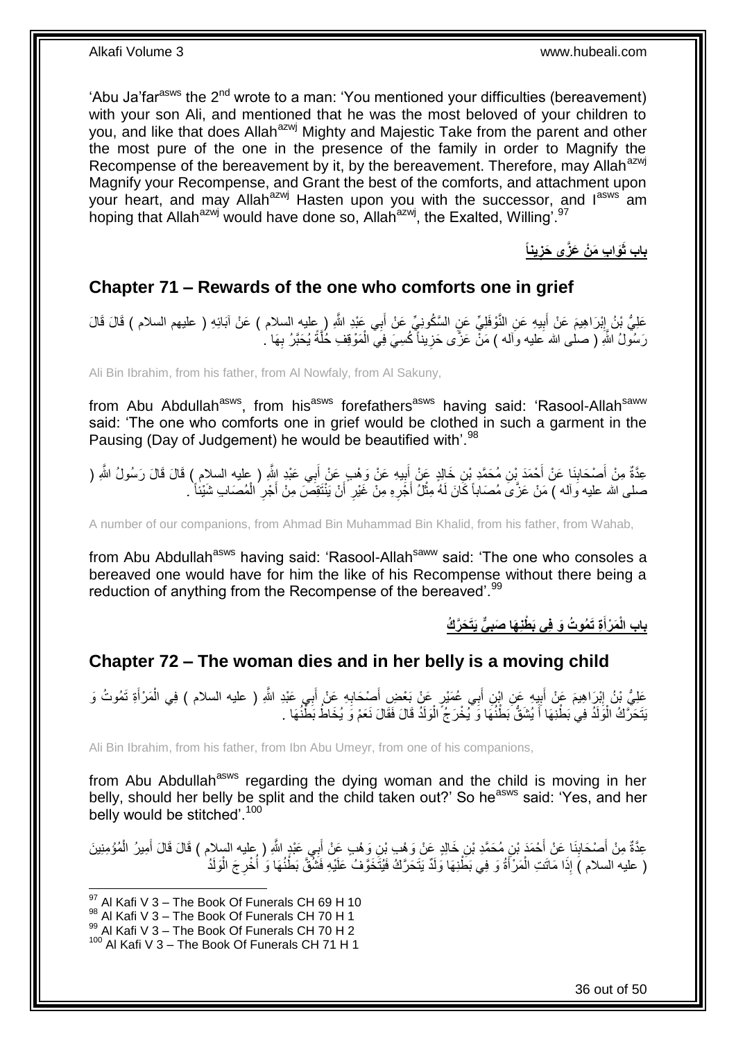'Abu Ja'far[asws] the 2[nd] wrote to a man: 'You mentioned your difficulties (bereavement) with your son Ali, and mentioned that he was the most beloved of your children to you, and like that does Allah[azwj] Mighty and Majestic Take from the parent and other the most pure of the one in the presence of the family in order to Magnify the Recompense of the bereavement by it, by the bereavement. Therefore, may Allah[azwj] Magnify your Recompense, and Grant the best of the comforts, and attachment upon your heart, and may Allah[azwj] Hasten upon you with the successor, and I[asws] am hoping that Allah[azwj] would have done so, Allah[azwj], the Exalted, Willing'.[97]

## باب ثَوَابِ مَنْ عَزَّى حَزِيناً

## Chapter 71 – Rewards of the one who comforts one in grief

عَلِيُّ بْنُ إِبْرَاهِيمَ عَنْ أَبِيهِ عَنِ النَّوْفَلِيِّ عَنِ السَّكُونِيِّ عَنْ أَبِي عَبْدِ اللَّهِ ( عليه السلام ) عَنْ آبَائِهِ ( عليهم السلام ) قَالَ قَالَ رَسُولُ اللَّهِ ( صلى الله عليه وآله ) مَنْ عَزَّى حَزِيناً كُسِيَ فِي الْمَوْقِفِ حُلَّةً يُحَبَّرُ بِهَا .

Ali Bin Ibrahim, from his father, from Al Nowfaly, from Al Sakuny,

from Abu Abdullah[asws], from his[asws] forefathers[asws] having said: 'Rasool-Allah[saww] said: 'The one who comforts one in grief would be clothed in such a garment in the Pausing (Day of Judgement) he would be beautified with'.[98]

عِدَّةٌ مِنْ أَصْحَابِنَا عَنْ أَحْمَدَ بْنِ مُحَمَّدِ بْنِ خَالِدٍ عَنْ أَبِيهِ عَنْ وَهْبٍ عَنْ أَبِي عَبْدِ اللَّهِ ( عليه السلام ) قَالَ قَالَ رَسُولُ اللَّهِ ( صلى الله عليه وآله ) مَنْ عَزَّى مُصَاباً كَانَ لَهُ مِثْلُ أَجْرِهِ مِنْ غَيْرِ أَنْ يَنْتَقِصَ مِنْ أَجْرِ الْمُصَابِ شَيْئاً .

A number of our companions, from Ahmad Bin Muhammad Bin Khalid, from his father, from Wahab,

from Abu Abdullah[asws] having said: 'Rasool-Allah[saww] said: 'The one who consoles a bereaved one would have for him the like of his Recompense without there being a reduction of anything from the Recompense of the bereaved'.[99]

## باب الْمَرْأَةِ تَمُوتُ وَ فِي بَطْنِهَا صَبِيٌّ يَتَحَرَّكُ

## Chapter 72 – The woman dies and in her belly is a moving child

عَلِيُّ بْنُ إِبْرَاهِيمَ عَنْ أَبِيهِ عَنِ ابْنِ أَبِي عُمَيْرٍ عَنْ بَعْضِ أَصْحَابِهِ عَنْ أَبِي عَبْدِ اللَّهِ ( عليه السلام ) فِي الْمَرْأَةِ تَمُوتُ وَ يَتَحَرَّكُ الْوَلَدُ فِي بَطْنِهَا أَ يُشَقُّ بَطْنُهَا وَ يُخْرَجُ الْوَلَدُ قَالَ فَقَالَ نَعَمْ وَ يُخَاطُ بَطْنُهَا .

Ali Bin Ibrahim, from his father, from Ibn Abu Umeyr, from one of his companions,

from Abu Abdullah[asws] regarding the dying woman and the child is moving in her belly, should her belly be split and the child taken out?' So he[asws] said: 'Yes, and her belly would be stitched'.[100]

عِدَّةٌ مِنْ أَصْحَابِنَا عَنْ أَحْمَدَ بْنِ مُحَمَّدِ بْنِ خَالِدٍ عَنْ وَهْبِ بْنِ وَهْبٍ عَنْ أَبِي عَبْدِ اللَّهِ ( عليه السلام ) قَالَ قَالَ أَمِيرُ الْمُؤْمِنِينَ ( عليه السلام ) إِذَا مَاتَتِ الْمَرْأَةُ وَ فِي بَطْنِهَا وَلَدٌ يَتَحَرَّكُ فَيُتَخَوَّفُ عَلَيْهِ فَشُقَّ بَطْنُهَا وَ أُخْرِجَ الْوَلَدُ

[97] Al Kafi V 3 – The Book Of Funerals CH 69 H 10
[98] Al Kafi V 3 – The Book Of Funerals CH 70 H 1
[99] Al Kafi V 3 – The Book Of Funerals CH 70 H 2
[100] Al Kafi V 3 – The Book Of Funerals CH 71 H 1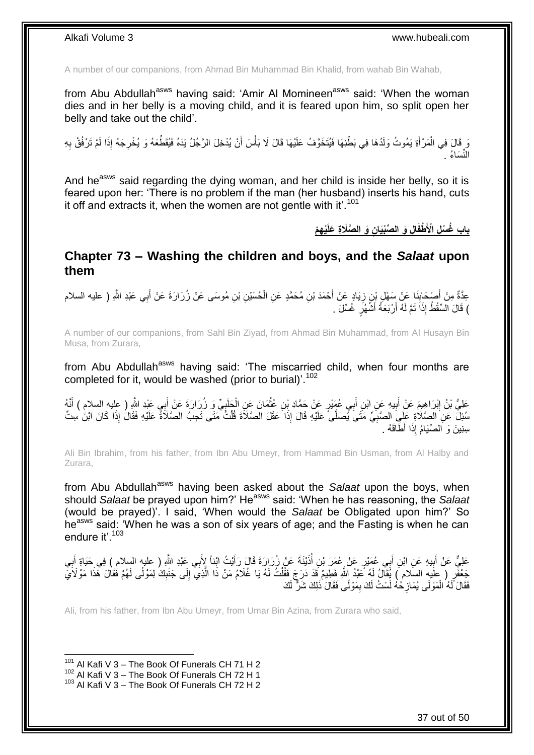A number of our companions, from Ahmad Bin Muhammad Bin Khalid, from wahab Bin Wahab,

from Abu Abdullah[asws] having said: 'Amir Al Momineen[asws] said: 'When the woman dies and in her belly is a moving child, and it is feared upon him, so split open her belly and take out the child'.

وَ قَالَ فِي الْمَرْأَةِ يَمُوتُ وَلَدُهَا فِي بَطْنِهَا فَيُتَخَوَّفُ عَلَيْهَا قَالَ لَا بَأْسَ أَنْ يُدْخِلَ الرَّجُلُ يَدَهُ فَيُقَطِّعَهُ وَ يُخْرِجَهُ إِذَا لَمْ تَرْفُقْ بِهِ النِّسَاءُ .

And he[asws] said regarding the dying woman, and her child is inside her belly, so it is feared upon her: 'There is no problem if the man (her husband) inserts his hand, cuts it off and extracts it, when the women are not gentle with it'.[101]

## باب غُسْلِ الْأَطْفَالِ وَ الصِّبْيَانِ وَ الصَّلَاةِ عَلَيْهِمْ

## Chapter 73 – Washing the children and boys, and the *Salaat* upon them

عِدَّةٌ مِنْ أَصْحَابِنَا عَنْ سَهْلِ بْنِ زِيَادٍ عَنْ أَحْمَدَ بْنِ مُحَمَّدٍ عَنِ الْحُسَيْنِ بْنِ مُوسَى عَنْ زُرَارَةَ عَنْ أَبِي عَبْدِ اللَّهِ ( عليه السلام ) قَالَ السِّقْطُ إِذَا تَمَّ لَهُ أَرْبَعَةُ أَشْهُرٍ غُسِّلَ .

A number of our companions, from Sahl Bin Ziyad, from Ahmad Bin Muhammad, from Al Husayn Bin Musa, from Zurara,

from Abu Abdullah[asws] having said: 'The miscarried child, when four months are completed for it, would be washed (prior to burial)'.[102]

عَلِيُّ بْنُ إِبْرَاهِيمَ عَنْ أَبِيهِ عَنِ ابْنِ أَبِي عُمَيْرٍ عَنْ حَمَّادِ بْنِ عُثْمَانَ عَنِ الْحَلَبِيِّ وَ زُرَارَةَ عَنْ أَبِي عَبْدِ اللَّهِ ( عليه السلام ) أَنَّهُ سُئِلَ عَنِ الصَّلَاةِ عَلَى الصَّبِيِّ مَتَى يُصَلَّى عَلَيْهِ قَالَ إِذَا عَقَلَ الصَّلَاةَ قُلْتُ مَتَى تَجِبُ الصَّلَاةُ عَلَيْهِ فَقَالَ إِذَا كَانَ ابْنَ سِتِّ سِنِينَ وَ الصِّيَامُ إِذَا أَطَاقَهُ .

Ali Bin Ibrahim, from his father, from Ibn Abu Umeyr, from Hammad Bin Usman, from Al Halby and Zurara,

from Abu Abdullah[asws] having been asked about the *Salaat* upon the boys, when should *Salaat* be prayed upon him?' He[asws] said: 'When he has reasoning, the *Salaat* (would be prayed)'. I said, 'When would the *Salaat* be Obligated upon him?' So he[asws] said: 'When he was a son of six years of age; and the Fasting is when he can endure it'.[103]

عَلِيٌّ عَنْ أَبِيهِ عَنِ ابْنِ أَبِي عُمَيْرٍ عَنْ عُمَرَ بْنِ أُذَيْنَةَ عَنْ زُرَارَةَ قَالَ رَأَيْتُ ابْناً لِأَبِي عَبْدِ اللَّهِ ( عليه السلام ) فِي حَيَاةِ أَبِي جَعْفَرٍ ( عليه السلام ) يُقَالُ لَهُ عَبْدُ اللَّهِ فَطِيمٌ قَدْ دَرَجَ فَقُلْتُ لَهُ يَا غُلَامُ مَنْ ذَا الَّذِي إِلَى جَنْبِكَ لِمَوْلًى لَهُمْ فَقَالَ هَذَا مَوْلَايَ فَقَالَ لَهُ الْمَوْلَى يُمَازِحُهُ لَسْتُ لَكَ بِمَوْلًى فَقَالَ ذَلِكَ شَرٌّ لَكَ

Ali, from his father, from Ibn Abu Umeyr, from Umar Bin Azina, from Zurara who said,

[101] Al Kafi V 3 – The Book Of Funerals CH 71 H 2
[102] Al Kafi V 3 – The Book Of Funerals CH 72 H 1
[103] Al Kafi V 3 – The Book Of Funerals CH 72 H 2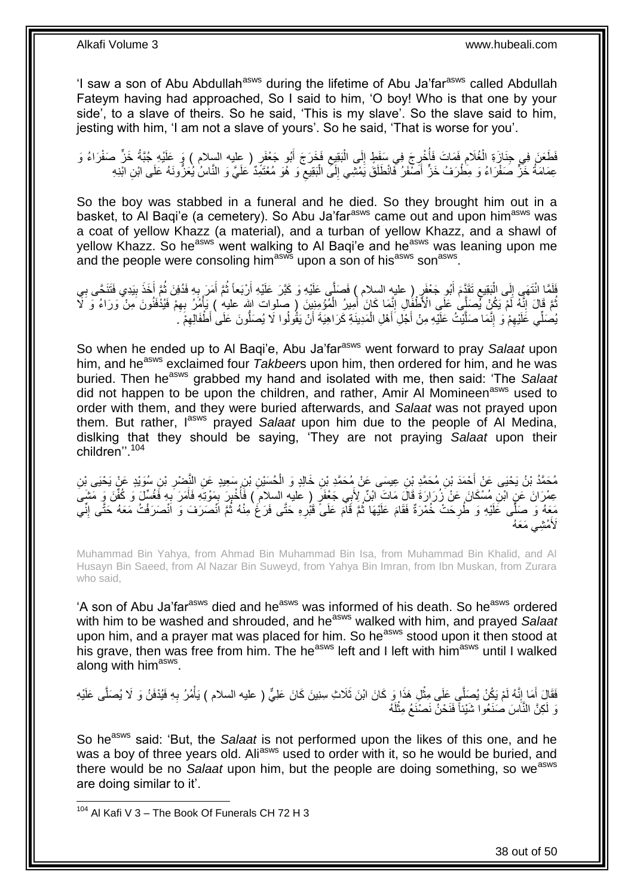'I saw a son of Abu Abdullah[asws] during the lifetime of Abu Ja'far[asws] called Abdullah Fateym having had approached, So I said to him, 'O boy! Who is that one by your side', to a slave of theirs. So he said, 'This is my slave'. So the slave said to him, jesting with him, 'I am not a slave of yours'. So he said, 'That is worse for you'.

فَطَعَنَ فِي جِنَازَةِ الْغُلَامِ فَمَاتَ فَأُخْرِجَ فِي سَفَطٍ إِلَى الْبَقِيعِ فَخَرَجَ أَبُو جَعْفَرٍ ( عليه السلام ) وَ عَلَيْهِ جُبَّةُ خَزٍّ صَفْرَاءُ وَ عِمَامَةُ خَزٍّ صَفْرَاءُ وَ مِطْرَفُ خَزٍّ أَصْفَرُ فَانْطَلَقَ يَمْشِي إِلَى الْبَقِيعِ وَ هُوَ مُعْتَمِدٌ عَلَيَّ وَ النَّاسُ يُعَزُّونَهُ عَلَى ابْنِ ابْنِهِ

So the boy was stabbed in a funeral and he died. So they brought him out in a basket, to Al Baqi'e (a cemetery). So Abu Ja'far[asws] came out and upon him[asws] was a coat of yellow Khazz (a material), and a turban of yellow Khazz, and a shawl of yellow Khazz. So he[asws] went walking to Al Baqi'e and he[asws] was leaning upon me and the people were consoling him[asws] upon a son of his[asws] son[asws].

فَلَمَّا انْتَهَى إِلَى الْبَقِيعِ تَقَدَّمَ أَبُو جَعْفَرٍ ( عليه السلام ) فَصَلَّى عَلَيْهِ وَ كَبَّرَ عَلَيْهِ أَرْبَعاً ثُمَّ أَمَرَ بِهِ فَدُفِنَ ثُمَّ أَخَذَ بِيَدِي فَتَنَحَّى بِي ثُمَّ قَالَ إِنَّهُ لَمْ يَكُنْ يُصَلَّى عَلَى الْأَطْفَالِ إِنَّمَا كَانَ أَمِيرُ الْمُؤْمِنِينَ ( صلوات الله عليه ) يَأْمُرُ بِهِمْ فَيُدْفَنُونَ مِنْ وَرَاءُ وَ لَا يُصَلِّي عَلَيْهِمْ وَ إِنَّمَا صَلَّيْتُ عَلَيْهِ مِنْ أَجْلِ أَهْلِ الْمَدِينَةِ كَرَاهِيَةَ أَنْ يَقُولُوا لَا يُصَلُّونَ عَلَى أَطْفَالِهِمْ .

So when he ended up to Al Baqi'e, Abu Ja'far[asws] went forward to pray *Salaat* upon him, and he[asws] exclaimed four *Takbeer*s upon him, then ordered for him, and he was buried. Then he[asws] grabbed my hand and isolated with me, then said: 'The *Salaat* did not happen to be upon the children, and rather, Amir Al Momineen[asws] used to order with them, and they were buried afterwards, and *Salaat* was not prayed upon them. But rather, I[asws] prayed *Salaat* upon him due to the people of Al Medina, dislking that they should be saying, 'They are not praying *Salaat* upon their children''.[104]

مُحَمَّدُ بْنُ يَحْيَى عَنْ أَحْمَدَ بْنِ مُحَمَّدِ بْنِ عِيسَى عَنْ مُحَمَّدِ بْنِ خَالِدٍ وَ الْحُسَيْنِ بْنِ سَعِيدٍ عَنِ النَّضْرِ بْنِ سُوَيْدٍ عَنْ يَحْيَى بْنِ عِمْرَانَ عَنِ ابْنِ مُسْكَانَ عَنْ زُرَارَةَ قَالَ مَاتَ ابْنٌ لِأَبِي جَعْفَرٍ ( عليه السلام ) فَأُخْبِرَ بِمَوْتِهِ فَأَمَرَ بِهِ فَغُسِّلَ وَ كُفِّنَ وَ مَشَى مَعَهُ وَ صَلَّى عَلَيْهِ وَ طُرِحَتْ خُمْرَةٌ فَقَامَ عَلَيْهَا ثُمَّ قَامَ عَلَى قَبْرِهِ حَتَّى فَرَغَ مِنْهُ ثُمَّ انْصَرَفَ وَ انْصَرَفْتُ مَعَهُ حَتَّى إِنِّي لَأَمْشِي مَعَهُ

Muhammad Bin Yahya, from Ahmad Bin Muhammad Bin Isa, from Muhammad Bin Khalid, and Al Husayn Bin Saeed, from Al Nazar Bin Suweyd, from Yahya Bin Imran, from Ibn Muskan, from Zurara who said,

'A son of Abu Ja'far[asws] died and he[asws] was informed of his death. So he[asws] ordered with him to be washed and shrouded, and he[asws] walked with him, and prayed *Salaat* upon him, and a prayer mat was placed for him. So he[asws] stood upon it then stood at his grave, then was free from him. The he[asws] left and I left with him[asws] until I walked along with him[asws].

فَقَالَ أَمَا إِنَّهُ لَمْ يَكُنْ يُصَلَّى عَلَى مِثْلِ هَذَا وَ كَانَ ابْنَ ثَلَاثِ سِنِينَ كَانَ عَلِيٌّ ( عليه السلام ) يَأْمُرُ بِهِ فَيُدْفَنُ وَ لَا يُصَلَّى عَلَيْهِ وَ لَكِنَّ النَّاسَ صَنَعُوا شَيْئاً فَنَحْنُ نَصْنَعُ مِثْلَهُ

So he[asws] said: 'But, the *Salaat* is not performed upon the likes of this one, and he was a boy of three years old. Ali[asws] used to order with it, so he would be buried, and there would be no *Salaat* upon him, but the people are doing something, so we[asws] are doing similar to it'.

[104] Al Kafi V 3 – The Book Of Funerals CH 72 H 3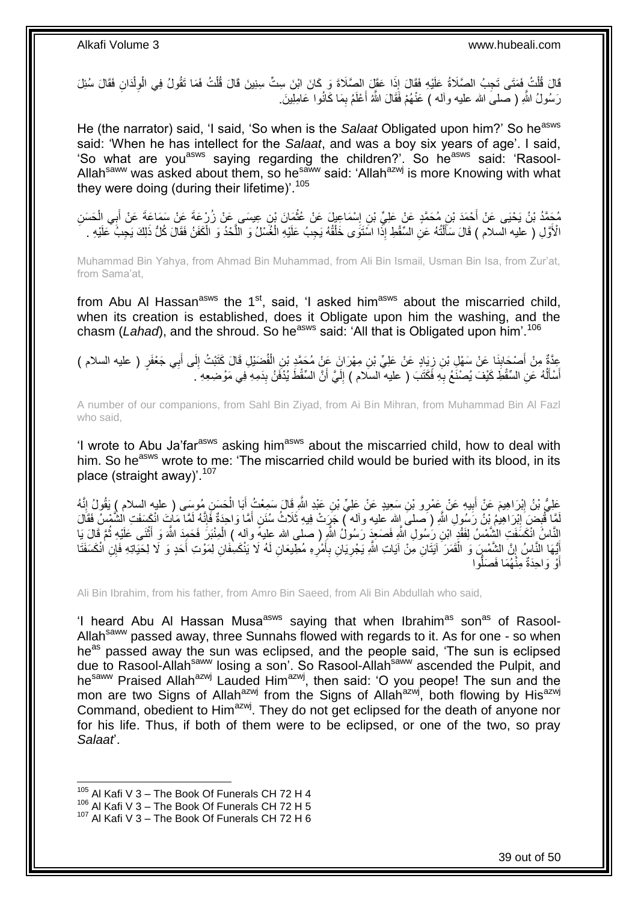قَالَ قُلْتُ فَمَتَى تَجِبُ الصَّلَاةُ عَلَيْهِ فَقَالَ إِذَا عَقَلَ الصَّلَاةَ وَ كَانَ ابْنَ سِتِّ سِنِينَ قَالَ قُلْتُ فَمَا تَقُولُ فِي الْوِلْدَانِ فَقَالَ سُئِلَ رَسُولُ اللَّهِ ( صلى الله عليه وآله ) عَنْهُمْ فَقَالَ اللَّهُ أَعْلَمُ بِمَا كَانُوا عَامِلِينَ.

He (the narrator) said, 'I said, 'So when is the *Salaat* Obligated upon him?' So he[asws] said: 'When he has intellect for the *Salaat*, and was a boy six years of age'. I said, 'So what are you[asws] saying regarding the children?'. So he[asws] said: 'Rasool-Allah[saww] was asked about them, so he[saww] said: 'Allah[azwj] is more Knowing with what they were doing (during their lifetime)'.[105]

مُحَمَّدُ بْنُ يَحْيَى عَنْ أَحْمَدَ بْنِ مُحَمَّدٍ عَنْ عَلِيِّ بْنِ إِسْمَاعِيلَ عَنْ عُثْمَانَ بْنِ عِيسَى عَنْ زُرْعَةَ عَنْ سَمَاعَةَ عَنْ أَبِي الْحَسَنِ الْأَوَّلِ ( عليه السلام ) قَالَ سَأَلْتُهُ عَنِ السِّقْطِ إِذَا اسْتَوَى خَلْقُهُ يَجِبُ عَلَيْهِ الْغُسْلُ وَ اللَّحْدُ وَ الْكَفَنُ فَقَالَ كُلُّ ذَلِكَ يَجِبُ عَلَيْهِ .

Muhammad Bin Yahya, from Ahmad Bin Muhammad, from Ali Bin Ismail, Usman Bin Isa, from Zur'at, from Sama'at,

from Abu Al Hassan[asws] the 1[st], said, 'I asked him[asws] about the miscarried child, when its creation is established, does it Obligate upon him the washing, and the chasm (*Lahad*), and the shroud. So he[asws] said: 'All that is Obligated upon him'.[106]

عِدَّةٌ مِنْ أَصْحَابِنَا عَنْ سَهْلِ بْنِ زِيَادٍ عَنْ عَلِيِّ بْنِ مِهْرَانَ عَنْ مُحَمَّدِ بْنِ الْفُضَيْلِ قَالَ كَتَبْتُ إِلَى أَبِي جَعْفَرٍ ( عليه السلام ) أَسْأَلُهُ عَنِ السِّقْطِ كَيْفَ يُصْنَعُ بِهِ فَكَتَبَ ( عليه السلام ) إِلَيَّ أَنَّ السِّقْطَ يُدْفَنُ بِدَمِهِ فِي مَوْضِعِهِ .

A number of our companions, from Sahl Bin Ziyad, from Ai Bin Mihran, from Muhammad Bin Al Fazl who said,

'I wrote to Abu Ja'far[asws] asking him[asws] about the miscarried child, how to deal with him. So he[asws] wrote to me: 'The miscarried child would be buried with its blood, in its place (straight away)'.[107]

عَلِيُّ بْنُ إِبْرَاهِيمَ عَنْ أَبِيهِ عَنْ عَمْرِو بْنِ سَعِيدٍ عَنْ عَلِيِّ بْنِ عَبْدِ اللَّهِ قَالَ سَمِعْتُ أَبَا الْحَسَنِ مُوسَى ( عليه السلام ) يَقُولُ إِنَّهُ لَمَّا قُبِضَ إِبْرَاهِيمُ بْنُ رَسُولِ اللَّهِ ( صلى الله عليه وآله ) جَرَتْ فِيهِ ثَلَاثُ سُنَنٍ أَمَّا وَاحِدَةٌ فَإِنَّهُ لَمَّا مَاتَ انْكَسَفَتِ الشَّمْسُ فَقَالَ النَّاسُ انْكَسَفَتِ الشَّمْسُ لِفَقْدِ ابْنِ رَسُولِ اللَّهِ فَصَعِدَ رَسُولُ اللَّهِ ( صلى الله عليه وآله ) الْمِنْبَرَ فَحَمِدَ اللَّهَ وَ أَثْنَى عَلَيْهِ ثُمَّ قَالَ يَا أَيُّهَا النَّاسُ إِنَّ الشَّمْسَ وَ الْقَمَرَ آيَتَانِ مِنْ آيَاتِ اللَّهِ يَجْرِيَانِ بِأَمْرِهِ مُطِيعَانِ لَهُ لَا يَنْكَسِفَانِ لِمَوْتِ أَحَدٍ وَ لَا لِحَيَاتِهِ فَإِنِ انْكَسَفَتَا أَوْ وَاحِدَةٌ مِنْهُمَا فَصَلُّوا

Ali Bin Ibrahim, from his father, from Amro Bin Saeed, from Ali Bin Abdullah who said,

'I heard Abu Al Hassan Musa[asws] saying that when Ibrahim[as] son[as] of Rasool-Allah[saww] passed away, three Sunnahs flowed with regards to it. As for one - so when he[as] passed away the sun was eclipsed, and the people said, 'The sun is eclipsed due to Rasool-Allah[saww] losing a son'. So Rasool-Allah[saww] ascended the Pulpit, and he[saww] Praised Allah[azwj] Lauded Him[azwj], then said: 'O you peope! The sun and the mon are two Signs of Allah[azwj] from the Signs of Allah[azwj], both flowing by His[azwj] Command, obedient to Him[azwj]. They do not get eclipsed for the death of anyone nor for his life. Thus, if both of them were to be eclipsed, or one of the two, so pray *Salaat*'.

---

[105] Al Kafi V 3 – The Book Of Funerals CH 72 H 4
[106] Al Kafi V 3 – The Book Of Funerals CH 72 H 5
[107] Al Kafi V 3 – The Book Of Funerals CH 72 H 6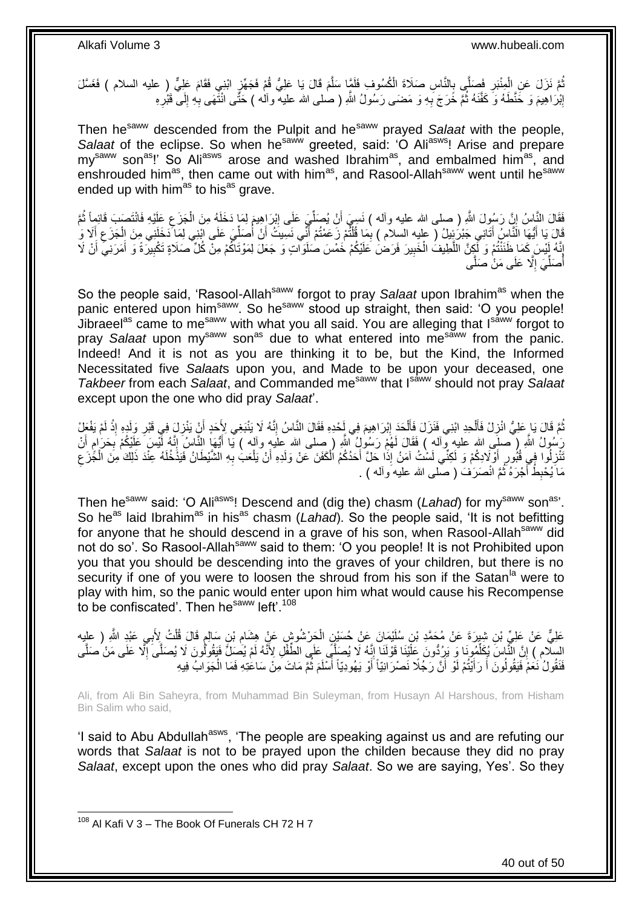ثُمَّ نَزَلَ عَنِ الْمِنْبَرِ فَصَلَّى بِالنَّاسِ صَلَاةَ الْكُسُوفِ فَلَمَّا سَلَّمَ قَالَ يَا عَلِيُّ قُمْ فَجَهِّزِ ابْنِي فَقَامَ عَلِيٌّ ( عليه السلام ) فَغَسَّلَ إِبْرَاهِيمَ وَ حَنَّطَهُ وَ كَفَّنَهُ ثُمَّ خَرَجَ بِهِ وَ مَضَى رَسُولُ اللَّهِ ( صلى الله عليه وآله ) حَتَّى انْتَهَى بِهِ إِلَى قَبْرِهِ

Then he[saww] descended from the Pulpit and he[saww] prayed *Salaat* with the people, *Salaat* of the eclipse. So when he[saww] greeted, said: 'O Ali[asws]! Arise and prepare my[saww] son[as]!' So Ali[asws] arose and washed Ibrahim[as], and embalmed him[as], and enshrouded him[as], then came out with him[as], and Rasool-Allah[saww] went until he[saww] ended up with him[as] to his[as] grave.

فَقَالَ النَّاسُ إِنَّ رَسُولَ اللَّهِ ( صلى الله عليه وآله ) نَسِيَ أَنْ يُصَلِّيَ عَلَى إِبْرَاهِيمَ لِمَا دَخَلَهُ مِنَ الْجَزَعِ عَلَيْهِ فَانْتَصَبَ قَائِماً ثُمَّ قَالَ يَا أَيُّهَا النَّاسُ أَتَانِي جَبْرَئِيلُ ( عليه السلام ) بِمَا قُلْتُمْ زَعَمْتُمْ أَنِّي نَسِيتُ أَنْ أُصَلِّيَ عَلَى ابْنِي لِمَا دَخَلَنِي مِنَ الْجَزَعِ أَلَا وَ إِنَّهُ لَيْسَ كَمَا ظَنَنْتُمْ وَ لَكِنَّ اللَّطِيفَ الْخَبِيرَ فَرَضَ عَلَيْكُمْ خَمْسَ صَلَوَاتٍ وَ جَعَلَ لِمَوْتَاكُمْ مِنْ كُلِّ صَلَاةٍ تَكْبِيرَةً وَ أَمَرَنِي أَنْ لَا أُصَلِّيَ إِلَّا عَلَى مَنْ صَلَّى

So the people said, 'Rasool-Allah[saww] forgot to pray *Salaat* upon Ibrahim[as] when the panic entered upon him[saww]. So he[saww] stood up straight, then said: 'O you people! Jibraeel[as] came to me[saww] with what you all said. You are alleging that I[saww] forgot to pray *Salaat* upon my[saww] son[as] due to what entered into me[saww] from the panic. Indeed! And it is not as you are thinking it to be, but the Kind, the Informed Necessitated five *Salaat*s upon you, and Made to be upon your deceased, one *Takbeer* from each *Salaat*, and Commanded me[saww] that I[saww] should not pray *Salaat* except upon the one who did pray *Salaat*'.

ثُمَّ قَالَ يَا عَلِيُّ انْزِلْ فَأَلْحِدِ ابْنِي فَنَزَلَ فَأَلْحَدَ إِبْرَاهِيمَ فِي لَحْدِهِ فَقَالَ النَّاسُ إِنَّهُ لَا يَنْبَغِي لِأَحَدٍ أَنْ يَنْزِلَ فِي قَبْرِ وَلَدِهِ إِذْ لَمْ يَفْعَلْ رَسُولُ اللَّهِ ( صلى الله عليه وآله ) فَقَالَ لَهُمْ رَسُولُ اللَّهِ ( صلى الله عليه وآله ) يَا أَيُّهَا النَّاسُ إِنَّهُ لَيْسَ عَلَيْكُمْ بِحَرَامٍ أَنْ تَنْزِلُوا فِي قُبُورِ أَوْلَادِكُمْ وَ لَكِنِّي لَسْتُ آمَنُ إِذَا حَلَّ أَحَدُكُمُ الْكَفَنَ عَنْ وَلَدِهِ أَنْ يَلْعَبَ بِهِ الشَّيْطَانُ فَيَدْخُلَهُ عِنْدَ ذَلِكَ مِنَ الْجَزَعِ مَا يُحْبِطُ أَجْرَهُ ثُمَّ انْصَرَفَ ( صلى الله عليه وآله ) .

Then he[saww] said: 'O Ali[asws]! Descend and (dig the) chasm (*Lahad*) for my[saww] son[as]'. So he[as] laid Ibrahim[as] in his[as] chasm (*Lahad*). So the people said, 'It is not befitting for anyone that he should descend in a grave of his son, when Rasool-Allah[saww] did not do so'. So Rasool-Allah[saww] said to them: 'O you people! It is not Prohibited upon you that you should be descending into the graves of your children, but there is no security if one of you were to loosen the shroud from his son if the Satan[la] were to play with him, so the panic would enter upon him what would cause his Recompense to be confiscated'. Then he[saww] left'.[108]

عَلِيٌّ عَنْ عَلِيِّ بْنِ شِيرَةَ عَنْ مُحَمَّدِ بْنِ سُلَيْمَانَ عَنْ حُسَيْنٍ الْحَرْشُوشِ عَنْ هِشَامِ بْنِ سَالِمٍ قَالَ قُلْتُ لِأَبِي عَبْدِ اللَّهِ ( عليه السلام ) إِنَّ النَّاسَ يُكَلِّمُونَا وَ يَرُدُّونَ عَلَيْنَا قَوْلَنَا إِنَّهُ لَا يُصَلَّى عَلَى الطِّفْلِ لِأَنَّهُ لَمْ يُصَلِّ فَيَقُولُونَ لَا يُصَلَّى إِلَّا عَلَى مَنْ صَلَّى فَنَقُولُ نَعَمْ فَيَقُولُونَ أَ رَأَيْتُمْ لَوْ أَنَّ رَجُلًا نَصْرَانِيّاً أَوْ يَهُودِيّاً أَسْلَمَ ثُمَّ مَاتَ مِنْ سَاعَتِهِ فَمَا الْجَوَابُ فِيهِ

Ali, from Ali Bin Saheyra, from Muhammad Bin Suleyman, from Husayn Al Harshous, from Hisham Bin Salim who said,

'I said to Abu Abdullah[asws], 'The people are speaking against us and are refuting our words that *Salaat* is not to be prayed upon the children because they did no pray *Salaat*, except upon the ones who did pray *Salaat*. So we are saying, Yes'. So they

---
[108] Al Kafi V 3 – The Book Of Funerals CH 72 H 7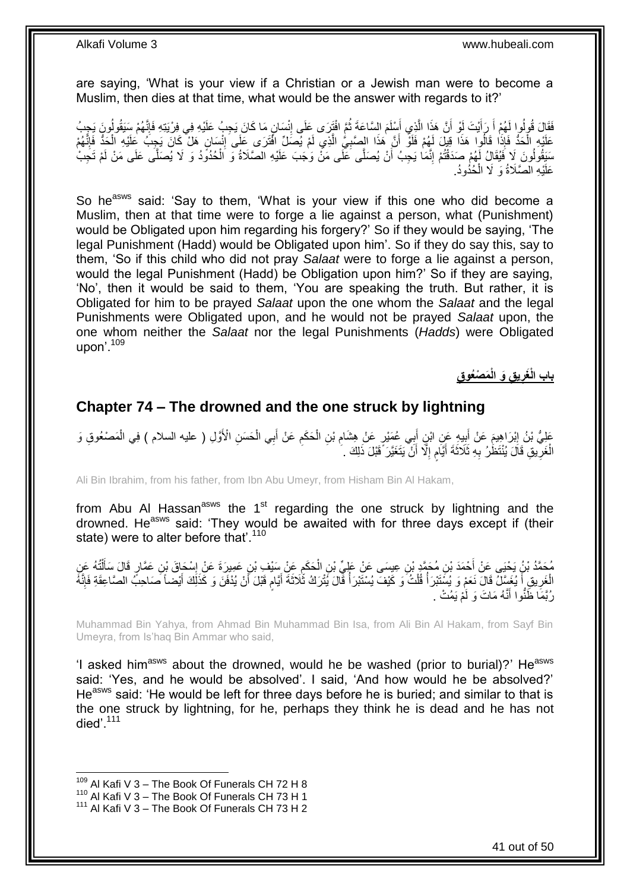are saying, 'What is your view if a Christian or a Jewish man were to become a Muslim, then dies at that time, what would be the answer with regards to it?'

فَقَالَ قُولُوا لَهُمْ أَ رَأَيْتَ لَوْ أَنَّ هَذَا الَّذِي أَسْلَمَ السَّاعَةَ ثُمَّ افْتَرَى عَلَى إِنْسَانٍ مَا كَانَ يَجِبُ عَلَيْهِ فِي فِرْيَتِهِ فَإِنَّهُمْ سَيَقُولُونَ يَجِبُ عَلَيْهِ الْحَدُّ فَإِذَا قَالُوا هَذَا قِيلَ لَهُمْ فَلَوْ أَنَّ هَذَا الصَّبِيَّ الَّذِي لَمْ يُصَلِّ افْتَرَى عَلَى إِنْسَانٍ هَلْ كَانَ يَجِبُ عَلَيْهِ الْحَدُّ فَإِنَّهُمْ سَيَقُولُونَ لَا فَيُقَالُ لَهُمْ صَدَقْتُمْ إِنَّمَا يَجِبُ أَنْ يُصَلَّى عَلَى مَنْ وَجَبَ عَلَيْهِ الصَّلَاةُ وَ الْحُدُودُ وَ لَا يُصَلَّى عَلَى مَنْ لَمْ تَجِبْ عَلَيْهِ الصَّلَاةُ وَ لَا الْحُدُودُ.

So he[asws] said: 'Say to them, 'What is your view if this one who did become a Muslim, then at that time were to forge a lie against a person, what (Punishment) would be Obligated upon him regarding his forgery?' So if they would be saying, 'The legal Punishment (Hadd) would be Obligated upon him'. So if they do say this, say to them, 'So if this child who did not pray *Salaat* were to forge a lie against a person, would the legal Punishment (Hadd) be Obligation upon him?' So if they are saying, 'No', then it would be said to them, 'You are speaking the truth. But rather, it is Obligated for him to be prayed *Salaat* upon the one whom the *Salaat* and the legal Punishments were Obligated upon, and he would not be prayed *Salaat* upon, the one whom neither the *Salaat* nor the legal Punishments (*Hadds*) were Obligated upon'.[109]

## باب الْغَرِيقِ وَ الْمَصْعُوقِ

## Chapter 74 – The drowned and the one struck by lightning

عَلِيُّ بْنُ إِبْرَاهِيمَ عَنْ أَبِيهِ عَنِ ابْنِ أَبِي عُمَيْرٍ عَنْ هِشَامِ بْنِ الْحَكَمِ عَنْ أَبِي الْحَسَنِ الْأَوَّلِ ( عليه السلام ) فِي الْمَصْعُوقِ وَ الْغَرِيقِ قَالَ يُنْتَظَرُ بِهِ ثَلَاثَةَ أَيَّامٍ إِلَّا أَنْ يَتَغَيَّرَ قَبْلَ ذَلِكَ .

Ali Bin Ibrahim, from his father, from Ibn Abu Umeyr, from Hisham Bin Al Hakam,

from Abu Al Hassan[asws] the 1[st] regarding the one struck by lightning and the drowned. He[asws] said: 'They would be awaited with for three days except if (their state) were to alter before that'.[110]

مُحَمَّدُ بْنُ يَحْيَى عَنْ أَحْمَدَ بْنِ مُحَمَّدِ بْنِ عِيسَى عَنْ عَلِيِّ بْنِ الْحَكَمِ عَنْ سَيْفِ بْنِ عَمِيرَةَ عَنْ إِسْحَاقَ بْنِ عَمَّارٍ قَالَ سَأَلْتُهُ عَنِ الْغَرِيقِ أَ يُغَسَّلُ قَالَ نَعَمْ وَ يُسْتَبْرَأُ قُلْتُ وَ كَيْفَ يُسْتَبْرَأُ قَالَ يُتْرَكُ ثَلَاثَةَ أَيَّامٍ قَبْلَ أَنْ يُدْفَنَ وَ كَذَلِكَ أَيْضاً صَاحِبُ الصَّاعِقَةِ فَإِنَّهُ رُبَّمَا ظَنُّوا أَنَّهُ مَاتَ وَ لَمْ يَمُتْ .

Muhammad Bin Yahya, from Ahmad Bin Muhammad Bin Isa, from Ali Bin Al Hakam, from Sayf Bin Umeyra, from Is'haq Bin Ammar who said,

'I asked him[asws] about the drowned, would he be washed (prior to burial)?' He[asws] said: 'Yes, and he would be absolved'. I said, 'And how would he be absolved?' He[asws] said: 'He would be left for three days before he is buried; and similar to that is the one struck by lightning, for he, perhaps they think he is dead and he has not died'.[111]

[109] Al Kafi V 3 – The Book Of Funerals CH 72 H 8
[110] Al Kafi V 3 – The Book Of Funerals CH 73 H 1
[111] Al Kafi V 3 – The Book Of Funerals CH 73 H 2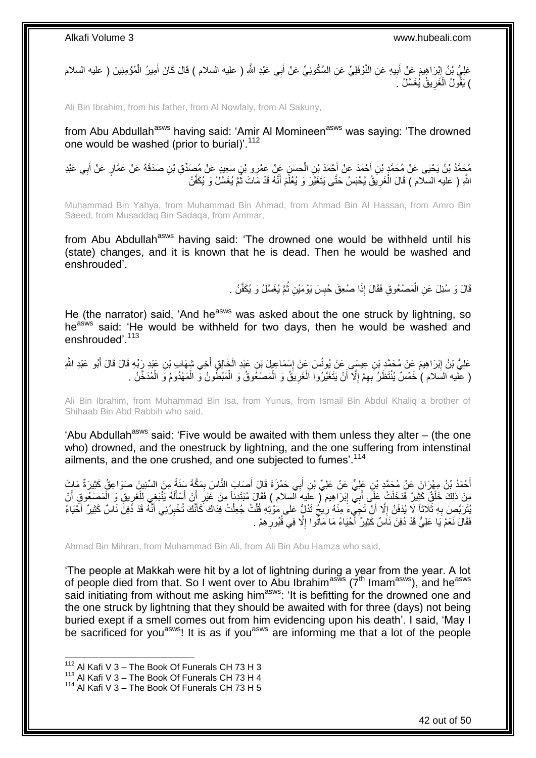عَلِيُّ بْنُ إِبْرَاهِيمَ عَنْ أَبِيهِ عَنِ النَّوْفَلِيِّ عَنِ السَّكُونِيِّ عَنْ أَبِي عَبْدِ اللَّهِ ( عليه السلام ) قَالَ كَانَ أَمِيرُ الْمُؤْمِنِينَ ( عليه السلام ) يَقُولُ الْغَرِيقُ يُغَسَّلُ .

Ali Bin Ibrahim, from his father, from Al Nowfaly, from Al Sakuny,

from Abu Abdullah[asws] having said: 'Amir Al Momineen[asws] was saying: 'The drowned one would be washed (prior to burial)'.[112]

مُحَمَّدُ بْنُ يَحْيَى عَنْ مُحَمَّدِ بْنِ أَحْمَدَ عَنْ أَحْمَدَ بْنِ الْحَسَنِ عَنْ عَمْرِو بْنِ سَعِيدٍ عَنْ مُصَدِّقِ بْنِ صَدَقَةَ عَنْ عَمَّارٍ عَنْ أَبِي عَبْدِ اللَّهِ ( عليه السلام ) قَالَ الْغَرِيقُ يُحْبَسُ حَتَّى يَتَغَيَّرَ وَ يُعْلَمَ أَنَّهُ قَدْ مَاتَ ثُمَّ يُغَسَّلُ وَ يُكَفَّنُ

Muhammad Bin Yahya, from Muhammad Bin Ahmad, from Ahmad Bin Al Hassan, from Amro Bin Saeed, from Musaddaq Bin Sadaqa, from Ammar,

from Abu Abdullah[asws] having said: 'The drowned one would be withheld until his (state) changes, and it is known that he is dead. Then he would be washed and enshrouded'.

قَالَ وَ سُئِلَ عَنِ الْمَصْعُوقِ فَقَالَ إِذَا صُعِقَ حُبِسَ يَوْمَيْنِ ثُمَّ يُغَسَّلُ وَ يُكَفَّنُ .

He (the narrator) said, 'And he[asws] was asked about the one struck by lightning, so he[asws] said: 'He would be withheld for two days, then he would be washed and enshrouded'.[113]

عَلِيُّ بْنُ إِبْرَاهِيمَ عَنْ مُحَمَّدِ بْنِ عِيسَى عَنْ يُونُسَ عَنْ إِسْمَاعِيلَ بْنِ عَبْدِ الْخَالِقِ أَخِي شِهَابِ بْنِ عَبْدِ رَبِّهِ قَالَ قَالَ أَبُو عَبْدِ اللَّهِ ( عليه السلام ) خَمْسٌ يُنْتَظَرُ بِهِمْ إِلَّا أَنْ يَتَغَيَّرُوا الْغَرِيقُ وَ الْمَصْعُوقُ وَ الْمَبْطُونُ وَ الْمَهْدُومُ وَ الْمُدَخَّنُ .

Ali Bin Ibrahim, from Muhammad Bin Isa, from Yunus, from Ismail Bin Abdul Khaliq a brother of Shihaab Bin Abd Rabbih who said,

'Abu Abdullah[asws] said: 'Five would be awaited with them unless they alter – (the one who) drowned, and the onestruck by lightning, and the one suffering from intenstinal ailments, and the one crushed, and one subjected to fumes'.[114]

أَحْمَدُ بْنُ مِهْرَانَ عَنْ مُحَمَّدِ بْنِ عَلِيٍّ عَنْ عَلِيِّ بْنِ أَبِي حَمْزَةَ قَالَ أَصَابَ النَّاسَ بِمَكَّةَ سَنَةً مِنَ السِّنِينِ صَوَاعِقُ كَثِيرَةٌ مَاتَ مِنْ ذَلِكَ خَلْقٌ كَثِيرٌ فَدَخَلْتُ عَلَى أَبِي إِبْرَاهِيمَ ( عليه السلام ) فَقَالَ مُبْتَدِئاً مِنْ غَيْرِ أَنْ أَسْأَلَهُ يَنْبَغِي لِلْغَرِيقِ وَ الْمَصْعُوقِ أَنْ يُتَرَبَّصَ بِهِ ثَلَاثاً لَا يُدْفَنُ إِلَّا أَنْ تَجِيءَ مِنْهُ رِيحٌ تَدُلُّ عَلَى مَوْتِهِ قُلْتُ جُعِلْتُ فِدَاكَ كَأَنَّكَ تُخْبِرُنِي أَنَّهُ قَدْ دُفِنَ نَاسٌ كَثِيرٌ أَحْيَاءً فَقَالَ نَعَمْ يَا عَلِيُّ قَدْ دُفِنَ نَاسٌ كَثِيرٌ أَحْيَاءً مَا مَاتُوا إِلَّا فِي قُبُورِهِمْ .

Ahmad Bin Mihran, from Muhammad Bin Ali, from Ali Bin Abu Hamza who said,

'The people at Makkah were hit by a lot of lightning during a year from the year. A lot of people died from that. So I went over to Abu Ibrahim[asws] (7th Imam[asws]), and he[asws] said initiating from without me asking him[asws]: 'It is befitting for the drowned one and the one struck by lightning that they should be awaited with for three (days) not being buried exept if a smell comes out from him evidencing upon his death'. I said, 'May I be sacrificed for you[asws]! It is as if you[asws] are informing me that a lot of the people

[112] Al Kafi V 3 – The Book Of Funerals CH 73 H 3
[113] Al Kafi V 3 – The Book Of Funerals CH 73 H 4
[114] Al Kafi V 3 – The Book Of Funerals CH 73 H 5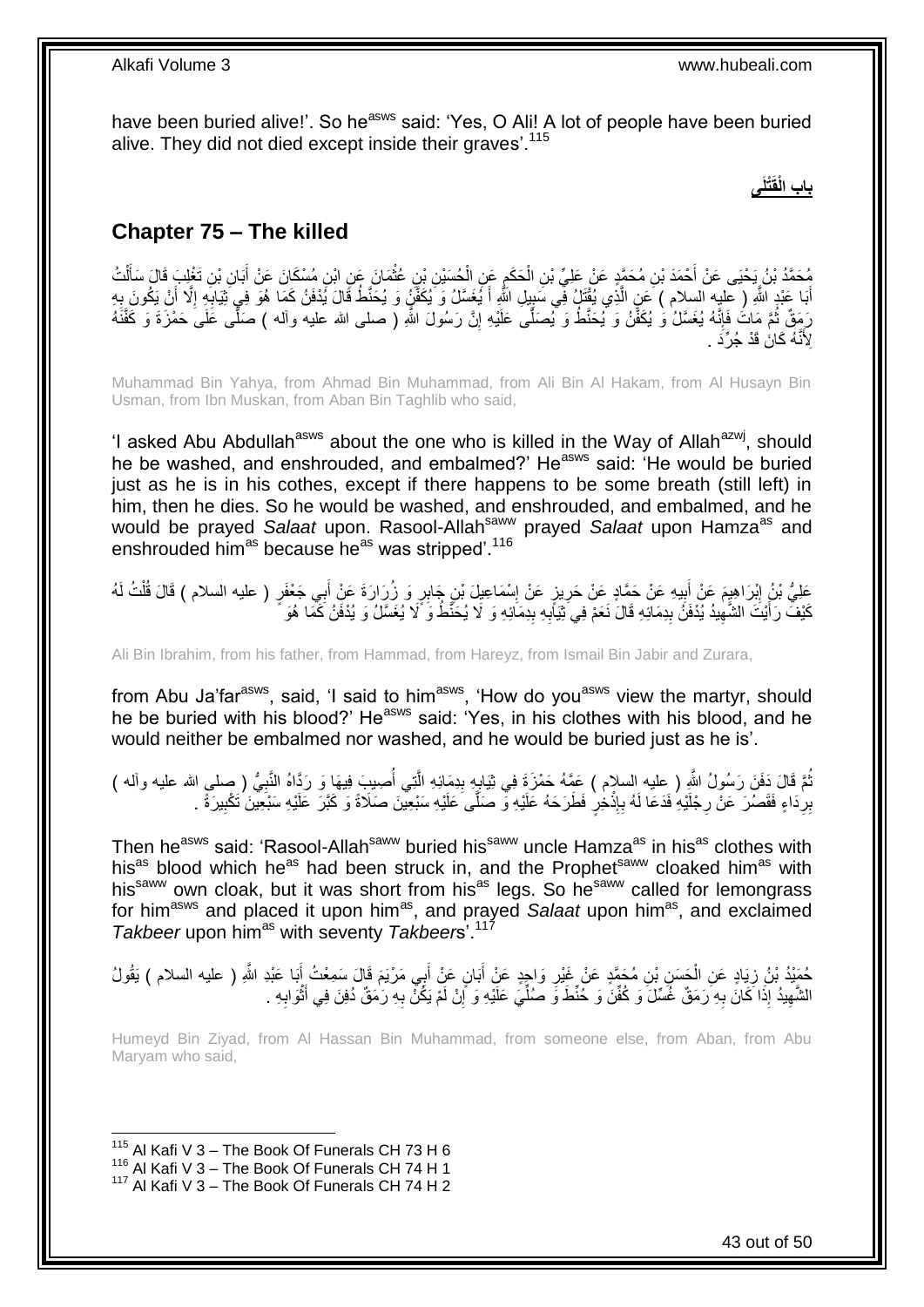have been buried alive!'. So he[asws] said: 'Yes, O Ali! A lot of people have been buried alive. They did not died except inside their graves'.[115]

**باب الْقَتْلَى**

## Chapter 75 – The killed

مُحَمَّدُ بْنُ يَحْيَى عَنْ أَحْمَدَ بْنِ مُحَمَّدٍ عَنْ عَلِيِّ بْنِ الْحَكَمِ عَنِ الْحُسَيْنِ بْنِ عُثْمَانَ عَنِ ابْنِ مُسْكَانَ عَنْ أَبَانِ بْنِ تَغْلِبَ قَالَ سَأَلْتُ أَبَا عَبْدِ اللَّهِ ( عليه السلام ) عَنِ الَّذِي يُقْتَلُ فِي سَبِيلِ اللَّهِ أَ يُغَسَّلُ وَ يُكَفَّنُ وَ يُحَنَّطُ قَالَ يُدْفَنُ كَمَا هُوَ فِي ثِيَابِهِ إِلَّا أَنْ يَكُونَ بِهِ رَمَقٌ ثُمَّ مَاتَ فَإِنَّهُ يُغَسَّلُ وَ يُكَفَّنُ وَ يُحَنَّطُ وَ يُصَلَّى عَلَيْهِ إِنَّ رَسُولَ اللَّهِ ( صلى الله عليه وآله ) صَلَّى عَلَى حَمْزَةَ وَ كَفَّنَهُ لِأَنَّهُ كَانَ قَدْ جُرِّدَ .

Muhammad Bin Yahya, from Ahmad Bin Muhammad, from Ali Bin Al Hakam, from Al Husayn Bin Usman, from Ibn Muskan, from Aban Bin Taghlib who said,

'I asked Abu Abdullah[asws] about the one who is killed in the Way of Allah[azwj], should he be washed, and enshrouded, and embalmed?' He[asws] said: 'He would be buried just as he is in his cothes, except if there happens to be some breath (still left) in him, then he dies. So he would be washed, and enshrouded, and embalmed, and he would be prayed *Salaat* upon. Rasool-Allah[saww] prayed *Salaat* upon Hamza[as] and enshrouded him[as] because he[as] was stripped'.[116]

عَلِيُّ بْنُ إِبْرَاهِيمَ عَنْ أَبِيهِ عَنْ حَمَّادٍ عَنْ حَرِيزٍ عَنْ إِسْمَاعِيلَ بْنِ جَابِرٍ وَ زُرَارَةَ عَنْ أَبِي جَعْفَرٍ ( عليه السلام ) قَالَ قُلْتُ لَهُ كَيْفَ رَأَيْتَ الشَّهِيدَ يُدْفَنُ بِدِمَائِهِ قَالَ نَعَمْ فِي ثِيَابِهِ بِدِمَائِهِ وَ لَا يُحَنَّطُ وَ لَا يُغَسَّلُ وَ يُدْفَنُ كَمَا هُوَ

Ali Bin Ibrahim, from his father, from Hammad, from Hareyz, from Ismail Bin Jabir and Zurara,

from Abu Ja'far[asws], said, 'I said to him[asws], 'How do you[asws] view the martyr, should he be buried with his blood?' He[asws] said: 'Yes, in his clothes with his blood, and he would neither be embalmed nor washed, and he would be buried just as he is'.

ثُمَّ قَالَ دَفَنَ رَسُولُ اللَّهِ ( عليه السلام ) عَمَّهُ حَمْزَةَ فِي ثِيَابِهِ بِدِمَائِهِ الَّتِي أُصِيبَ فِيهَا وَ رَدَّاهُ النَّبِيُّ ( صلى الله عليه وآله ) بِرِدَاءٍ فَقَصُرَ عَنْ رِجْلَيْهِ فَدَعَا لَهُ بِإِذْخِرٍ فَطَرَحَهُ عَلَيْهِ وَ صَلَّى عَلَيْهِ سَبْعِينَ صَلَاةً وَ كَبَّرَ عَلَيْهِ سَبْعِينَ تَكْبِيرَةً .

Then he[asws] said: 'Rasool-Allah[saww] buried his[saww] uncle Hamza[as] in his[as] clothes with his[as] blood which he[as] had been struck in, and the Prophet[saww] cloaked him[as] with his[saww] own cloak, but it was short from his[as] legs. So he[saww] called for lemongrass for him[asws] and placed it upon him[as], and prayed *Salaat* upon him[as], and exclaimed *Takbeer* upon him[as] with seventy *Takbeer*s'.[117]

حُمَيْدُ بْنُ زِيَادٍ عَنِ الْحَسَنِ بْنِ مُحَمَّدٍ عَنْ غَيْرِ وَاحِدٍ عَنْ أَبَانٍ عَنْ أَبِي مَرْيَمَ قَالَ سَمِعْتُ أَبَا عَبْدِ اللَّهِ ( عليه السلام ) يَقُولُ الشَّهِيدُ إِذَا كَانَ بِهِ رَمَقٌ غُسِّلَ وَ كُفِّنَ وَ حُنِّطَ وَ صُلِّيَ عَلَيْهِ وَ إِنْ لَمْ يَكُنْ بِهِ رَمَقٌ دُفِنَ فِي أَثْوَابِهِ .

Humeyd Bin Ziyad, from Al Hassan Bin Muhammad, from someone else, from Aban, from Abu Maryam who said,

[115] Al Kafi V 3 – The Book Of Funerals CH 73 H 6
[116] Al Kafi V 3 – The Book Of Funerals CH 74 H 1
[117] Al Kafi V 3 – The Book Of Funerals CH 74 H 2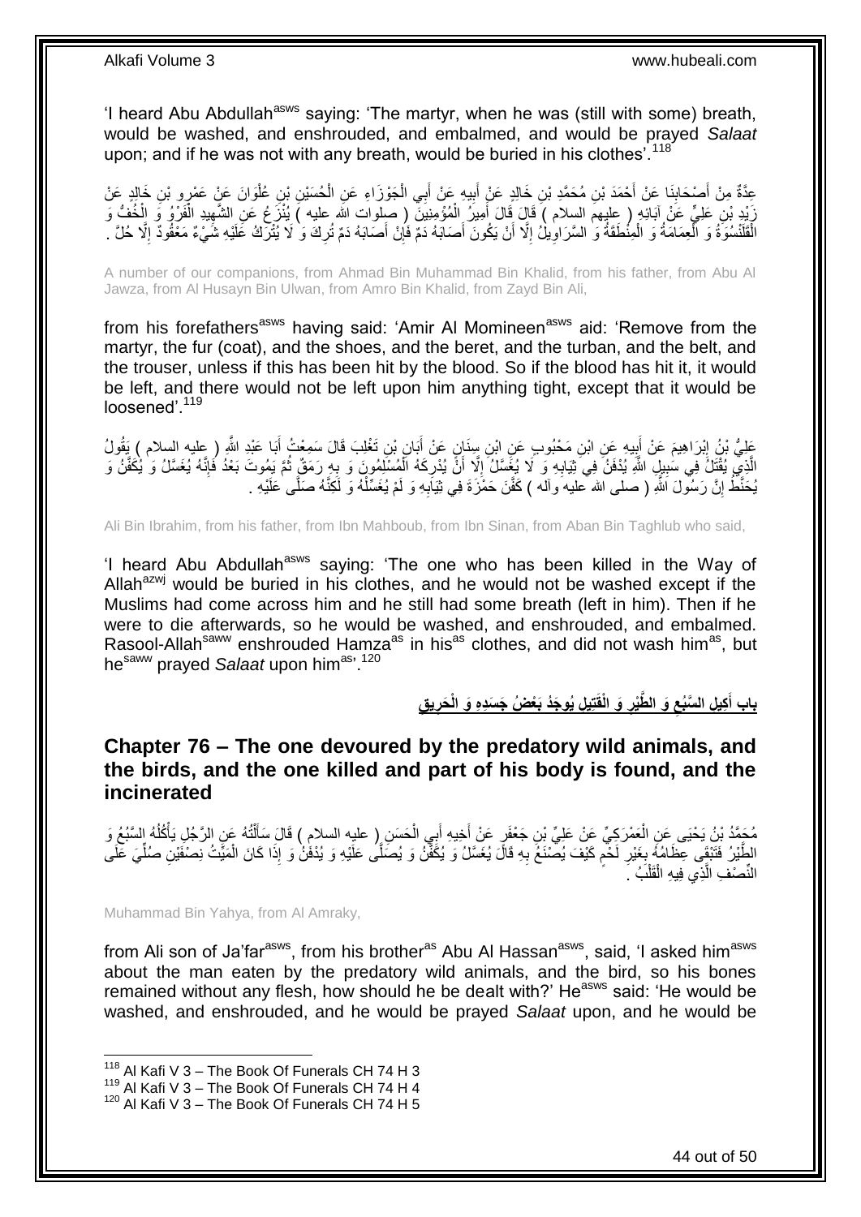'I heard Abu Abdullah[asws] saying: 'The martyr, when he was (still with some) breath, would be washed, and enshrouded, and embalmed, and would be prayed *Salaat* upon; and if he was not with any breath, would be buried in his clothes'.[118]

عِدَّةٌ مِنْ أَصْحَابِنَا عَنْ أَحْمَدَ بْنِ مُحَمَّدِ بْنِ خَالِدٍ عَنْ أَبِيهِ عَنْ أَبِي الْجَوْزَاءِ عَنِ الْحُسَيْنِ بْنِ عُلْوَانَ عَنْ عَمْرِو بْنِ خَالِدٍ عَنْ زَيْدِ بْنِ عَلِيٍّ عَنْ آبَائِهِ ( عليهم السلام ) قَالَ قَالَ أَمِيرُ الْمُؤْمِنِينَ ( صلوات الله عليه ) يُنْزَعُ عَنِ الشَّهِيدِ الْفَرْوُ وَ الْخُفُّ وَ الْقَلَنْسُوَةُ وَ الْعِمَامَةُ وَ الْمِنْطَقَةُ وَ السَّرَاوِيلُ إِلَّا أَنْ يَكُونَ أَصَابَهُ دَمٌ فَإِنْ أَصَابَهُ دَمٌ تُرِكَ وَ لَا يُتْرَكُ عَلَيْهِ شَيْءٌ مَعْقُودٌ إِلَّا حُلَّ .

A number of our companions, from Ahmad Bin Muhammad Bin Khalid, from his father, from Abu Al Jawza, from Al Husayn Bin Ulwan, from Amro Bin Khalid, from Zayd Bin Ali,

from his forefathers[asws] having said: 'Amir Al Momineen[asws] aid: 'Remove from the martyr, the fur (coat), and the shoes, and the beret, and the turban, and the belt, and the trouser, unless if this has been hit by the blood. So if the blood has hit it, it would be left, and there would not be left upon him anything tight, except that it would be loosened'.[119]

عَلِيُّ بْنُ إِبْرَاهِيمَ عَنْ أَبِيهِ عَنِ ابْنِ مَحْبُوبٍ عَنِ ابْنِ سِنَانٍ عَنْ أَبَانِ بْنِ تَغْلِبَ قَالَ سَمِعْتُ أَبَا عَبْدِ اللَّهِ ( عليه السلام ) يَقُولُ الَّذِي يُقْتَلُ فِي سَبِيلِ اللَّهِ يُدْفَنُ فِي ثِيَابِهِ وَ لَا يُغَسَّلُ إِلَّا أَنْ يُدْرِكَهُ الْمُسْلِمُونَ وَ بِهِ رَمَقٌ ثُمَّ يَمُوتَ بَعْدُ فَإِنَّهُ يُغَسَّلُ وَ يُكَفَّنُ وَ يُحَنَّطُ إِنَّ رَسُولَ اللَّهِ ( صلى الله عليه وآله ) كَفَّنَ حَمْزَةَ فِي ثِيَابِهِ وَ لَمْ يُغَسِّلْهُ وَ لَكِنَّهُ صَلَّى عَلَيْهِ .

Ali Bin Ibrahim, from his father, from Ibn Mahboub, from Ibn Sinan, from Aban Bin Taghlub who said,

'I heard Abu Abdullah[asws] saying: 'The one who has been killed in the Way of Allah[azwj] would be buried in his clothes, and he would not be washed except if the Muslims had come across him and he still had some breath (left in him). Then if he were to die afterwards, so he would be washed, and enshrouded, and embalmed. Rasool-Allah[saww] enshrouded Hamza[as] in his[as] clothes, and did not wash him[as], but he[saww] prayed *Salaat* upon him[as]'.[120]

## بَابُ أَكِيلِ السَّبُعِ وَ الطَّيْرِ وَ الْقَتِيلِ يُوجَدُ بَعْضُ جَسَدِهِ وَ الْحَرِيقِ

## Chapter 76 – The one devoured by the predatory wild animals, and the birds, and the one killed and part of his body is found, and the incinerated

مُحَمَّدُ بْنُ يَحْيَى عَنِ الْعَمْرَكِيِّ عَنْ عَلِيِّ بْنِ جَعْفَرٍ عَنْ أَخِيهِ أَبِي الْحَسَنِ ( عليه السلام ) قَالَ سَأَلْتُهُ عَنِ الرَّجُلِ يَأْكُلُهُ السَّبُعُ وَ الطَّيْرُ فَتَبْقَى عِظَامُهُ بِغَيْرِ لَحْمٍ كَيْفَ يُصْنَعُ بِهِ قَالَ يُغَسَّلُ وَ يُكَفَّنُ وَ يُصَلَّى عَلَيْهِ وَ يُدْفَنُ وَ إِذَا كَانَ الْمَيِّتُ نِصْفَيْنِ صُلِّيَ عَلَى النِّصْفِ الَّذِي فِيهِ الْقَلْبُ .

Muhammad Bin Yahya, from Al Amraky,

from Ali son of Ja'far[asws], from his brother[as] Abu Al Hassan[asws], said, 'I asked him[asws] about the man eaten by the predatory wild animals, and the bird, so his bones remained without any flesh, how should he be dealt with?' He[asws] said: 'He would be washed, and enshrouded, and he would be prayed *Salaat* upon, and he would be

---
[118] Al Kafi V 3 – The Book Of Funerals CH 74 H 3
[119] Al Kafi V 3 – The Book Of Funerals CH 74 H 4
[120] Al Kafi V 3 – The Book Of Funerals CH 74 H 5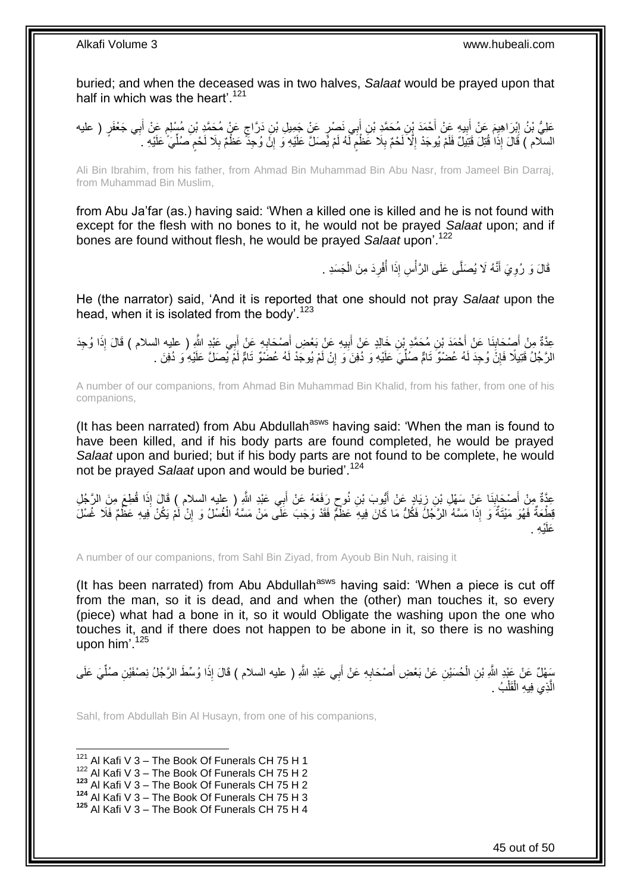buried; and when the deceased was in two halves, *Salaat* would be prayed upon that half in which was the heart'.[121]

عَلِيُّ بْنُ إِبْرَاهِيمَ عَنْ أَبِيهِ عَنْ أَحْمَدَ بْنِ مُحَمَّدِ بْنِ أَبِي نَصْرٍ عَنْ جَمِيلِ بْنِ دَرَّاجٍ عَنْ مُحَمَّدِ بْنِ مُسْلِمٍ عَنْ أَبِي جَعْفَرٍ ( عليه السلام ) قَالَ إِذَا قُتِلَ قَتِيلٌ فَلَمْ يُوجَدْ إِلَّا لَحْمٌ بِلَا عَظْمٍ لَهُ لَمْ يُصَلَّ عَلَيْهِ وَ إِنْ وُجِدَ عَظْمٌ بِلَا لَحْمٍ صُلِّيَ عَلَيْهِ .

Ali Bin Ibrahim, from his father, from Ahmad Bin Muhammad Bin Abu Nasr, from Jameel Bin Darraj, from Muhammad Bin Muslim,

from Abu Ja'far (as.) having said: 'When a killed one is killed and he is not found with except for the flesh with no bones to it, he would not be prayed *Salaat* upon; and if bones are found without flesh, he would be prayed *Salaat* upon'.[122]

قَالَ وَ رُوِيَ أَنَّهُ لَا يُصَلَّى عَلَى الرَّأْسِ إِذَا أُفْرِدَ مِنَ الْجَسَدِ .

He (the narrator) said, 'And it is reported that one should not pray *Salaat* upon the head, when it is isolated from the body'.[123]

عِدَّةٌ مِنْ أَصْحَابِنَا عَنْ أَحْمَدَ بْنِ مُحَمَّدِ بْنِ خَالِدٍ عَنْ أَبِيهِ عَنْ بَعْضِ أَصْحَابِهِ عَنْ أَبِي عَبْدِ اللَّهِ ( عليه السلام ) قَالَ إِذَا وُجِدَ الرَّجُلُ قَتِيلًا فَإِنْ وُجِدَ لَهُ عُضْوٌ تَامٌّ صُلِّيَ عَلَيْهِ وَ دُفِنَ وَ إِنْ لَمْ يُوجَدْ لَهُ عُضْوٌ تَامٌّ لَمْ يُصَلَّ عَلَيْهِ وَ دُفِنَ .

A number of our companions, from Ahmad Bin Muhammad Bin Khalid, from his father, from one of his companions,

(It has been narrated) from Abu Abdullah[asws] having said: 'When the man is found to have been killed, and if his body parts are found completed, he would be prayed *Salaat* upon and buried; but if his body parts are not found to be complete, he would not be prayed *Salaat* upon and would be buried'.[124]

عِدَّةٌ مِنْ أَصْحَابِنَا عَنْ سَهْلِ بْنِ زِيَادٍ عَنْ أَيُّوبَ بْنِ نُوحٍ رَفَعَهُ عَنْ أَبِي عَبْدِ اللَّهِ ( عليه السلام ) قَالَ إِذَا قُطِعَ مِنَ الرَّجُلِ قِطْعَةٌ فَهُوَ مَيْتَةٌ وَ إِذَا مَسَّهُ الرَّجُلُ فَكُلُّ مَا كَانَ فِيهِ عَظْمٌ فَقَدْ وَجَبَ عَلَى مَنْ مَسَّهُ الْغُسْلُ وَ إِنْ لَمْ يَكُنْ فِيهِ عَظْمٌ فَلَا غُسْلَ عَلَيْهِ .

A number of our companions, from Sahl Bin Ziyad, from Ayoub Bin Nuh, raising it

(It has been narrated) from Abu Abdullah[asws] having said: 'When a piece is cut off from the man, so it is dead, and and when the (other) man touches it, so every (piece) what had a bone in it, so it would Obligate the washing upon the one who touches it, and if there does not happen to be abone in it, so there is no washing upon him'.[125]

سَهْلٌ عَنْ عَبْدِ اللَّهِ بْنِ الْحُسَيْنِ عَنْ بَعْضِ أَصْحَابِهِ عَنْ أَبِي عَبْدِ اللَّهِ ( عليه السلام ) قَالَ إِذَا وُسِّطَ الرَّجُلُ نِصْفَيْنِ صُلِّيَ عَلَى الَّذِي فِيهِ الْقَلْبُ .

Sahl, from Abdullah Bin Al Husayn, from one of his companions,

---

[121] Al Kafi V 3 – The Book Of Funerals CH 75 H 1
[122] Al Kafi V 3 – The Book Of Funerals CH 75 H 2
[123] Al Kafi V 3 – The Book Of Funerals CH 75 H 2
[124] Al Kafi V 3 – The Book Of Funerals CH 75 H 3
[125] Al Kafi V 3 – The Book Of Funerals CH 75 H 4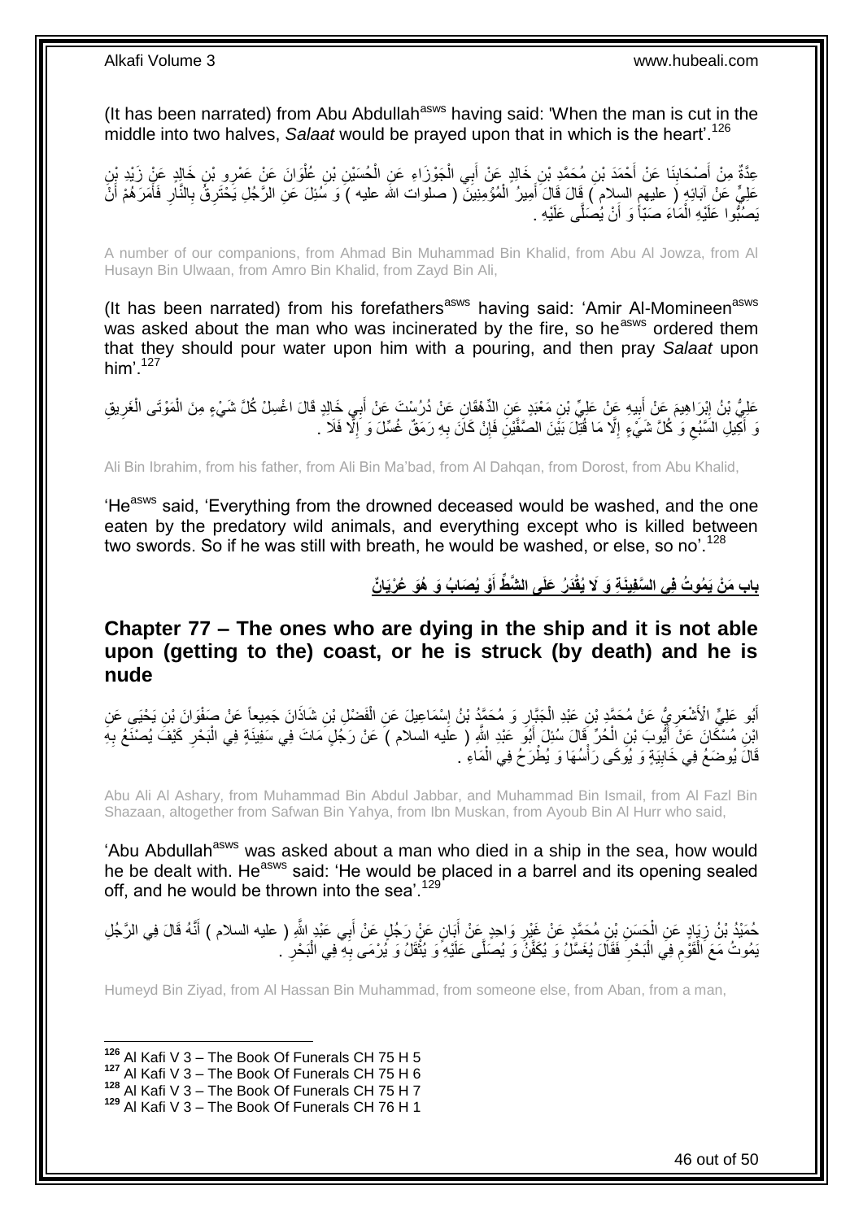(It has been narrated) from Abu Abdullah[asws] having said: 'When the man is cut in the middle into two halves, *Salaat* would be prayed upon that in which is the heart'.[126]

عِدَّةٌ مِنْ أَصْحَابِنَا عَنْ أَحْمَدَ بْنِ مُحَمَّدِ بْنِ خَالِدٍ عَنْ أَبِي الْجَوْزَاءِ عَنِ الْحُسَيْنِ بْنِ عُلْوَانَ عَنْ عَمْرِو بْنِ خَالِدٍ عَنْ زَيْدِ بْنِ عَلِيٍّ عَنْ آبَائِهِ ( عليهم السلام ) قَالَ قَالَ أَمِيرُ الْمُؤْمِنِينَ ( صلوات الله عليه ) وَ سُئِلَ عَنِ الرَّجُلِ يَحْتَرِقُ بِالنَّارِ فَأَمَرَهُمْ أَنْ يَصُبُّوا عَلَيْهِ الْمَاءَ صَبّاً وَ أَنْ يُصَلَّى عَلَيْهِ .

A number of our companions, from Ahmad Bin Muhammad Bin Khalid, from Abu Al Jowza, from Al Husayn Bin Ulwaan, from Amro Bin Khalid, from Zayd Bin Ali,

(It has been narrated) from his forefathers[asws] having said: 'Amir Al-Momineen[asws] was asked about the man who was incinerated by the fire, so he[asws] ordered them that they should pour water upon him with a pouring, and then pray *Salaat* upon him'.[127]

عَلِيُّ بْنُ إِبْرَاهِيمَ عَنْ أَبِيهِ عَنْ عَلِيِّ بْنِ مَعْبَدٍ عَنِ الدِّهْقَانِ عَنْ دُرُسْتَ عَنْ أَبِي خَالِدٍ قَالَ اغْسِلْ كُلَّ شَيْءٍ مِنَ الْمَوْتَى الْغَرِيقِ وَ أَكِيلِ السَّبُعِ وَ كُلَّ شَيْءٍ إِلَّا مَا قُتِلَ بَيْنَ الصَّفَّيْنِ فَإِنْ كَانَ بِهِ رَمَقٌ غُسِّلَ وَ إِلَّا فَلَا .

Ali Bin Ibrahim, from his father, from Ali Bin Ma'bad, from Al Dahqan, from Dorost, from Abu Khalid,

'He[asws] said, 'Everything from the drowned deceased would be washed, and the one eaten by the predatory wild animals, and everything except who is killed between two swords. So if he was still with breath, he would be washed, or else, so no'.[128]

## بَابُ مَنْ يَمُوتُ فِي السَّفِينَةِ وَ لَا يُقْدَرُ عَلَى الشَّطِّ أَوْ يُصَابُ وَ هُوَ عُرْيَانٌ

## Chapter 77 – The ones who are dying in the ship and it is not able upon (getting to the) coast, or he is struck (by death) and he is nude

أَبُو عَلِيٍّ الْأَشْعَرِيُّ عَنْ مُحَمَّدِ بْنِ عَبْدِ الْجَبَّارِ وَ مُحَمَّدُ بْنُ إِسْمَاعِيلَ عَنِ الْفَضْلِ بْنِ شَاذَانَ جَمِيعاً عَنْ صَفْوَانَ بْنِ يَحْيَى عَنِ ابْنِ مُسْكَانَ عَنْ أَيُّوبَ بْنِ الْحُرِّ قَالَ سُئِلَ أَبُو عَبْدِ اللَّهِ ( عليه السلام ) عَنْ رَجُلٍ مَاتَ فِي سَفِينَةٍ فِي الْبَحْرِ كَيْفَ يُصْنَعُ بِهِ قَالَ يُوضَعُ فِي خَابِيَةٍ وَ يُوكَى رَأْسُهَا وَ يُطْرَحُ فِي الْمَاءِ .

Abu Ali Al Ashary, from Muhammad Bin Abdul Jabbar, and Muhammad Bin Ismail, from Al Fazl Bin Shazaan, altogether from Safwan Bin Yahya, from Ibn Muskan, from Ayoub Bin Al Hurr who said,

'Abu Abdullah[asws] was asked about a man who died in a ship in the sea, how would he be dealt with. He[asws] said: 'He would be placed in a barrel and its opening sealed off, and he would be thrown into the sea'.[129]

حُمَيْدُ بْنُ زِيَادٍ عَنِ الْحَسَنِ بْنِ مُحَمَّدٍ عَنْ غَيْرِ وَاحِدٍ عَنْ أَبَانٍ عَنْ رَجُلٍ عَنْ أَبِي عَبْدِ اللَّهِ ( عليه السلام ) أَنَّهُ قَالَ فِي الرَّجُلِ يَمُوتُ مَعَ الْقَوْمِ فِي الْبَحْرِ فَقَالَ يُغَسَّلُ وَ يُكَفَّنُ وَ يُصَلَّى عَلَيْهِ وَ يُثَقَّلُ وَ يُرْمَى بِهِ فِي الْبَحْرِ .

Humeyd Bin Ziyad, from Al Hassan Bin Muhammad, from someone else, from Aban, from a man,

[126] Al Kafi V 3 – The Book Of Funerals CH 75 H 5
[127] Al Kafi V 3 – The Book Of Funerals CH 75 H 6
[128] Al Kafi V 3 – The Book Of Funerals CH 75 H 7
[129] Al Kafi V 3 – The Book Of Funerals CH 76 H 1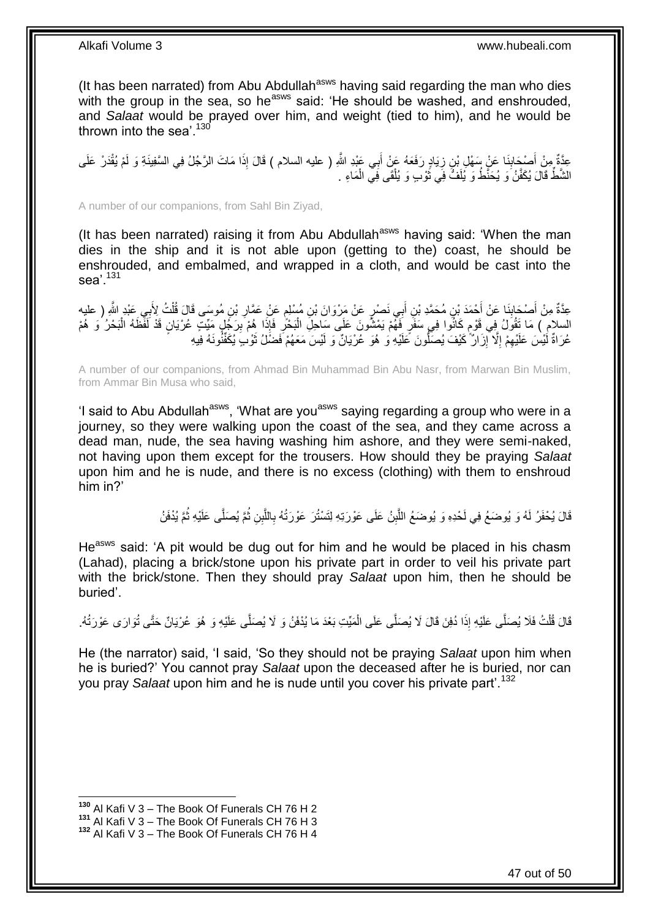(It has been narrated) from Abu Abdullah[asws] having said regarding the man who dies with the group in the sea, so he[asws] said: 'He should be washed, and enshrouded, and *Salaat* would be prayed over him, and weight (tied to him), and he would be thrown into the sea'.[130]

عِدَّةٌ مِنْ أَصْحَابِنَا عَنْ سَهْلِ بْنِ زِيَادٍ رَفَعَهُ عَنْ أَبِي عَبْدِ اللَّهِ ( عليه السلام ) قَالَ إِذَا مَاتَ الرَّجُلُ فِي السَّفِينَةِ وَ لَمْ يُقْدَرْ عَلَى الشَّطِّ قَالَ يُكَفَّنُ وَ يُحَنَّطُ وَ يُلَفُّ فِي ثَوْبٍ وَ يُلْقَى فِي الْمَاءِ .

A number of our companions, from Sahl Bin Ziyad,

(It has been narrated) raising it from Abu Abdullah[asws] having said: 'When the man dies in the ship and it is not able upon (getting to the) coast, he should be enshrouded, and embalmed, and wrapped in a cloth, and would be cast into the sea'.[131]

عِدَّةٌ مِنْ أَصْحَابِنَا عَنْ أَحْمَدَ بْنِ مُحَمَّدِ بْنِ أَبِي نَصْرٍ عَنْ مَرْوَانَ بْنِ مُسْلِمٍ عَنْ عَمَّارِ بْنِ مُوسَى قَالَ قُلْتُ لِأَبِي عَبْدِ اللَّهِ ( عليه السلام ) مَا تَقُولُ فِي قَوْمٍ كَانُوا فِي سَفَرٍ فَهُمْ يَمْشُونَ عَلَى سَاحِلِ الْبَحْرِ فَإِذَا هُمْ بِرَجُلٍ مَيِّتٍ عُرْيَانٍ قَدْ لَفَظَهُ الْبَحْرُ وَ هُمْ عُرَاةٌ لَيْسَ عَلَيْهِمْ إِلَّا إِزَارٌ كَيْفَ يُصَلُّونَ عَلَيْهِ وَ هُوَ عُرْيَانٌ وَ لَيْسَ مَعَهُمْ فَضْلُ ثَوْبٍ يُكَفِّنُونَهُ فِيهِ

A number of our companions, from Ahmad Bin Muhammad Bin Abu Nasr, from Marwan Bin Muslim, from Ammar Bin Musa who said,

'I said to Abu Abdullah[asws], 'What are you[asws] saying regarding a group who were in a journey, so they were walking upon the coast of the sea, and they came across a dead man, nude, the sea having washing him ashore, and they were semi-naked, not having upon them except for the trousers. How should they be praying *Salaat* upon him and he is nude, and there is no excess (clothing) with them to enshroud him in?'

قَالَ يُحْفَرُ لَهُ وَ يُوضَعُ فِي لَحْدِهِ وَ يُوضَعُ اللَّبِنُ عَلَى عَوْرَتِهِ لِتَسْتُرَ عَوْرَتُهُ بِاللَّبِنِ ثُمَّ يُصَلَّى عَلَيْهِ ثُمَّ يُدْفَنُ

He[asws] said: 'A pit would be dug out for him and he would be placed in his chasm (Lahad), placing a brick/stone upon his private part in order to veil his private part with the brick/stone. Then they should pray *Salaat* upon him, then he should be buried'.

قَالَ قُلْتُ فَلَا يُصَلَّى عَلَيْهِ إِذَا دُفِنَ قَالَ لَا يُصَلَّى عَلَى الْمَيِّتِ بَعْدَ مَا يُدْفَنُ وَ لَا يُصَلَّى عَلَيْهِ وَ هُوَ عُرْيَانٌ حَتَّى تُوَارَى عَوْرَتُهُ.

He (the narrator) said, 'I said, 'So they should not be praying *Salaat* upon him when he is buried?' You cannot pray *Salaat* upon the deceased after he is buried, nor can you pray *Salaat* upon him and he is nude until you cover his private part'.[132]

---

[130] Al Kafi V 3 – The Book Of Funerals CH 76 H 2
[131] Al Kafi V 3 – The Book Of Funerals CH 76 H 3
[132] Al Kafi V 3 – The Book Of Funerals CH 76 H 4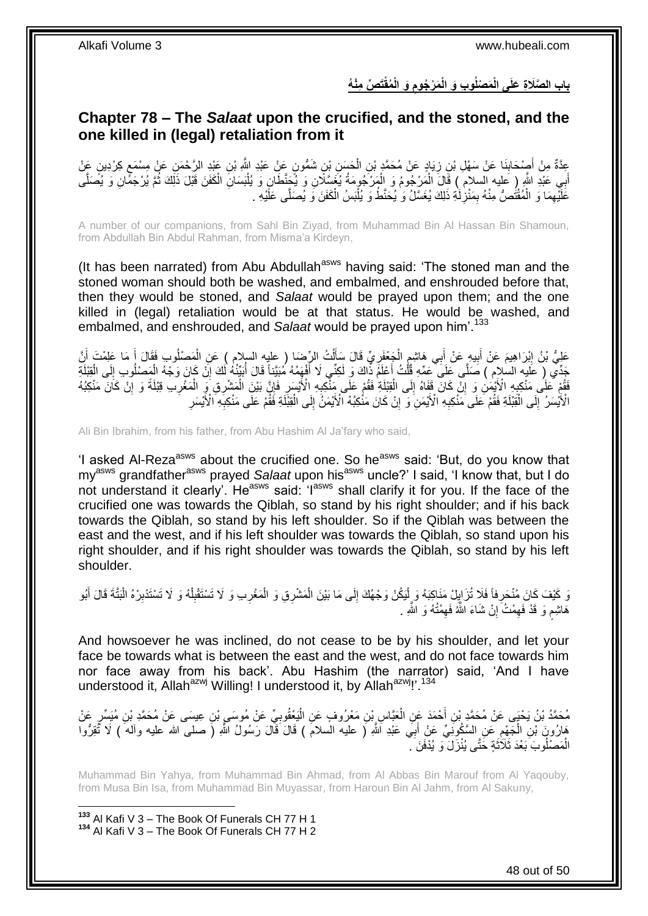## بَابُ الصَّلَاةِ عَلَى الْمَصْلُوبِ وَ الْمَرْجُومِ وَ الْمُقْتَصِّ مِنْهُ

## Chapter 78 – The *Salaat* upon the crucified, and the stoned, and the one killed in (legal) retaliation from it

عِدَّةٌ مِنْ أَصْحَابِنَا عَنْ سَهْلِ بْنِ زِيَادٍ عَنْ مُحَمَّدِ بْنِ الْحَسَنِ بْنِ شَمُّونٍ عَنْ عَبْدِ اللَّهِ بْنِ عَبْدِ الرَّحْمَنِ عَنْ مِسْمَعٍ كِرْدِينٍ عَنْ أَبِي عَبْدِ اللَّهِ ( عليه السلام ) قَالَ الْمَرْجُومُ وَ الْمَرْجُومَةُ يُغَسَّلَانِ وَ يُحَنَّطَانِ وَ يُلْبَسَانِ الْكَفَنَ قَبْلَ ذَلِكَ ثُمَّ يُرْجَمَانِ وَ يُصَلَّى عَلَيْهِمَا وَ الْمُقْتَصُّ مِنْهُ بِمَنْزِلَةِ ذَلِكَ يُغَسَّلُ وَ يُحَنَّطُ وَ يُلْبَسُ الْكَفَنَ وَ يُصَلَّى عَلَيْهِ .

A number of our companions, from Sahl Bin Ziyad, from Muhammad Bin Al Hassan Bin Shamoun, from Abdullah Bin Abdul Rahman, from Misma'a Kirdeyn,

(It has been narrated) from Abu Abdullah[asws] having said: 'The stoned man and the stoned woman should both be washed, and embalmed, and enshrouded before that, then they would be stoned, and *Salaat* would be prayed upon them; and the one killed in (legal) retaliation would be at that status. He would be washed, and embalmed, and enshrouded, and *Salaat* would be prayed upon him'.[133]

عَلِيُّ بْنُ إِبْرَاهِيمَ عَنْ أَبِيهِ عَنْ أَبِي هَاشِمٍ الْجَعْفَرِيِّ قَالَ سَأَلْتُ الرِّضَا ( عليه السلام ) عَنِ الْمَصْلُوبِ فَقَالَ أَ مَا عَلِمْتَ أَنَّ جَدِّي ( عليه السلام ) صَلَّى عَلَى عَمِّهِ قُلْتُ أَعْلَمُ ذَاكَ وَ لَكِنِّي لَا أَفْهَمُهُ مُبَيَّناً قَالَ أُبَيِّنُهُ لَكَ إِنْ كَانَ وَجْهُ الْمَصْلُوبِ إِلَى الْقِبْلَةِ فَقُمْ عَلَى مَنْكِبِهِ الْأَيْمَنِ وَ إِنْ كَانَ قَفَاهُ إِلَى الْقِبْلَةِ فَقُمْ عَلَى مَنْكِبِهِ الْأَيْسَرِ فَإِنَّ بَيْنَ الْمَشْرِقِ وَ الْمَغْرِبِ قِبْلَةً وَ إِنْ كَانَ مَنْكِبُهُ الْأَيْسَرُ إِلَى الْقِبْلَةِ فَقُمْ عَلَى مَنْكِبِهِ الْأَيْمَنِ وَ إِنْ كَانَ مَنْكِبُهُ الْأَيْمَنُ إِلَى الْقِبْلَةِ فَقُمْ عَلَى مَنْكِبِهِ الْأَيْسَرِ

Ali Bin Ibrahim, from his father, from Abu Hashim Al Ja'fary who said,

'I asked Al-Reza[asws] about the crucified one. So he[asws] said: 'But, do you know that my[asws] grandfather[asws] prayed *Salaat* upon his[asws] uncle?' I said, 'I know that, but I do not understand it clearly'. He[asws] said: 'I[asws] shall clarify it for you. If the face of the crucified one was towards the Qiblah, so stand by his right shoulder; and if his back towards the Qiblah, so stand by his left shoulder. So if the Qiblah was between the east and the west, and if his left shoulder was towards the Qiblah, so stand upon his right shoulder, and if his right shoulder was towards the Qiblah, so stand by his left shoulder.

وَ كَيْفَ كَانَ مُنْحَرِفاً فَلَا تُزَايِلْ مَنَاكِبَهُ وَ لْيَكُنْ وَجْهُكَ إِلَى مَا بَيْنَ الْمَشْرِقِ وَ الْمَغْرِبِ وَ لَا تَسْتَقْبِلْهُ وَ لَا تَسْتَدْبِرْهُ الْبَتَّةَ قَالَ أَبُو هَاشِمٍ وَ قَدْ فَهِمْتُ إِنْ شَاءَ اللَّهُ فَهِمْتُهُ وَ اللَّهِ .

And howsoever he was inclined, do not cease to be by his shoulder, and let your face be towards what is between the east and the west, and do not face towards him nor face away from his back'. Abu Hashim (the narrator) said, 'And I have understood it, Allah[azwj] Willing! I understood it, by Allah[azwj]!'.[134]

مُحَمَّدُ بْنُ يَحْيَى عَنْ مُحَمَّدِ بْنِ أَحْمَدَ عَنِ الْعَبَّاسِ بْنِ مَعْرُوفٍ عَنِ الْيَعْقُوبِيِّ عَنْ مُوسَى بْنِ عِيسَى عَنْ مُحَمَّدِ بْنِ مُيَسِّرٍ عَنْ هَارُونَ بْنِ الْجَهْمِ عَنِ السَّكُونِيِّ عَنْ أَبِي عَبْدِ اللَّهِ ( عليه السلام ) قَالَ قَالَ رَسُولُ اللَّهِ ( صلى الله عليه وآله ) لَا تُقِرُّوا الْمَصْلُوبَ بَعْدَ ثَلَاثَةٍ حَتَّى يُنْزَلَ وَ يُدْفَنَ .

Muhammad Bin Yahya, from Muhammad Bin Ahmad, from Al Abbas Bin Marouf from Al Yaqouby, from Musa Bin Isa, from Muhammad Bin Muyassar, from Haroun Bin Al Jahm, from Al Sakuny,

[133] Al Kafi V 3 – The Book Of Funerals CH 77 H 1
[134] Al Kafi V 3 – The Book Of Funerals CH 77 H 2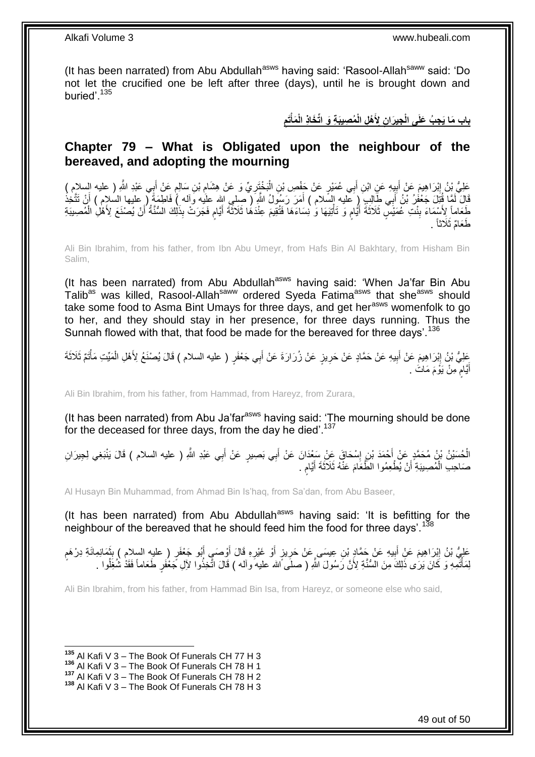(It has been narrated) from Abu Abdullah[asws] having said: 'Rasool-Allah[saww] said: 'Do not let the crucified one be left after three (days), until he is brought down and buried'.[135]

## بَابُ مَا يَجِبُ عَلَى الْجِيرَانِ لِأَهْلِ الْمُصِيبَةِ وَ اتِّخَاذِ الْمَأْتَمِ

## Chapter 79 – What is Obligated upon the neighbour of the bereaved, and adopting the mourning

عَلِيُّ بْنُ إِبْرَاهِيمَ عَنْ أَبِيهِ عَنِ ابْنِ أَبِي عُمَيْرٍ عَنْ حَفْصِ بْنِ الْبَخْتَرِيِّ وَ عَنْ هِشَامِ بْنِ سَالِمٍ عَنْ أَبِي عَبْدِ اللَّهِ ( عليه السلام ) قَالَ لَمَّا قُتِلَ جَعْفَرُ بْنُ أَبِي طَالِبٍ ( عليه السلام ) أَمَرَ رَسُولُ اللَّهِ ( صلى الله عليه وآله ) فَاطِمَةَ ( عليها السلام ) أَنْ تَتَّخِذَ طَعَاماً لِأَسْمَاءَ بِنْتِ عُمَيْسٍ ثَلَاثَةَ أَيَّامٍ وَ تَأْتِيَهَا وَ نِسَاءَهَا فَتُقِيمَ عِنْدَهَا ثَلَاثَةَ أَيَّامٍ فَجَرَتْ بِذَلِكَ السُّنَّةُ أَنْ يُصْنَعَ لِأَهْلِ الْمُصِيبَةِ طَعَامٌ ثَلَاثاً .

Ali Bin Ibrahim, from his father, from Ibn Abu Umeyr, from Hafs Bin Al Bakhtary, from Hisham Bin Salim,

(It has been narrated) from Abu Abdullah[asws] having said: 'When Ja'far Bin Abu Talib[as] was killed, Rasool-Allah[saww] ordered Syeda Fatima[asws] that she[asws] should take some food to Asma Bint Umays for three days, and get her[asws] womenfolk to go to her, and they should stay in her presence, for three days running. Thus the Sunnah flowed with that, that food be made for the bereaved for three days'.[136]

عَلِيُّ بْنُ إِبْرَاهِيمَ عَنْ أَبِيهِ عَنْ حَمَّادٍ عَنْ حَرِيزٍ عَنْ زُرَارَةَ عَنْ أَبِي جَعْفَرٍ ( عليه السلام ) قَالَ يُصْنَعُ لِأَهْلِ الْمَيِّتِ مَأْتَمٌ ثَلَاثَةَ أَيَّامٍ مِنْ يَوْمَ مَاتَ .

Ali Bin Ibrahim, from his father, from Hammad, from Hareyz, from Zurara,

(It has been narrated) from Abu Ja'far[asws] having said: 'The mourning should be done for the deceased for three days, from the day he died'.[137]

الْحُسَيْنُ بْنُ مُحَمَّدٍ عَنْ أَحْمَدَ بْنِ إِسْحَاقَ عَنْ سَعْدَانَ عَنْ أَبِي بَصِيرٍ عَنْ أَبِي عَبْدِ اللَّهِ ( عليه السلام ) قَالَ يَنْبَغِي لِجِيرَانِ صَاحِبِ الْمُصِيبَةِ أَنْ يُطْعِمُوا الطَّعَامَ عَنْهُ ثَلَاثَةَ أَيَّامٍ .

Al Husayn Bin Muhammad, from Ahmad Bin Is'haq, from Sa'dan, from Abu Baseer,

(It has been narrated) from Abu Abdullah[asws] having said: 'It is befitting for the neighbour of the bereaved that he should feed him the food for three days'.[138]

عَلِيُّ بْنُ إِبْرَاهِيمَ عَنْ أَبِيهِ عَنْ حَمَّادِ بْنِ عِيسَى عَنْ حَرِيزٍ أَوْ غَيْرِهِ قَالَ أَوْصَى أَبُو جَعْفَرٍ ( عليه السلام ) بِثَمَانِمِائَةِ دِرْهَمٍ لِمَأْتَمِهِ وَ كَانَ يَرَى ذَلِكَ مِنَ السُّنَّةِ لِأَنَّ رَسُولَ اللَّهِ ( صلى الله عليه وآله ) قَالَ اتَّخِذُوا لِآلِ جَعْفَرٍ طَعَاماً فَقَدْ شُغِلُوا .

Ali Bin Ibrahim, from his father, from Hammad Bin Isa, from Hareyz, or someone else who said,

---

[135] Al Kafi V 3 – The Book Of Funerals CH 77 H 3
[136] Al Kafi V 3 – The Book Of Funerals CH 78 H 1
[137] Al Kafi V 3 – The Book Of Funerals CH 78 H 2
[138] Al Kafi V 3 – The Book Of Funerals CH 78 H 3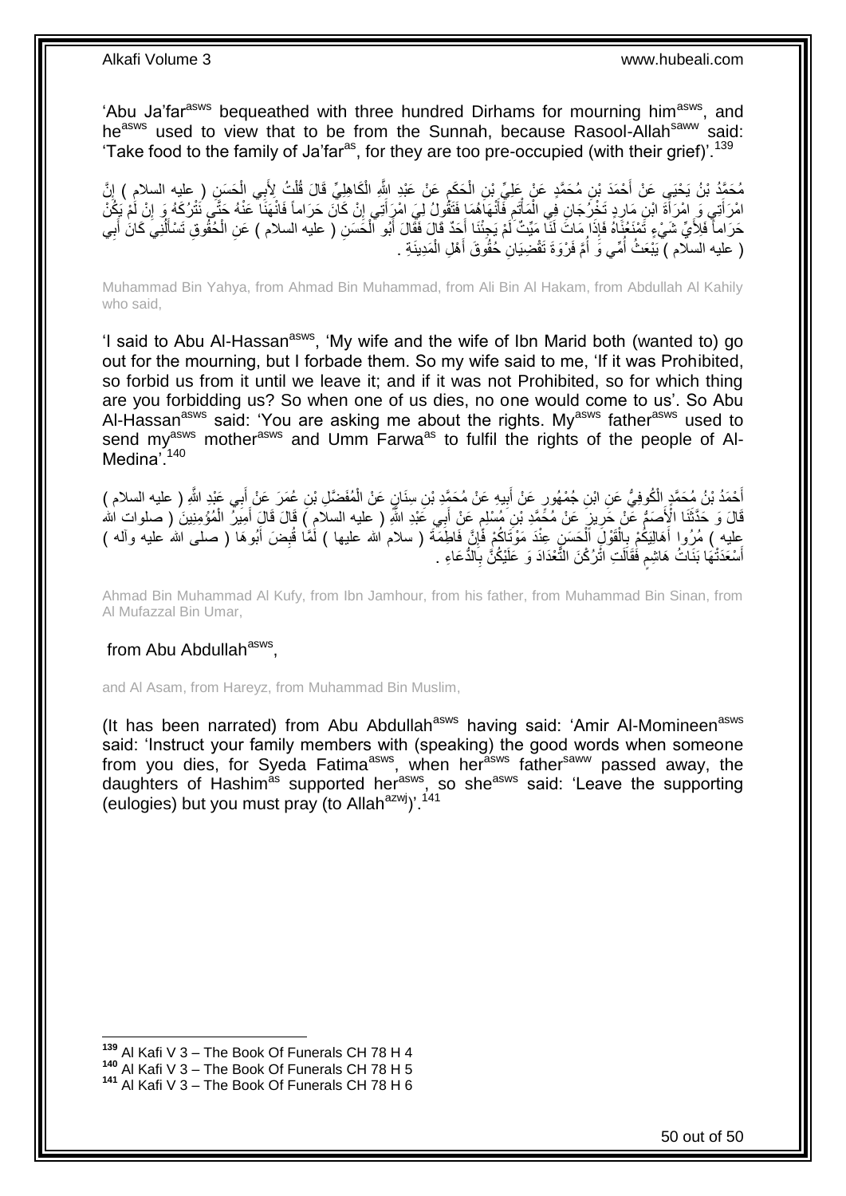'Abu Ja'far[asws] bequeathed with three hundred Dirhams for mourning him[asws], and he[asws] used to view that to be from the Sunnah, because Rasool-Allah[saww] said: 'Take food to the family of Ja'far[as], for they are too pre-occupied (with their grief)'.[139]

مُحَمَّدُ بْنُ يَحْيَى عَنْ أَحْمَدَ بْنِ مُحَمَّدٍ عَنْ عَلِيِّ بْنِ الْحَكَمِ عَنْ عَبْدِ اللَّهِ الْكَاهِلِيِّ قَالَ قُلْتُ لِأَبِي الْحَسَنِ ( عليه السلام ) إِنَّ امْرَأَتِي وَ امْرَأَةَ ابْنِ مَارِدٍ تَخْرُجَانِ فِي الْمَأْتَمِ فَأَنْهَاهُمَا فَتَقُولُ لِيَ امْرَأَتِي إِنْ كَانَ حَرَاماً فَانْهَنَا عَنْهُ حَتَّى نَتْرُكَهُ وَ إِنْ لَمْ يَكُنْ حَرَاماً فَلِأَيِّ شَيْءٍ تَمْنَعُنَاهُ فَإِذَا مَاتَ لَنَا مَيِّتٌ لَمْ يَجِئْنَا أَحَدٌ قَالَ فَقَالَ أَبُو الْحَسَنِ ( عليه السلام ) عَنِ الْحُقُوقِ تَسْأَلُنِي كَانَ أَبِي ( عليه السلام ) يَبْعَثُ أُمِّي وَ أُمَّ فَرْوَةَ تَقْضِيَانِ حُقُوقَ أَهْلِ الْمَدِينَةِ .

Muhammad Bin Yahya, from Ahmad Bin Muhammad, from Ali Bin Al Hakam, from Abdullah Al Kahily who said,

'I said to Abu Al-Hassan[asws], 'My wife and the wife of Ibn Marid both (wanted to) go out for the mourning, but I forbade them. So my wife said to me, 'If it was Prohibited, so forbid us from it until we leave it; and if it was not Prohibited, so for which thing are you forbidding us? So when one of us dies, no one would come to us'. So Abu Al-Hassan[asws] said: 'You are asking me about the rights. My[asws] father[asws] used to send my[asws] mother[asws] and Umm Farwa[as] to fulfil the rights of the people of Al-Medina'.[140]

أَحْمَدُ بْنُ مُحَمَّدٍ الْكُوفِيُّ عَنِ ابْنِ جُمْهُورٍ عَنْ أَبِيهِ عَنْ مُحَمَّدِ بْنِ سِنَانٍ عَنْ الْمُفَضَّلِ بْنِ عُمَرَ عَنْ أَبِي عَبْدِ اللَّهِ ( عليه السلام ) قَالَ وَ حَدَّثَنَا الْأَصَمُّ عَنْ حَرِيزٍ عَنْ مُحَمَّدِ بْنِ مُسْلِمٍ عَنْ أَبِي عَبْدِ اللَّهِ ( عليه السلام ) قَالَ قَالَ أَمِيرُ الْمُؤْمِنِينَ ( صلوات الله عليه ) مُرُوا أَهَالِيَكُمْ بِالْقَوْلِ الْحَسَنِ عِنْدَ مَوْتَاكُمْ فَإِنَّ فَاطِمَةَ ( سلام الله عليها ) لَمَّا قُبِضَ أَبُوهَا ( صلى الله عليه وآله ) أَسْعَدَتْهَا بَنَاتُ هَاشِمٍ فَقَالَتِ اتْرُكْنَ التَّعْدَادَ وَ عَلَيْكُنَّ بِالدُّعَاءِ .

Ahmad Bin Muhammad Al Kufy, from Ibn Jamhour, from his father, from Muhammad Bin Sinan, from Al Mufazzal Bin Umar,

from Abu Abdullah[asws],

and Al Asam, from Hareyz, from Muhammad Bin Muslim,

(It has been narrated) from Abu Abdullah[asws] having said: 'Amir Al-Momineen[asws] said: 'Instruct your family members with (speaking) the good words when someone from you dies, for Syeda Fatima[asws], when her[asws] father[saww] passed away, the daughters of Hashim[as] supported her[asws], so she[asws] said: 'Leave the supporting (eulogies) but you must pray (to Allah[azwj])'.[141]

[139] Al Kafi V 3 – The Book Of Funerals CH 78 H 4
[140] Al Kafi V 3 – The Book Of Funerals CH 78 H 5
[141] Al Kafi V 3 – The Book Of Funerals CH 78 H 6